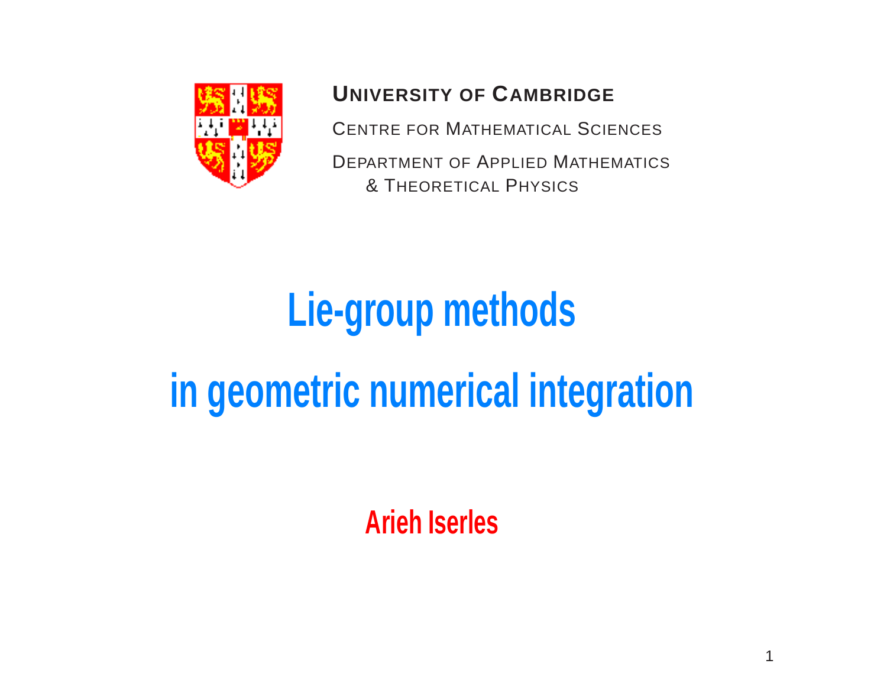**UNIVERSITY OF CAMBRIDGE**

CENTRE FOR MATHEMATICAL SCIENCES

DEPARTMENT OF APPLIED MATHEMATICS
& THEORETICAL PHYSICS

# Lie-group methods in geometric numerical integration

**Arieh Iserles**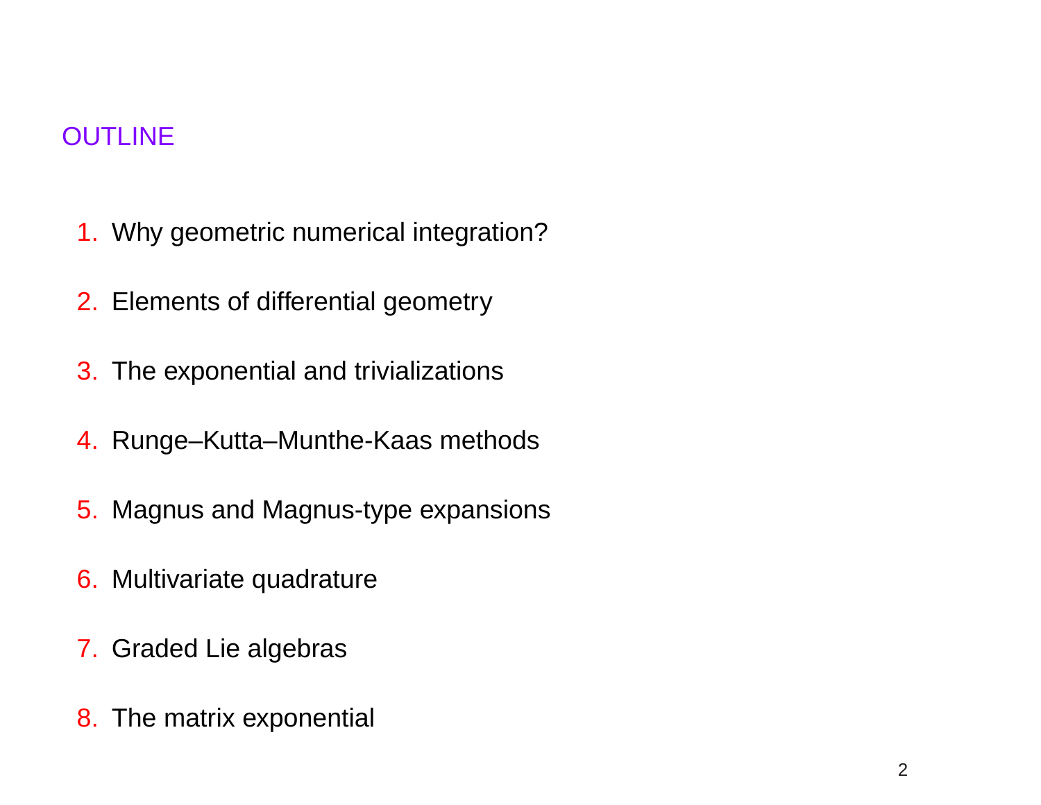## OUTLINE

1. Why geometric numerical integration?
2. Elements of differential geometry
3. The exponential and trivializations
4. Runge–Kutta–Munthe-Kaas methods
5. Magnus and Magnus-type expansions
6. Multivariate quadrature
7. Graded Lie algebras
8. The matrix exponential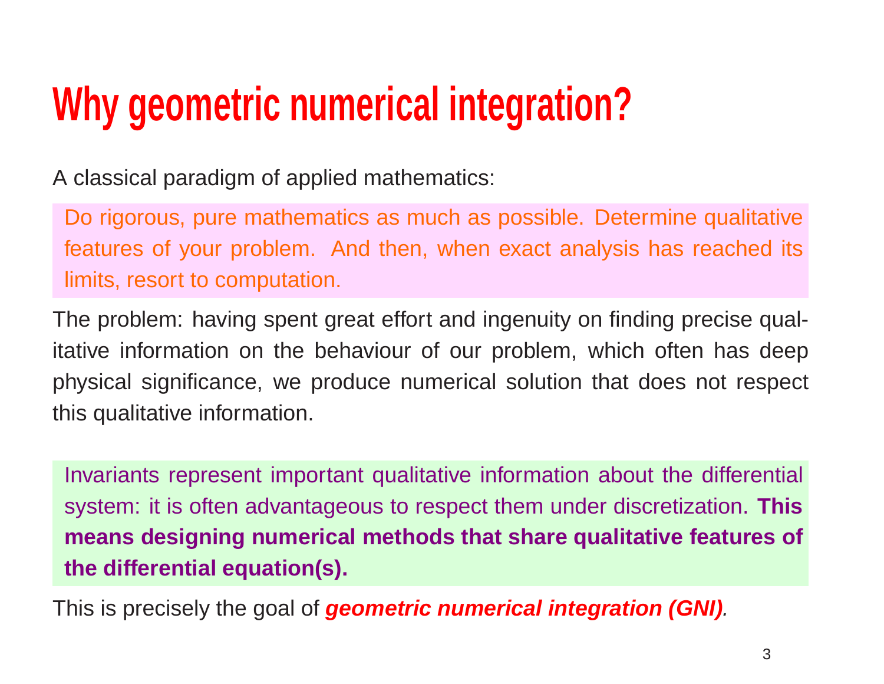# Why geometric numerical integration?

A classical paradigm of applied mathematics:

> Do rigorous, pure mathematics as much as possible. Determine qualitative features of your problem. And then, when exact analysis has reached its limits, resort to computation.

The problem: having spent great effort and ingenuity on finding precise qualitative information on the behaviour of our problem, which often has deep physical significance, we produce numerical solution that does not respect this qualitative information.

> Invariants represent important qualitative information about the differential system: it is often advantageous to respect them under discretization. **This means designing numerical methods that share qualitative features of the differential equation(s).**

This is precisely the goal of ***geometric numerical integration (GNI)***.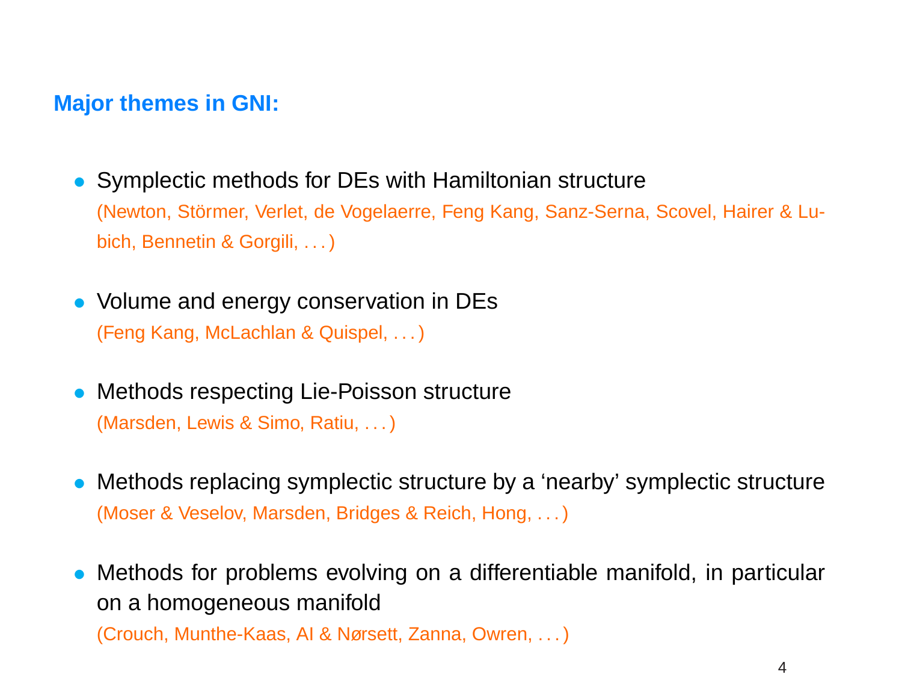## Major themes in GNI:

- Symplectic methods for DEs with Hamiltonian structure
  (Newton, Störmer, Verlet, de Vogelaerre, Feng Kang, Sanz-Serna, Scovel, Hairer & Lubich, Bennetin & Gorgili, . . . )

- Volume and energy conservation in DEs
  (Feng Kang, McLachlan & Quispel, . . . )

- Methods respecting Lie-Poisson structure
  (Marsden, Lewis & Simo, Ratiu, . . . )

- Methods replacing symplectic structure by a 'nearby' symplectic structure
  (Moser & Veselov, Marsden, Bridges & Reich, Hong, . . . )

- Methods for problems evolving on a differentiable manifold, in particular on a homogeneous manifold
  (Crouch, Munthe-Kaas, AI & Nørsett, Zanna, Owren, . . . )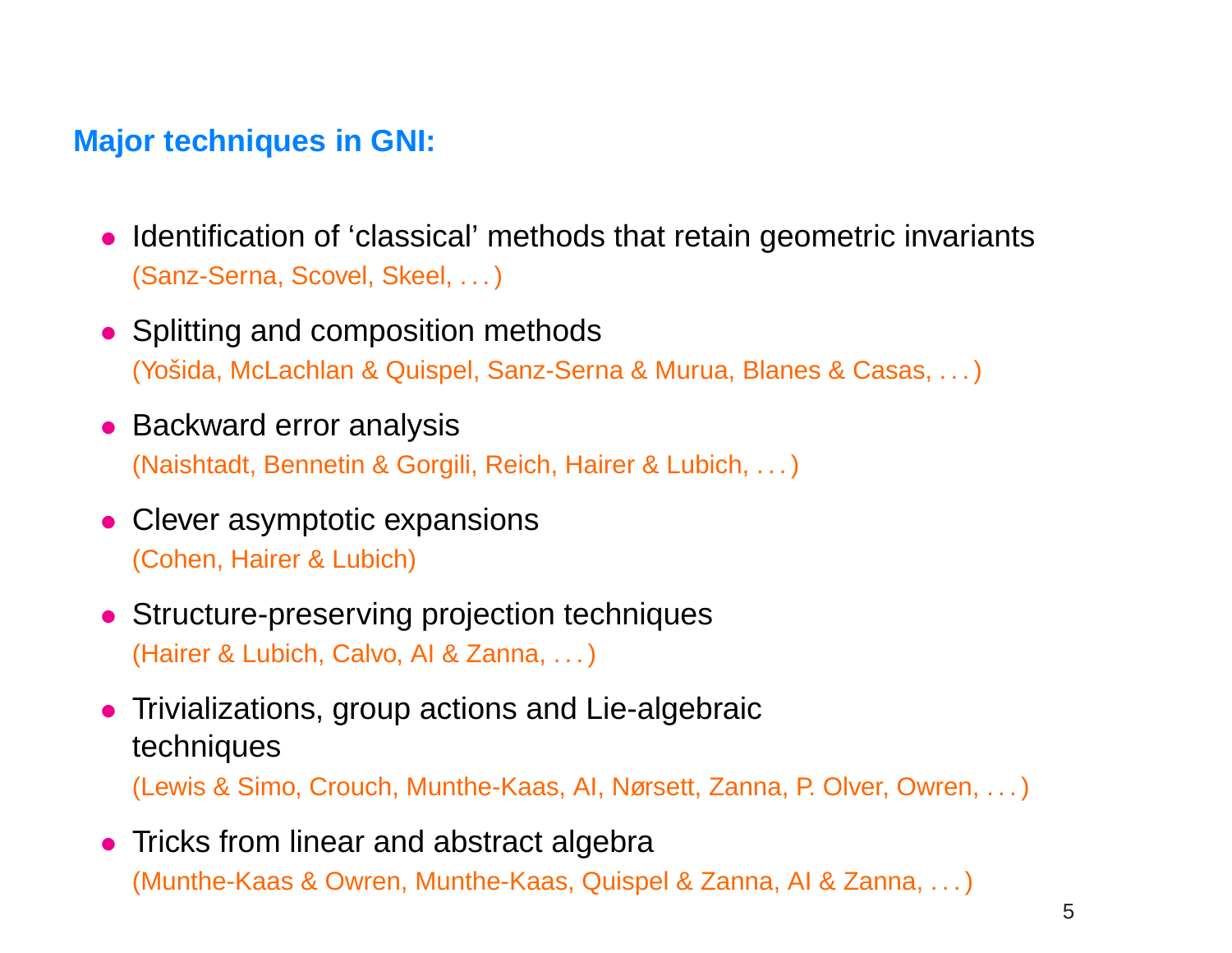## Major techniques in GNI:

- Identification of 'classical' methods that retain geometric invariants
  (Sanz-Serna, Scovel, Skeel, . . . )
- Splitting and composition methods
  (Yošida, McLachlan & Quispel, Sanz-Serna & Murua, Blanes & Casas, . . . )
- Backward error analysis
  (Naishtadt, Bennetin & Gorgili, Reich, Hairer & Lubich, . . . )
- Clever asymptotic expansions
  (Cohen, Hairer & Lubich)
- Structure-preserving projection techniques
  (Hairer & Lubich, Calvo, AI & Zanna, . . . )
- Trivializations, group actions and Lie-algebraic techniques
  (Lewis & Simo, Crouch, Munthe-Kaas, AI, Nørsett, Zanna, P. Olver, Owren, . . . )
- Tricks from linear and abstract algebra
  (Munthe-Kaas & Owren, Munthe-Kaas, Quispel & Zanna, AI & Zanna, . . . )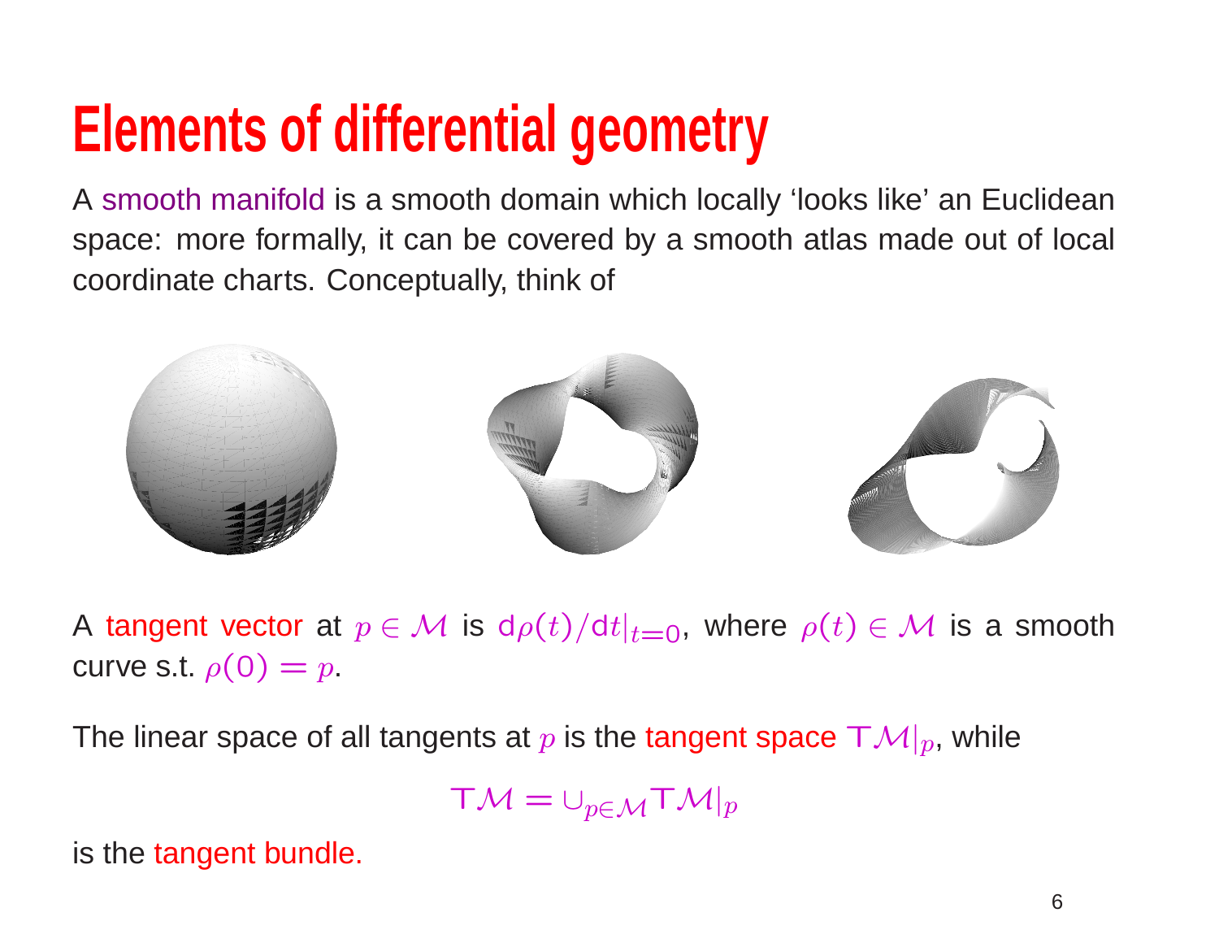# Elements of differential geometry

A smooth manifold is a smooth domain which locally 'looks like' an Euclidean space: more formally, it can be covered by a smooth atlas made out of local coordinate charts. Conceptually, think of

A tangent vector at $p \in \mathcal{M}$ is $\mathrm{d}\rho(t)/\mathrm{d}t|_{t=0}$, where $\rho(t) \in \mathcal{M}$ is a smooth curve s.t. $\rho(0) = p$.

The linear space of all tangents at $p$ is the tangent space $\mathsf{T}\mathcal{M}|_p$, while

$$\mathsf{T}\mathcal{M} = \cup_{p \in \mathcal{M}} \mathsf{T}\mathcal{M}|_p$$

is the tangent bundle.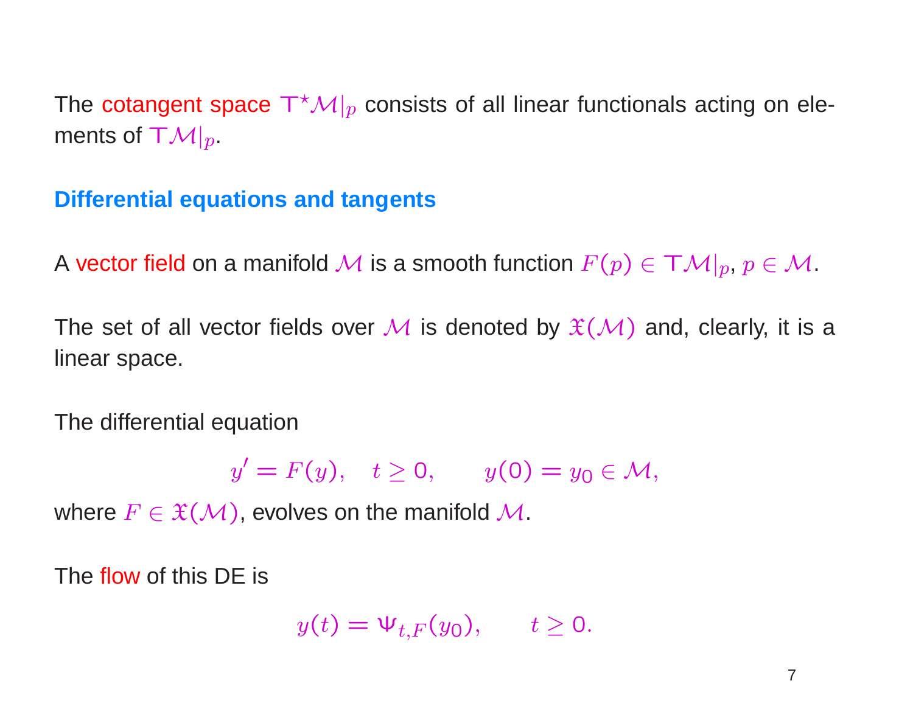The cotangent space $\mathsf{T}^\star\mathcal{M}|_p$ consists of all linear functionals acting on elements of $\mathsf{T}\mathcal{M}|_p$.

## Differential equations and tangents

A vector field on a manifold $\mathcal{M}$ is a smooth function $F(p) \in \mathsf{T}\mathcal{M}|_p$, $p \in \mathcal{M}$.

The set of all vector fields over $\mathcal{M}$ is denoted by $\mathfrak{X}(\mathcal{M})$ and, clearly, it is a linear space.

The differential equation

$$y' = F(y), \quad t \geq 0, \qquad y(0) = y_0 \in \mathcal{M},$$

where $F \in \mathfrak{X}(\mathcal{M})$, evolves on the manifold $\mathcal{M}$.

The flow of this DE is

$$y(t) = \Psi_{t,F}(y_0), \qquad t \geq 0.$$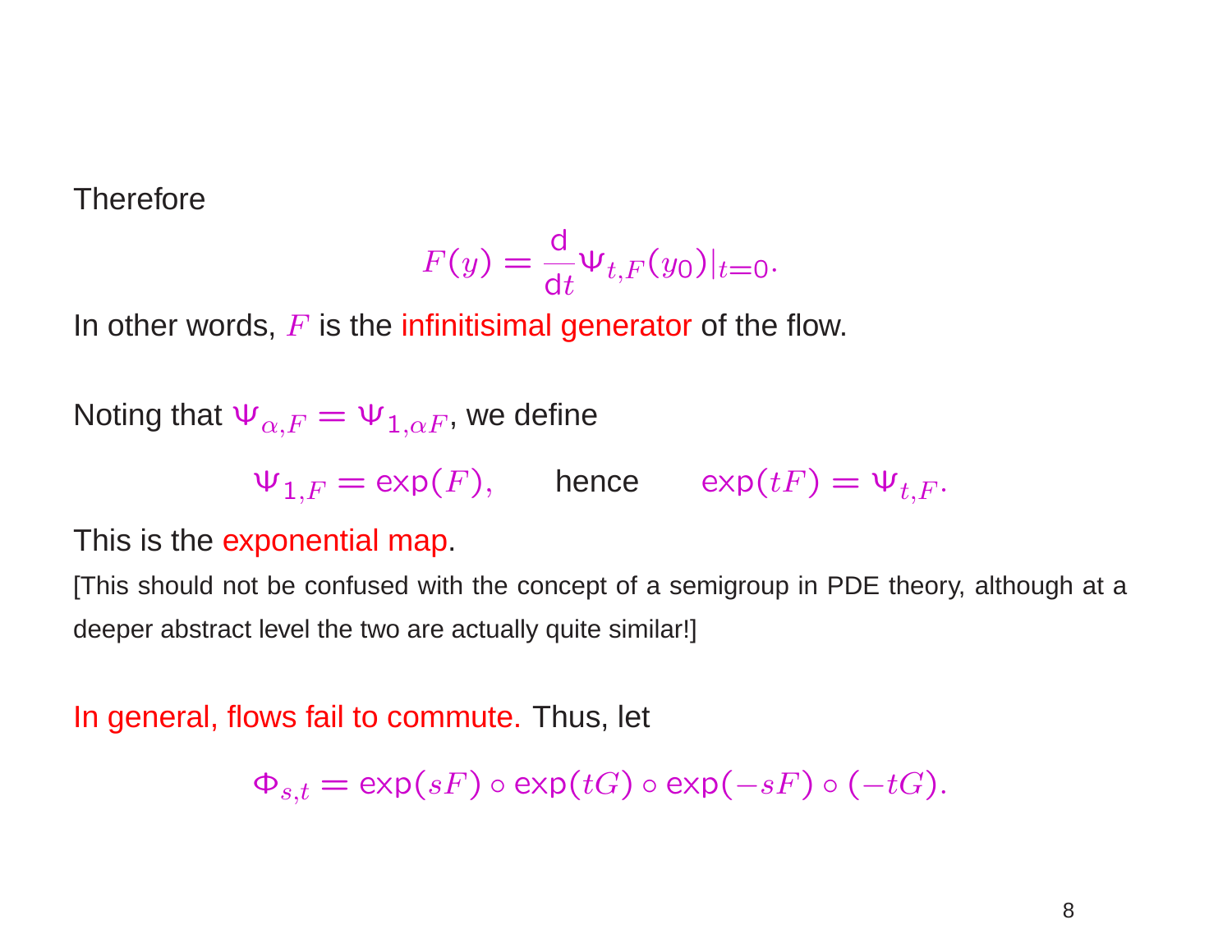Therefore

$$F(y) = \frac{\mathrm{d}}{\mathrm{d}t} \Psi_{t,F}(y_0)|_{t=0}.$$

In other words, $F$ is the infinitisimal generator of the flow.

Noting that $\Psi_{\alpha,F} = \Psi_{1,\alpha F}$, we define

$$\Psi_{1,F} = \exp(F), \qquad \text{hence} \qquad \exp(tF) = \Psi_{t,F}.$$

This is the exponential map.

[This should not be confused with the concept of a semigroup in PDE theory, although at a deeper abstract level the two are actually quite similar!]

In general, flows fail to commute. Thus, let

$$\Phi_{s,t} = \exp(sF) \circ \exp(tG) \circ \exp(-sF) \circ (-tG).$$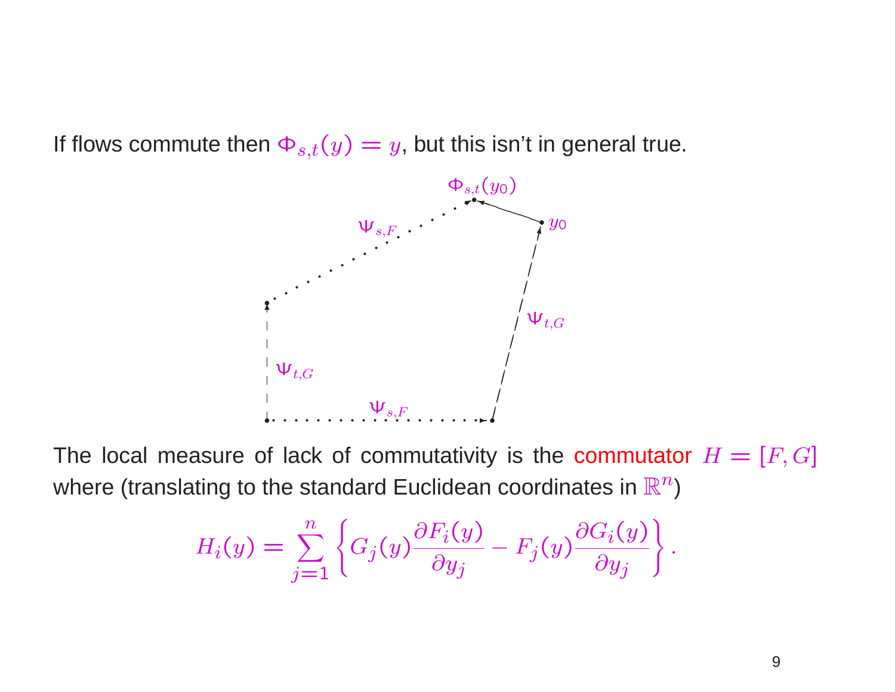If flows commute then $\Phi_{s,t}(y) = y$, but this isn't in general true.

The local measure of lack of commutativity is the commutator $H = [F, G]$ where (translating to the standard Euclidean coordinates in $\mathbb{R}^n$)

$$H_i(y) = \sum_{j=1}^{n} \left\{ G_j(y) \frac{\partial F_i(y)}{\partial y_j} - F_j(y) \frac{\partial G_i(y)}{\partial y_j} \right\}.$$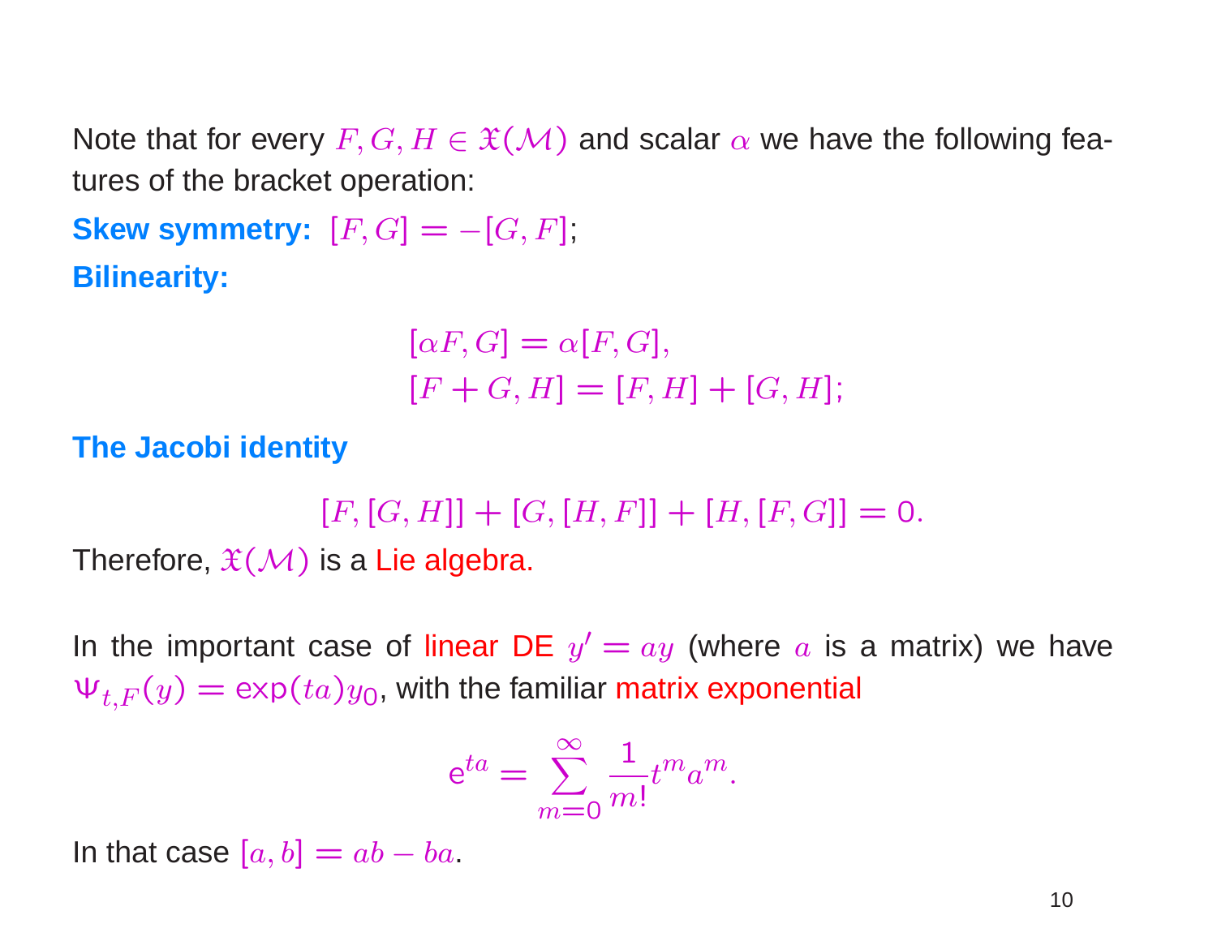Note that for every $F, G, H \in \mathfrak{X}(\mathcal{M})$ and scalar $\alpha$ we have the following features of the bracket operation:

**Skew symmetry:** $[F, G] = -[G, F]$;

**Bilinearity:**

$$
\begin{aligned}
[\alpha F, G] &= \alpha [F, G], \\
[F + G, H] &= [F, H] + [G, H];
\end{aligned}
$$

**The Jacobi identity**

$$[F, [G, H]] + [G, [H, F]] + [H, [F, G]] = 0.$$

Therefore, $\mathfrak{X}(\mathcal{M})$ is a Lie algebra.

In the important case of linear DE $y' = ay$ (where $a$ is a matrix) we have $\Psi_{t,F}(y) = \exp(ta) y_0$, with the familiar matrix exponential

$$\mathrm{e}^{ta} = \sum_{m=0}^{\infty} \frac{1}{m!} t^m a^m.$$

In that case $[a, b] = ab - ba$.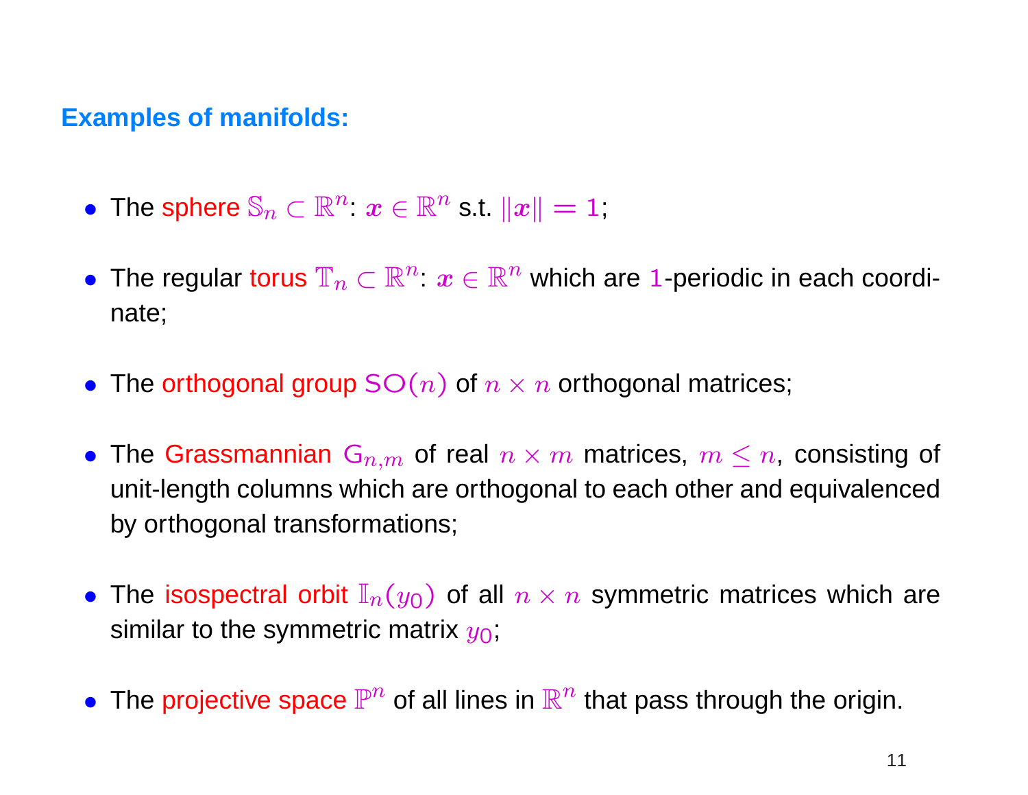**Examples of manifolds:**

- The sphere $\mathbb{S}_n \subset \mathbb{R}^n$: $\boldsymbol{x} \in \mathbb{R}^n$ s.t. $\|\boldsymbol{x}\| = 1$;

- The regular torus $\mathbb{T}_n \subset \mathbb{R}^n$: $\boldsymbol{x} \in \mathbb{R}^n$ which are $1$-periodic in each coordinate;

- The orthogonal group $\mathsf{SO}(n)$ of $n \times n$ orthogonal matrices;

- The Grassmannian $\mathsf{G}_{n,m}$ of real $n \times m$ matrices, $m \leq n$, consisting of unit-length columns which are orthogonal to each other and equivalenced by orthogonal transformations;

- The isospectral orbit $\mathbb{I}_n(y_0)$ of all $n \times n$ symmetric matrices which are similar to the symmetric matrix $y_0$;

- The projective space $\mathbb{P}^n$ of all lines in $\mathbb{R}^n$ that pass through the origin.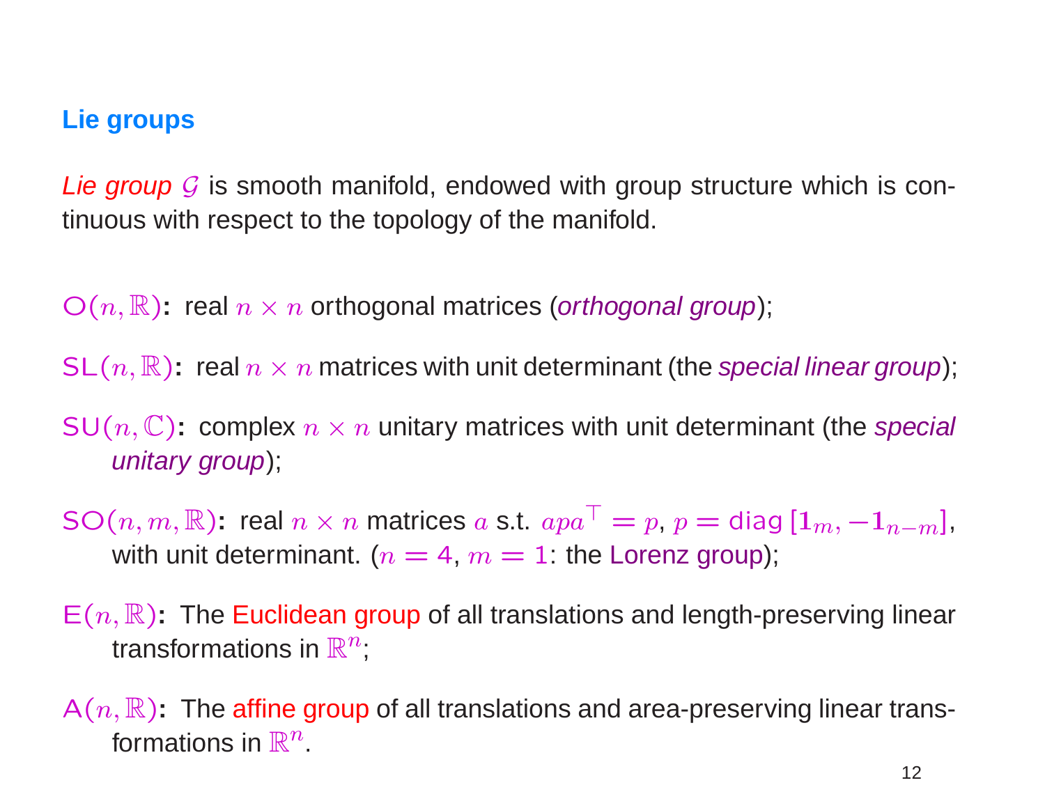## Lie groups

*Lie group* $\mathcal{G}$ is smooth manifold, endowed with group structure which is continuous with respect to the topology of the manifold.

$\mathsf{O}(n,\mathbb{R})$**:** real $n \times n$ orthogonal matrices (*orthogonal group*);

$\mathsf{SL}(n,\mathbb{R})$**:** real $n \times n$ matrices with unit determinant (the *special linear group*);

$\mathsf{SU}(n,\mathbb{C})$**:** complex $n \times n$ unitary matrices with unit determinant (the *special unitary group*);

$\mathsf{SO}(n,m,\mathbb{R})$**:** real $n \times n$ matrices $a$ s.t. $apa^\top = p$, $p = \mathrm{diag}\,[\mathbf{1}_m, -\mathbf{1}_{n-m}]$, with unit determinant. ($n = 4$, $m = 1$: the Lorenz group);

$\mathsf{E}(n,\mathbb{R})$**:** The Euclidean group of all translations and length-preserving linear transformations in $\mathbb{R}^n$;

$\mathsf{A}(n,\mathbb{R})$**:** The affine group of all translations and area-preserving linear transformations in $\mathbb{R}^n$.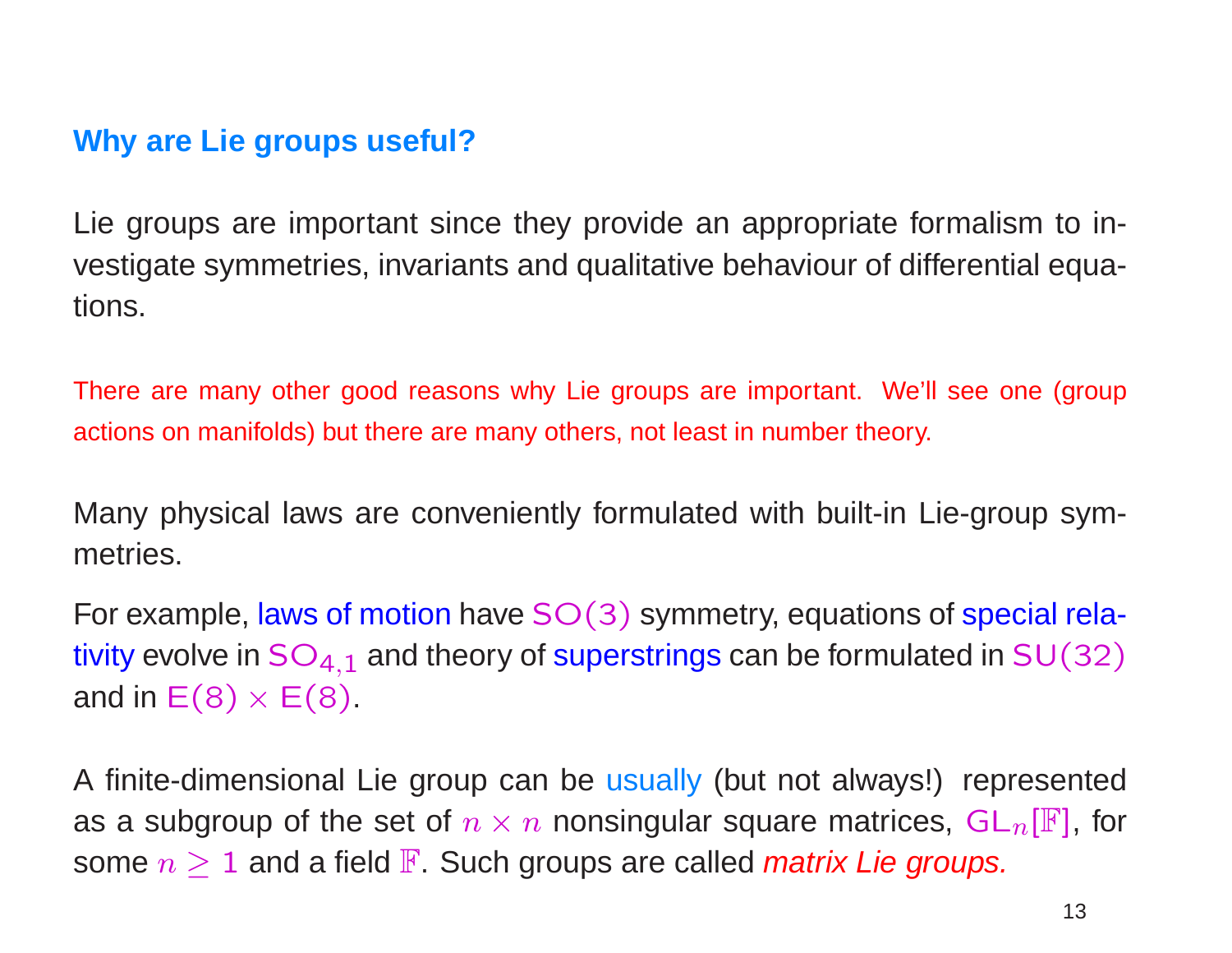## Why are Lie groups useful?

Lie groups are important since they provide an appropriate formalism to investigate symmetries, invariants and qualitative behaviour of differential equations.

There are many other good reasons why Lie groups are important. We'll see one (group actions on manifolds) but there are many others, not least in number theory.

Many physical laws are conveniently formulated with built-in Lie-group symmetries.

For example, laws of motion have $\mathrm{SO}(3)$ symmetry, equations of special relativity evolve in $\mathrm{SO}_{4,1}$ and theory of superstrings can be formulated in $\mathrm{SU}(32)$ and in $\mathrm{E}(8) \times \mathrm{E}(8)$.

A finite-dimensional Lie group can be usually (but not always!) represented as a subgroup of the set of $n \times n$ nonsingular square matrices, $\mathrm{GL}_n[\mathbb{F}]$, for some $n \geq 1$ and a field $\mathbb{F}$. Such groups are called *matrix Lie groups.*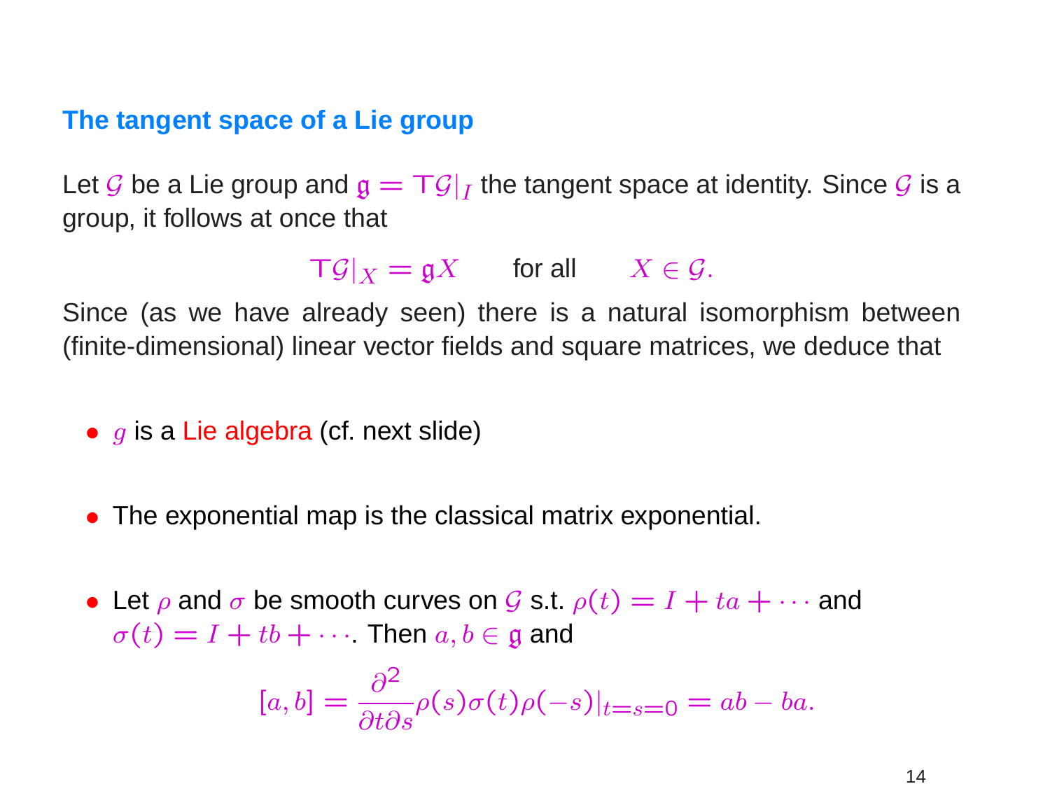## The tangent space of a Lie group

Let $\mathcal{G}$ be a Lie group and $\mathfrak{g} = \mathsf{T}\mathcal{G}|_I$ the tangent space at identity. Since $\mathcal{G}$ is a group, it follows at once that

$$\mathsf{T}\mathcal{G}|_X = \mathfrak{g}X \qquad \text{for all} \qquad X \in \mathcal{G}.$$

Since (as we have already seen) there is a natural isomorphism between (finite-dimensional) linear vector fields and square matrices, we deduce that

- $g$ is a Lie algebra (cf. next slide)
- The exponential map is the classical matrix exponential.
- Let $\rho$ and $\sigma$ be smooth curves on $\mathcal{G}$ s.t. $\rho(t) = I + ta + \cdots$ and $\sigma(t) = I + tb + \cdots$. Then $a, b \in \mathfrak{g}$ and

$$[a, b] = \frac{\partial^2}{\partial t \partial s} \rho(s)\sigma(t)\rho(-s)|_{t=s=0} = ab - ba.$$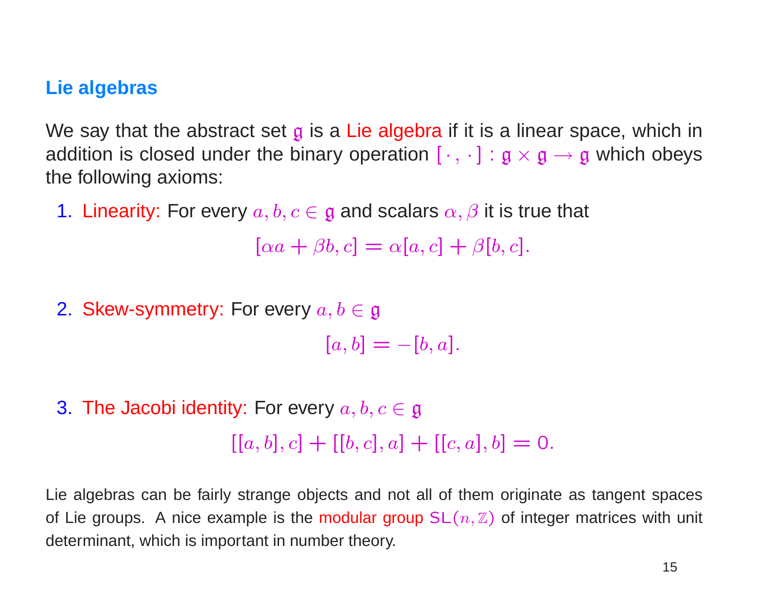## Lie algebras

We say that the abstract set $\mathfrak{g}$ is a Lie algebra if it is a linear space, which in addition is closed under the binary operation $[\,\cdot\,,\,\cdot\,] : \mathfrak{g} \times \mathfrak{g} \to \mathfrak{g}$ which obeys the following axioms:

1. Linearity: For every $a, b, c \in \mathfrak{g}$ and scalars $\alpha, \beta$ it is true that

$$[\alpha a + \beta b, c] = \alpha[a, c] + \beta[b, c].$$

2. Skew-symmetry: For every $a, b \in \mathfrak{g}$

$$[a, b] = -[b, a].$$

3. The Jacobi identity: For every $a, b, c \in \mathfrak{g}$

$$[[a, b], c] + [[b, c], a] + [[c, a], b] = 0.$$

Lie algebras can be fairly strange objects and not all of them originate as tangent spaces of Lie groups. A nice example is the modular group $\mathrm{SL}(n, \mathbb{Z})$ of integer matrices with unit determinant, which is important in number theory.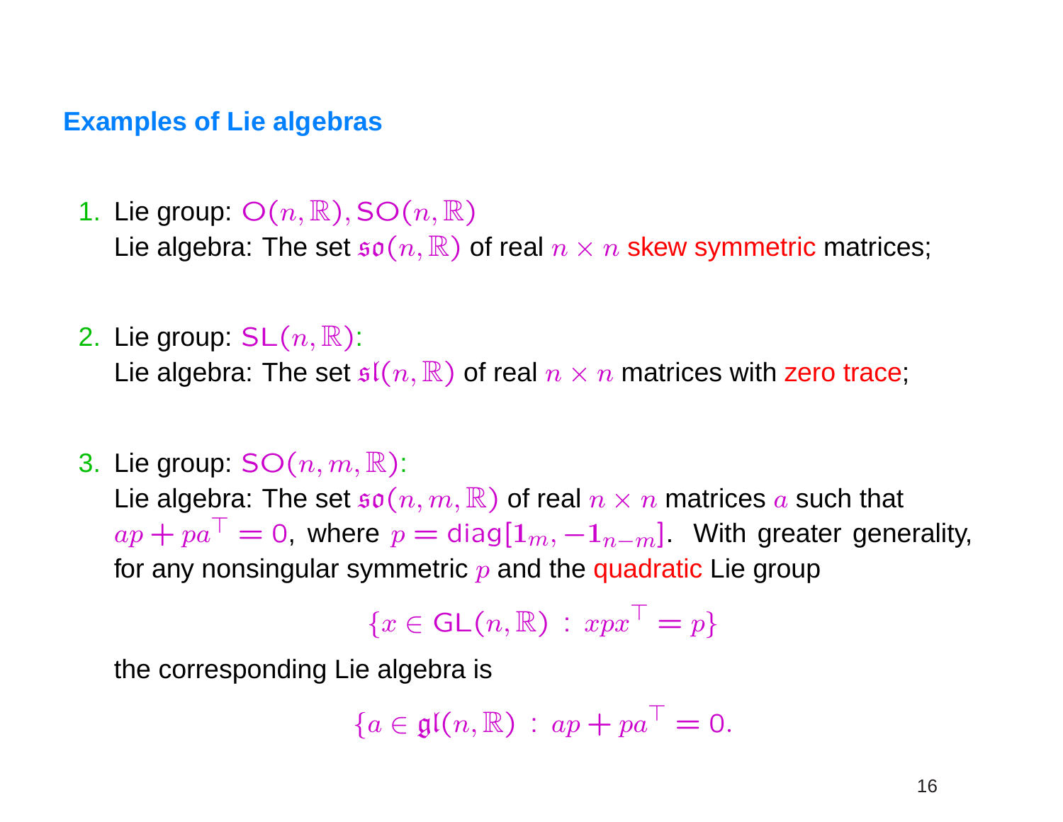## Examples of Lie algebras

1. Lie group: $\mathsf{O}(n,\mathbb{R}), \mathsf{SO}(n,\mathbb{R})$
   Lie algebra: The set $\mathfrak{so}(n,\mathbb{R})$ of real $n \times n$ skew symmetric matrices;

2. Lie group: $\mathsf{SL}(n,\mathbb{R})$:
   Lie algebra: The set $\mathfrak{sl}(n,\mathbb{R})$ of real $n \times n$ matrices with zero trace;

3. Lie group: $\mathsf{SO}(n,m,\mathbb{R})$:
   Lie algebra: The set $\mathfrak{so}(n,m,\mathbb{R})$ of real $n \times n$ matrices $a$ such that $ap + pa^\top = 0$, where $p = \mathrm{diag}[\mathbf{1}_m, -\mathbf{1}_{n-m}]$. With greater generality, for any nonsingular symmetric $p$ and the quadratic Lie group

   $$\{x \in \mathsf{GL}(n,\mathbb{R}) \,:\, xpx^\top = p\}$$

   the corresponding Lie algebra is

   $$\{a \in \mathfrak{gl}(n,\mathbb{R}) \,:\, ap + pa^\top = 0.$$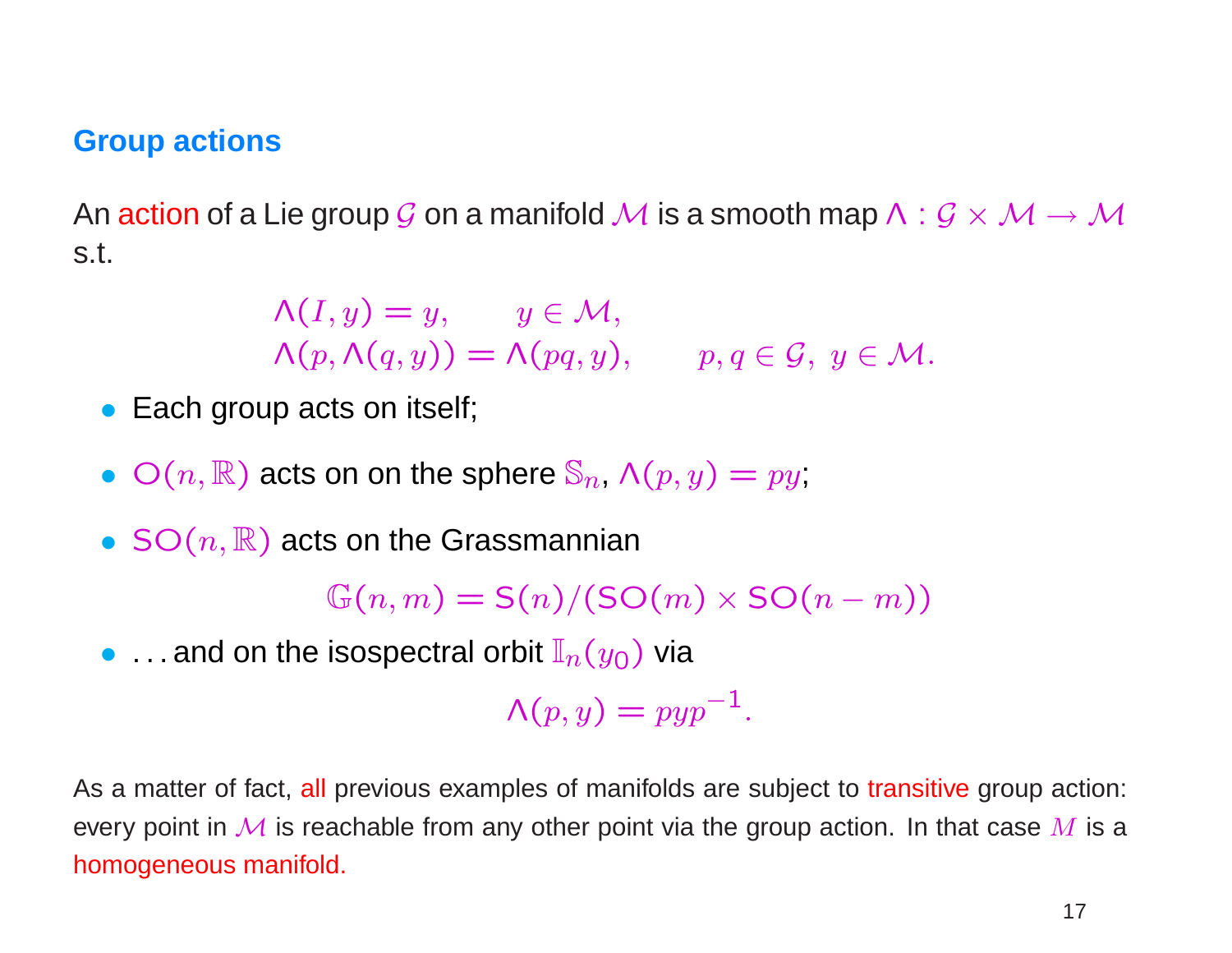## Group actions

An action of a Lie group $\mathcal{G}$ on a manifold $\mathcal{M}$ is a smooth map $\Lambda : \mathcal{G} \times \mathcal{M} \to \mathcal{M}$ s.t.

$$
\begin{aligned}
&\Lambda(I, y) = y, \qquad y \in \mathcal{M}, \\
&\Lambda(p, \Lambda(q, y)) = \Lambda(pq, y), \qquad p, q \in \mathcal{G},\ y \in \mathcal{M}.
\end{aligned}
$$

- Each group acts on itself;
- $\mathrm{O}(n, \mathbb{R})$ acts on on the sphere $\mathbb{S}_n$, $\Lambda(p, y) = py$;
- $\mathrm{SO}(n, \mathbb{R})$ acts on the Grassmannian

$$\mathbb{G}(n, m) = \mathrm{S}(n)/(\mathrm{SO}(m) \times \mathrm{SO}(n-m))$$

- ... and on the isospectral orbit $\mathbb{I}_n(y_0)$ via

$$\Lambda(p, y) = pyp^{-1}.$$

As a matter of fact, all previous examples of manifolds are subject to transitive group action: every point in $\mathcal{M}$ is reachable from any other point via the group action. In that case $M$ is a homogeneous manifold.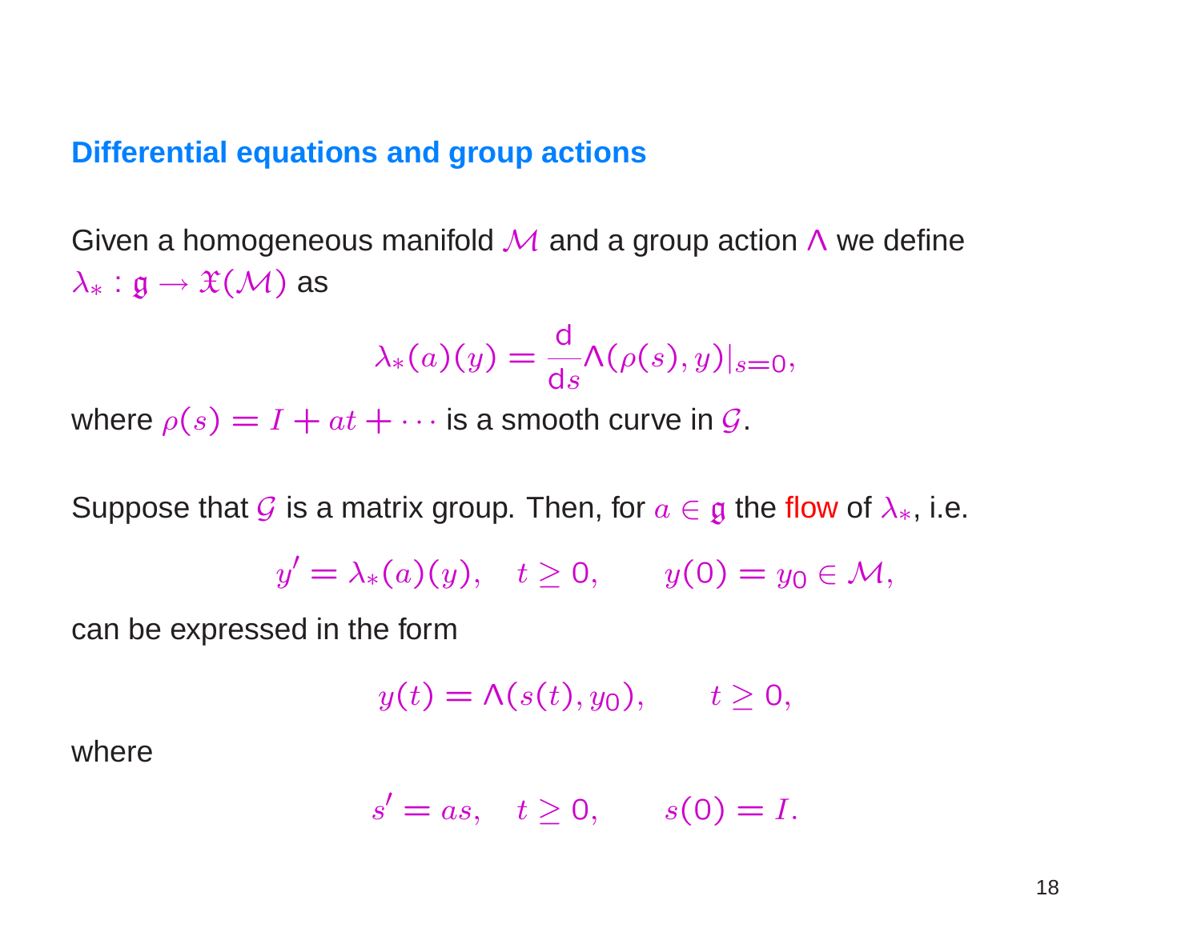## Differential equations and group actions

Given a homogeneous manifold $\mathcal{M}$ and a group action $\Lambda$ we define $\lambda_* : \mathfrak{g} \to \mathfrak{X}(\mathcal{M})$ as

$$\lambda_*(a)(y) = \frac{\mathrm{d}}{\mathrm{d}s}\Lambda(\rho(s), y)|_{s=0},$$

where $\rho(s) = I + at + \cdots$ is a smooth curve in $\mathcal{G}$.

Suppose that $\mathcal{G}$ is a matrix group. Then, for $a \in \mathfrak{g}$ the flow of $\lambda_*$, i.e.

$$y' = \lambda_*(a)(y), \quad t \geq 0, \qquad y(0) = y_0 \in \mathcal{M},$$

can be expressed in the form

$$y(t) = \Lambda(s(t), y_0), \qquad t \geq 0,$$

where

$$s' = as, \quad t \geq 0, \qquad s(0) = I.$$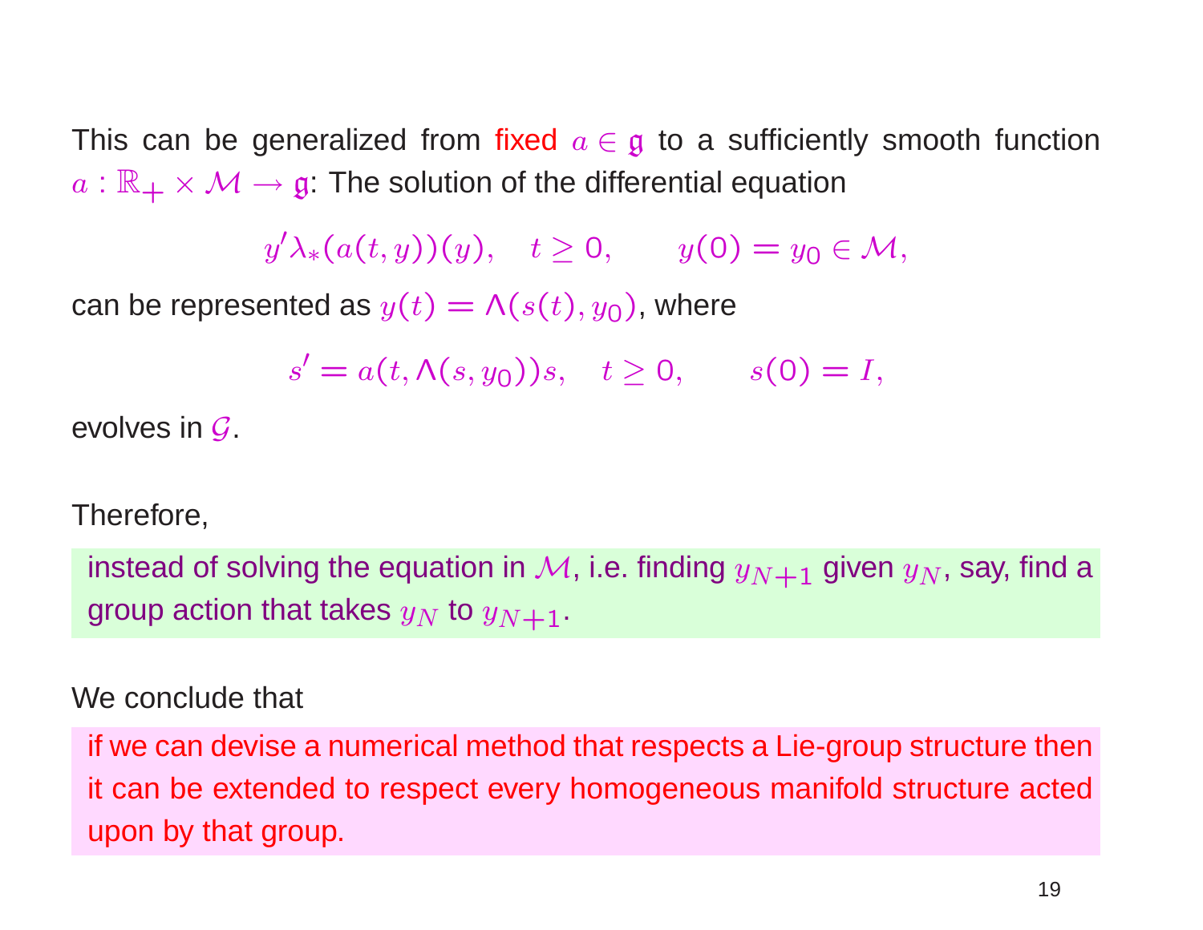This can be generalized from fixed $a \in \mathfrak{g}$ to a sufficiently smooth function $a : \mathbb{R}_+ \times \mathcal{M} \to \mathfrak{g}$: The solution of the differential equation

$$y' \lambda_*(a(t,y))(y), \quad t \geq 0, \qquad y(0) = y_0 \in \mathcal{M},$$

can be represented as $y(t) = \Lambda(s(t), y_0)$, where

$$s' = a(t, \Lambda(s, y_0))s, \quad t \geq 0, \qquad s(0) = I,$$

evolves in $\mathcal{G}$.

Therefore,

instead of solving the equation in $\mathcal{M}$, i.e. finding $y_{N+1}$ given $y_N$, say, find a group action that takes $y_N$ to $y_{N+1}$.

We conclude that

if we can devise a numerical method that respects a Lie-group structure then it can be extended to respect every homogeneous manifold structure acted upon by that group.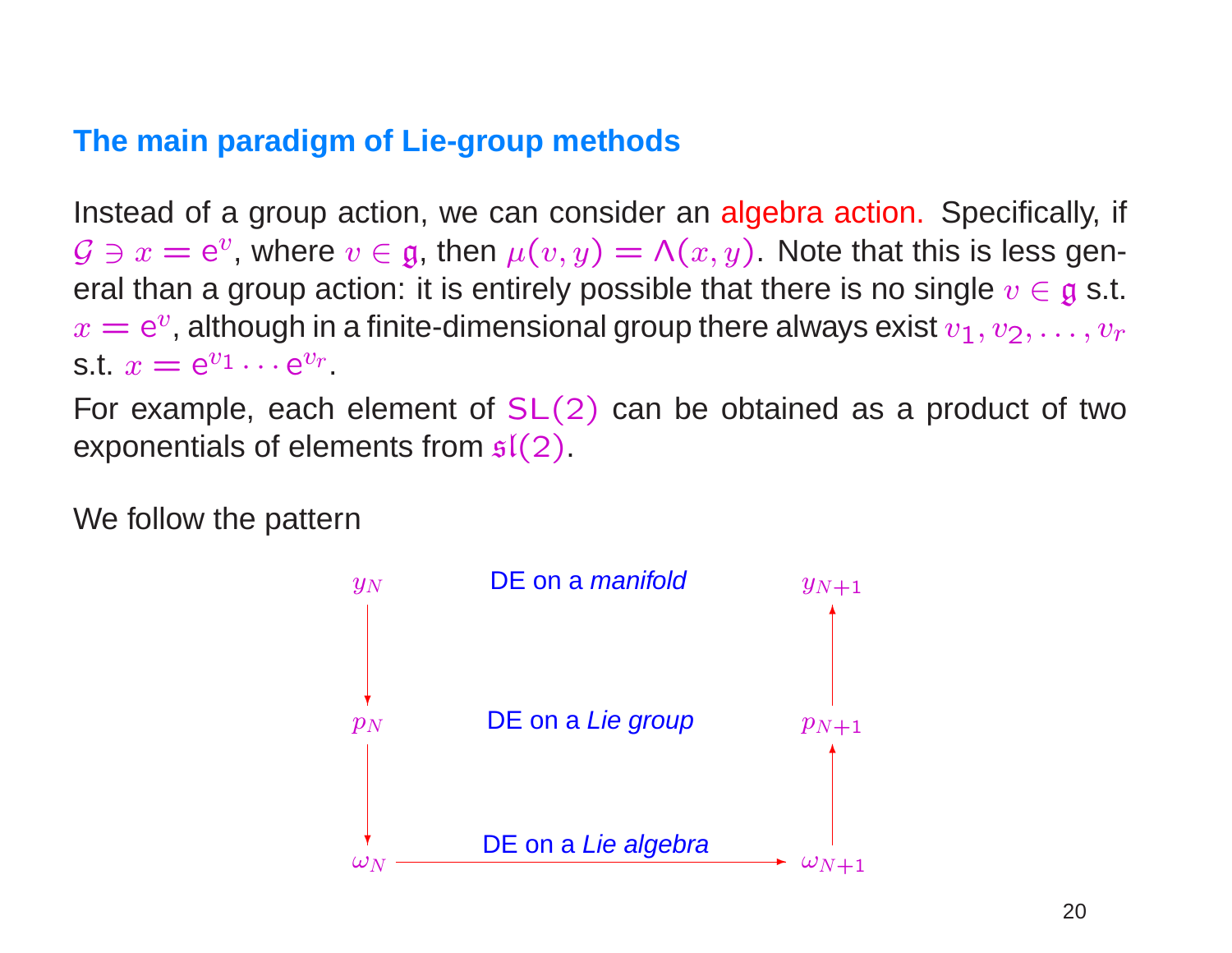## The main paradigm of Lie-group methods

Instead of a group action, we can consider an algebra action. Specifically, if $\mathcal{G} \ni x = \mathrm{e}^v$, where $v \in \mathfrak{g}$, then $\mu(v, y) = \Lambda(x, y)$. Note that this is less general than a group action: it is entirely possible that there is no single $v \in \mathfrak{g}$ s.t. $x = \mathrm{e}^v$, although in a finite-dimensional group there always exist $v_1, v_2, \ldots, v_r$ s.t. $x = \mathrm{e}^{v_1} \cdots \mathrm{e}^{v_r}$.

For example, each element of $\mathrm{SL}(2)$ can be obtained as a product of two exponentials of elements from $\mathfrak{sl}(2)$.

We follow the pattern

$$
\begin{array}{ccc}
y_N & \text{DE on a } \textit{manifold} & y_{N+1} \\
\downarrow & & \uparrow \\
p_N & \text{DE on a } \textit{Lie group} & p_{N+1} \\
\downarrow & & \uparrow \\
\omega_N & \xrightarrow{\text{DE on a } \textit{Lie algebra}} & \omega_{N+1}
\end{array}
$$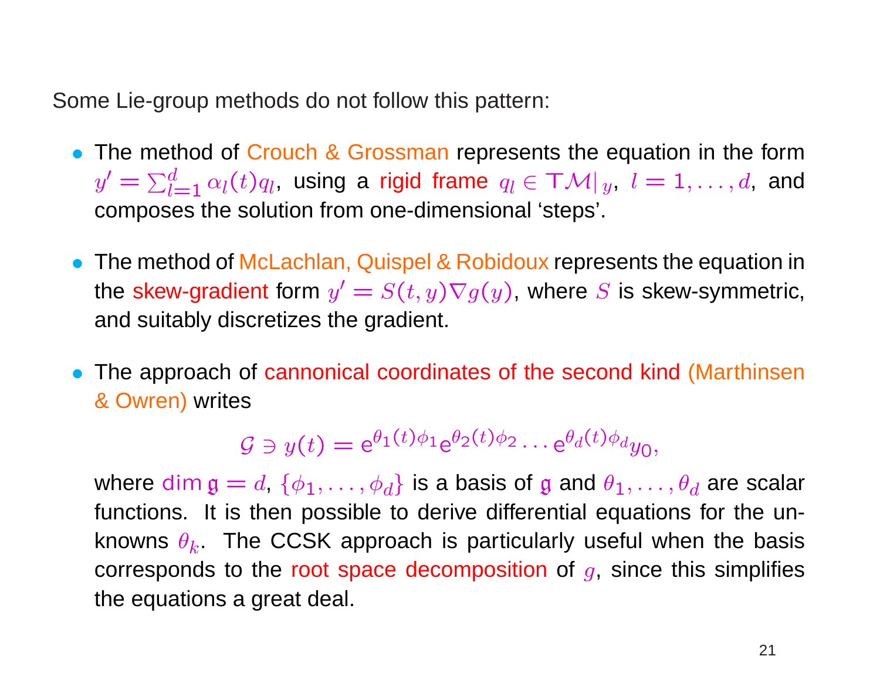Some Lie-group methods do not follow this pattern:

- The method of Crouch & Grossman represents the equation in the form $y' = \sum_{l=1}^{d} \alpha_l(t) q_l$, using a rigid frame $q_l \in \mathsf{T}\mathcal{M}|_y$, $l = 1, \ldots, d$, and composes the solution from one-dimensional 'steps'.

- The method of McLachlan, Quispel & Robidoux represents the equation in the skew-gradient form $y' = S(t, y)\nabla g(y)$, where $S$ is skew-symmetric, and suitably discretizes the gradient.

- The approach of cannonical coordinates of the second kind (Marthinsen & Owren) writes

$$\mathcal{G} \ni y(t) = \mathrm{e}^{\theta_1(t)\phi_1} \mathrm{e}^{\theta_2(t)\phi_2} \cdots \mathrm{e}^{\theta_d(t)\phi_d} y_0,$$

  where $\dim \mathfrak{g} = d$, $\{\phi_1, \ldots, \phi_d\}$ is a basis of $\mathfrak{g}$ and $\theta_1, \ldots, \theta_d$ are scalar functions. It is then possible to derive differential equations for the unknowns $\theta_k$. The CCSK approach is particularly useful when the basis corresponds to the root space decomposition of $g$, since this simplifies the equations a great deal.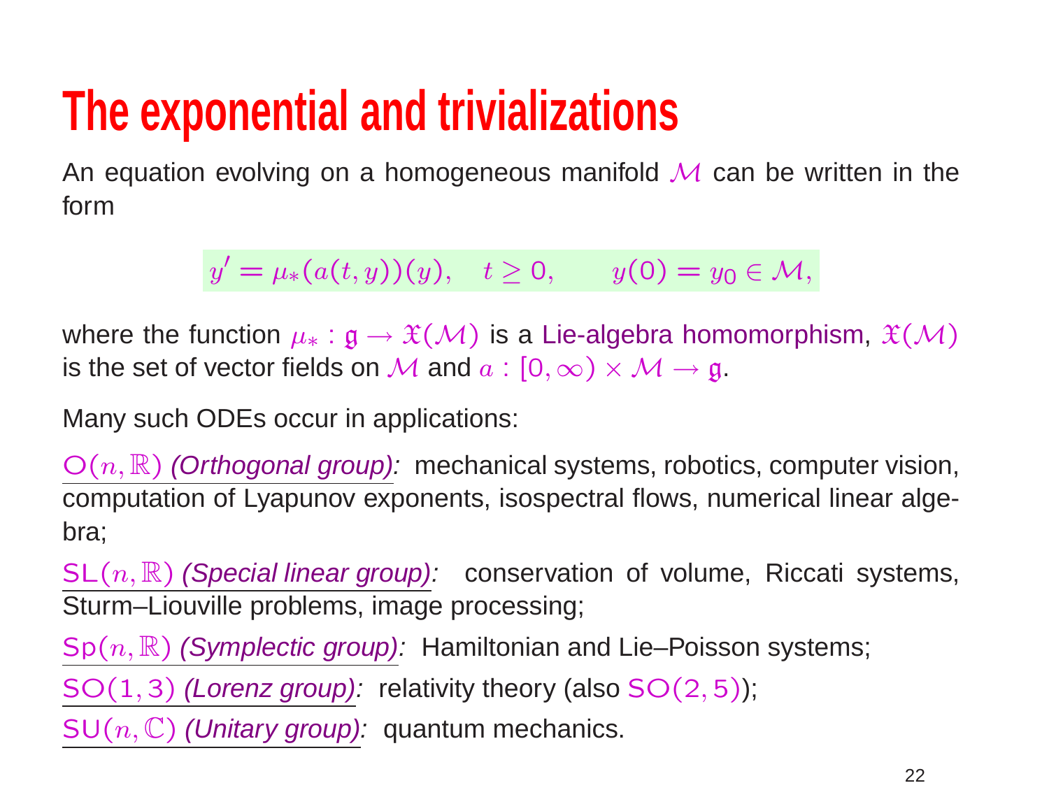# The exponential and trivializations

An equation evolving on a homogeneous manifold $\mathcal{M}$ can be written in the form

$$y' = \mu_*(a(t,y))(y), \quad t \geq 0, \qquad y(0) = y_0 \in \mathcal{M},$$

where the function $\mu_* : \mathfrak{g} \to \mathfrak{X}(\mathcal{M})$ is a Lie-algebra homomorphism, $\mathfrak{X}(\mathcal{M})$ is the set of vector fields on $\mathcal{M}$ and $a : [0, \infty) \times \mathcal{M} \to \mathfrak{g}$.

Many such ODEs occur in applications:

$\mathrm{O}(n, \mathbb{R})$ *(Orthogonal group):* mechanical systems, robotics, computer vision, computation of Lyapunov exponents, isospectral flows, numerical linear algebra;

$\mathrm{SL}(n, \mathbb{R})$ *(Special linear group):* conservation of volume, Riccati systems, Sturm–Liouville problems, image processing;

$\mathrm{Sp}(n, \mathbb{R})$ *(Symplectic group):* Hamiltonian and Lie–Poisson systems;

$\mathrm{SO}(1, 3)$ *(Lorenz group):* relativity theory (also $\mathrm{SO}(2, 5)$);

$\mathrm{SU}(n, \mathbb{C})$ *(Unitary group):* quantum mechanics.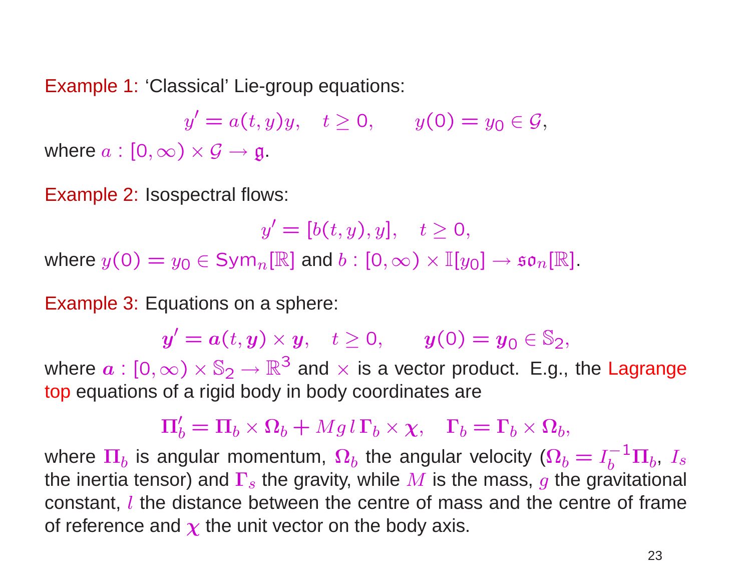Example 1: 'Classical' Lie-group equations:

$$y' = a(t, y)y, \quad t \geq 0, \qquad y(0) = y_0 \in \mathcal{G},$$

where $a : [0, \infty) \times \mathcal{G} \to \mathfrak{g}$.

Example 2: Isospectral flows:

$$y' = [b(t, y), y], \quad t \geq 0,$$

where $y(0) = y_0 \in \mathrm{Sym}_n[\mathbb{R}]$ and $b : [0, \infty) \times \mathbb{I}[y_0] \to \mathfrak{so}_n[\mathbb{R}]$.

Example 3: Equations on a sphere:

$$\boldsymbol{y}' = \boldsymbol{a}(t, \boldsymbol{y}) \times \boldsymbol{y}, \quad t \geq 0, \qquad \boldsymbol{y}(0) = \boldsymbol{y}_0 \in \mathbb{S}_2,$$

where $\boldsymbol{a} : [0, \infty) \times \mathbb{S}_2 \to \mathbb{R}^3$ and $\times$ is a vector product. E.g., the Lagrange top equations of a rigid body in body coordinates are

$$\boldsymbol{\Pi}_b' = \boldsymbol{\Pi}_b \times \boldsymbol{\Omega}_b + M g\, l\, \boldsymbol{\Gamma}_b \times \boldsymbol{\chi}, \quad \boldsymbol{\Gamma}_b = \boldsymbol{\Gamma}_b \times \boldsymbol{\Omega}_b,$$

where $\boldsymbol{\Pi}_b$ is angular momentum, $\boldsymbol{\Omega}_b$ the angular velocity ($\boldsymbol{\Omega}_b = I_b^{-1}\boldsymbol{\Pi}_b$, $I_s$ the inertia tensor) and $\boldsymbol{\Gamma}_s$ the gravity, while $M$ is the mass, $g$ the gravitational constant, $l$ the distance between the centre of mass and the centre of frame of reference and $\boldsymbol{\chi}$ the unit vector on the body axis.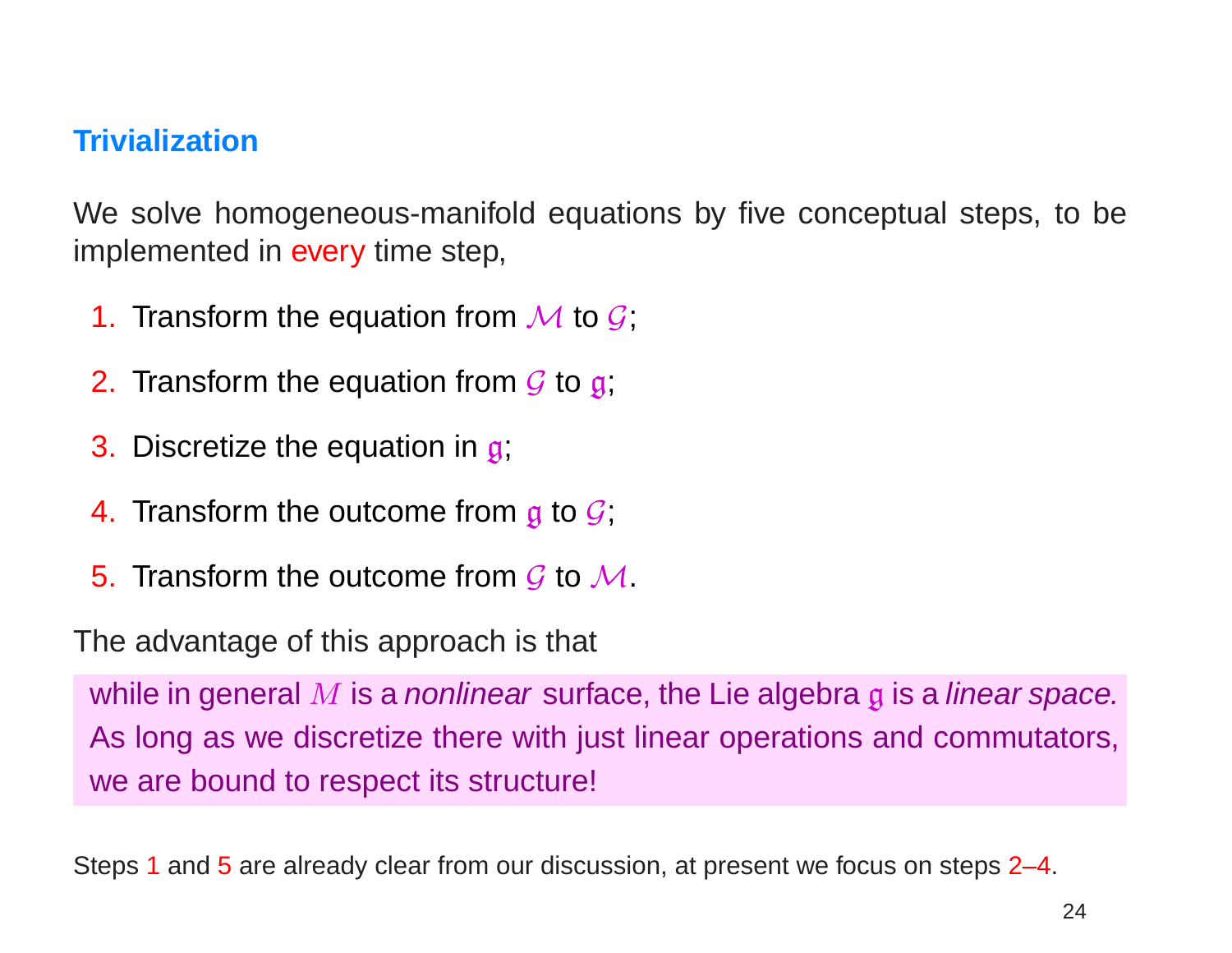## Trivialization

We solve homogeneous-manifold equations by five conceptual steps, to be implemented in every time step,

1. Transform the equation from $\mathcal{M}$ to $\mathcal{G}$;
2. Transform the equation from $\mathcal{G}$ to $\mathfrak{g}$;
3. Discretize the equation in $\mathfrak{g}$;
4. Transform the outcome from $\mathfrak{g}$ to $\mathcal{G}$;
5. Transform the outcome from $\mathcal{G}$ to $\mathcal{M}$.

The advantage of this approach is that

> while in general $M$ is a *nonlinear* surface, the Lie algebra $\mathfrak{g}$ is a *linear space.* As long as we discretize there with just linear operations and commutators, we are bound to respect its structure!

Steps 1 and 5 are already clear from our discussion, at present we focus on steps 2–4.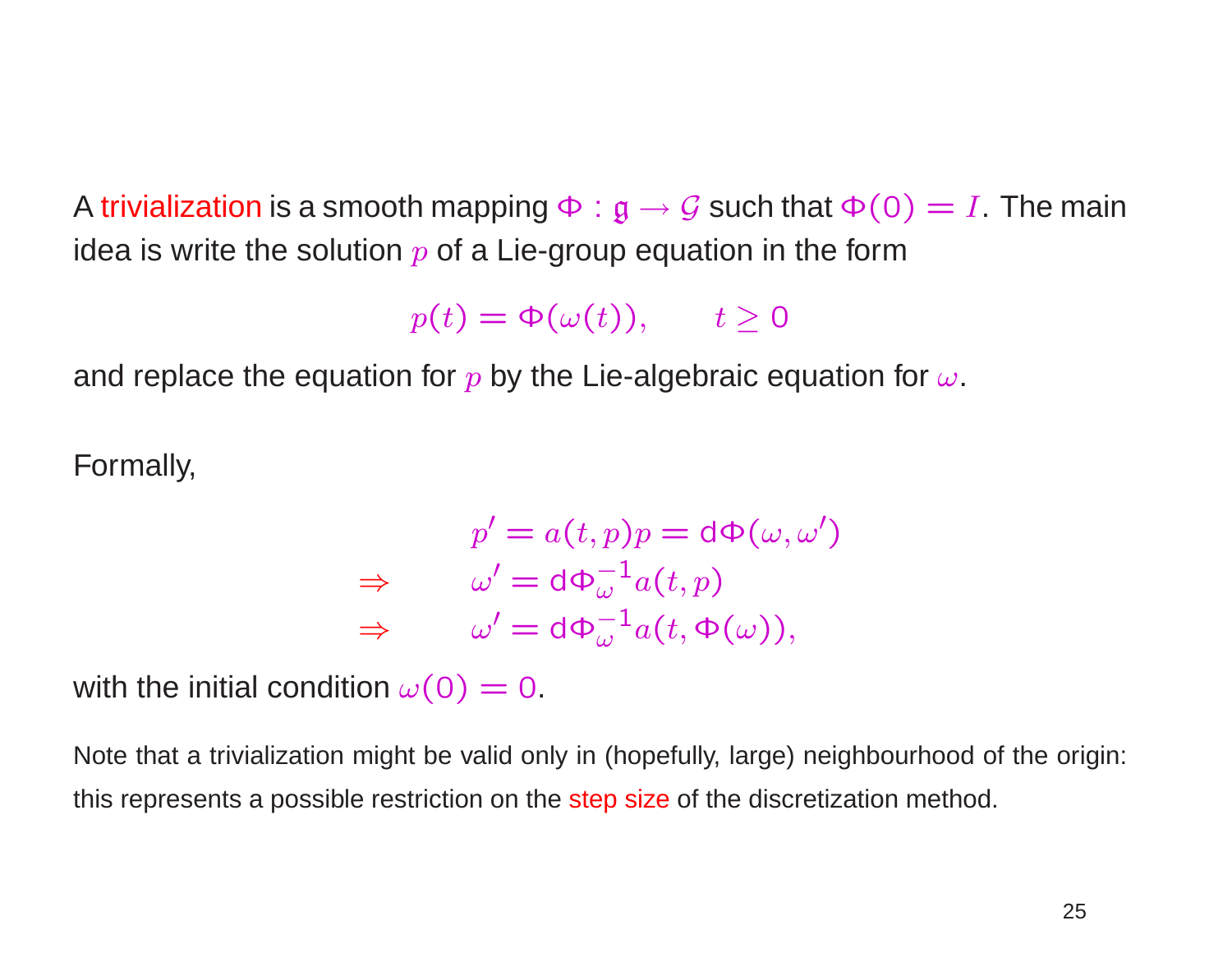A trivialization is a smooth mapping $\Phi : \mathfrak{g} \to \mathcal{G}$ such that $\Phi(0) = I$. The main idea is write the solution $p$ of a Lie-group equation in the form

$$p(t) = \Phi(\omega(t)), \qquad t \geq 0$$

and replace the equation for $p$ by the Lie-algebraic equation for $\omega$.

Formally,

$$\begin{aligned}
& p' = a(t,p)p = \mathrm{d}\Phi(\omega, \omega') \\
\Rightarrow \qquad & \omega' = \mathrm{d}\Phi_{\omega}^{-1} a(t,p) \\
\Rightarrow \qquad & \omega' = \mathrm{d}\Phi_{\omega}^{-1} a(t, \Phi(\omega)),
\end{aligned}$$

with the initial condition $\omega(0) = 0$.

Note that a trivialization might be valid only in (hopefully, large) neighbourhood of the origin: this represents a possible restriction on the step size of the discretization method.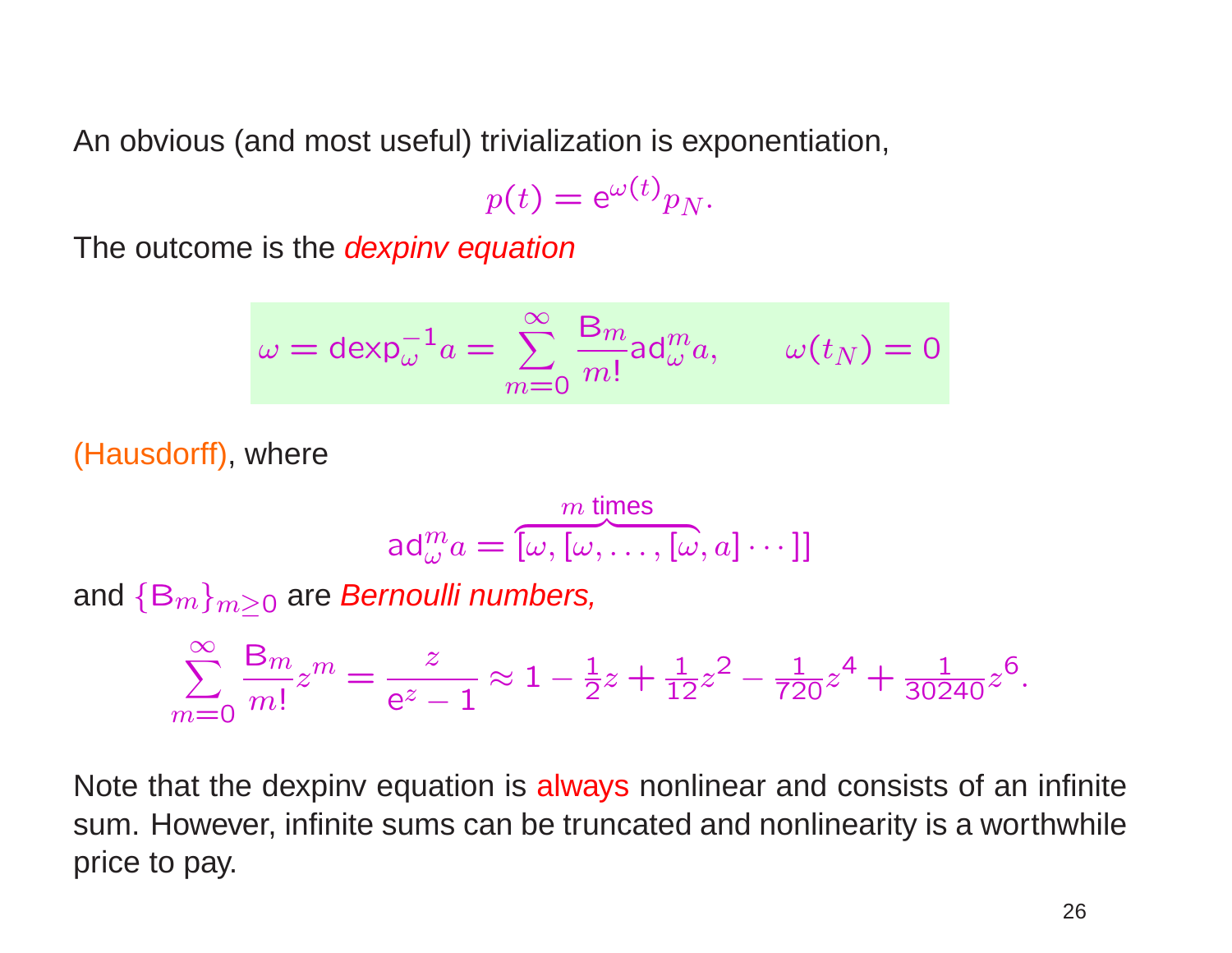An obvious (and most useful) trivialization is exponentiation,

$$p(t) = \mathrm{e}^{\omega(t)} p_N.$$

The outcome is the *dexpinv equation*

$$\omega = \mathrm{dexp}_{\omega}^{-1} a = \sum_{m=0}^{\infty} \frac{\mathrm{B}_m}{m!} \mathrm{ad}_{\omega}^m a, \qquad \omega(t_N) = 0$$

(Hausdorff), where

$$\mathrm{ad}_{\omega}^m a = \overbrace{[\omega, [\omega, \ldots, [\omega}^{m \text{ times}}, a] \cdots]]$$

and $\{\mathrm{B}_m\}_{m \geq 0}$ are *Bernoulli numbers,*

$$\sum_{m=0}^{\infty} \frac{\mathrm{B}_m}{m!} z^m = \frac{z}{\mathrm{e}^z - 1} \approx 1 - \tfrac{1}{2} z + \tfrac{1}{12} z^2 - \tfrac{1}{720} z^4 + \tfrac{1}{30240} z^6.$$

Note that the dexpinv equation is always nonlinear and consists of an infinite sum. However, infinite sums can be truncated and nonlinearity is a worthwhile price to pay.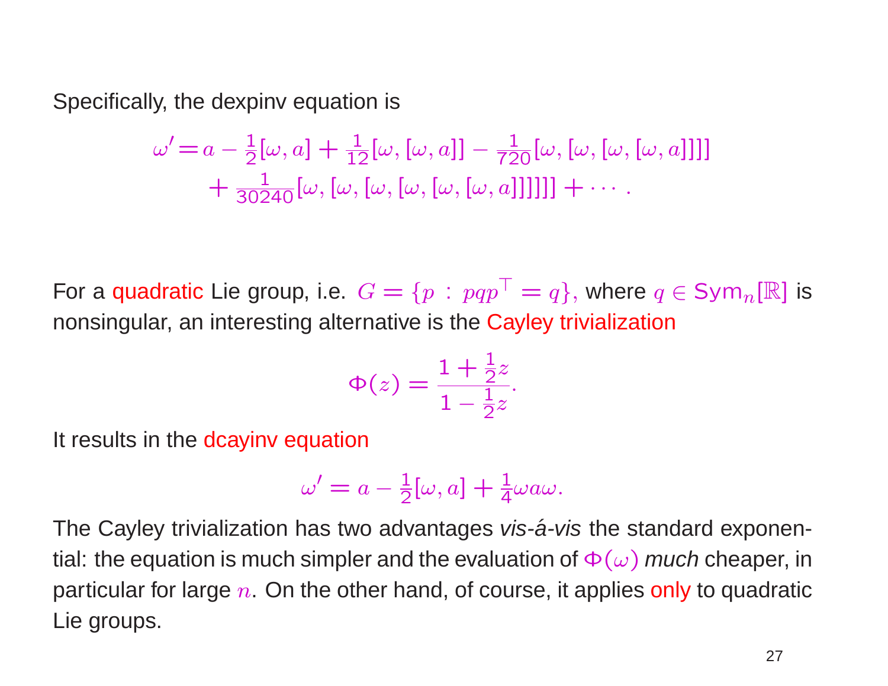Specifically, the dexpinv equation is

$$\omega' = a - \tfrac{1}{2}[\omega, a] + \tfrac{1}{12}[\omega, [\omega, a]] - \tfrac{1}{720}[\omega, [\omega, [\omega, [\omega, a]]]] + \tfrac{1}{30240}[\omega, [\omega, [\omega, [\omega, [\omega, [\omega, a]]]]]] + \cdots .$$

For a quadratic Lie group, i.e. $G = \{p \,:\, pqp^\top = q\}$, where $q \in \mathrm{Sym}_n[\mathbb{R}]$ is nonsingular, an interesting alternative is the Cayley trivialization

$$\Phi(z) = \frac{1 + \frac{1}{2}z}{1 - \frac{1}{2}z}.$$

It results in the dcayinv equation

$$\omega' = a - \tfrac{1}{2}[\omega, a] + \tfrac{1}{4}\omega a \omega.$$

The Cayley trivialization has two advantages *vis-á-vis* the standard exponential: the equation is much simpler and the evaluation of $\Phi(\omega)$ *much* cheaper, in particular for large $n$. On the other hand, of course, it applies only to quadratic Lie groups.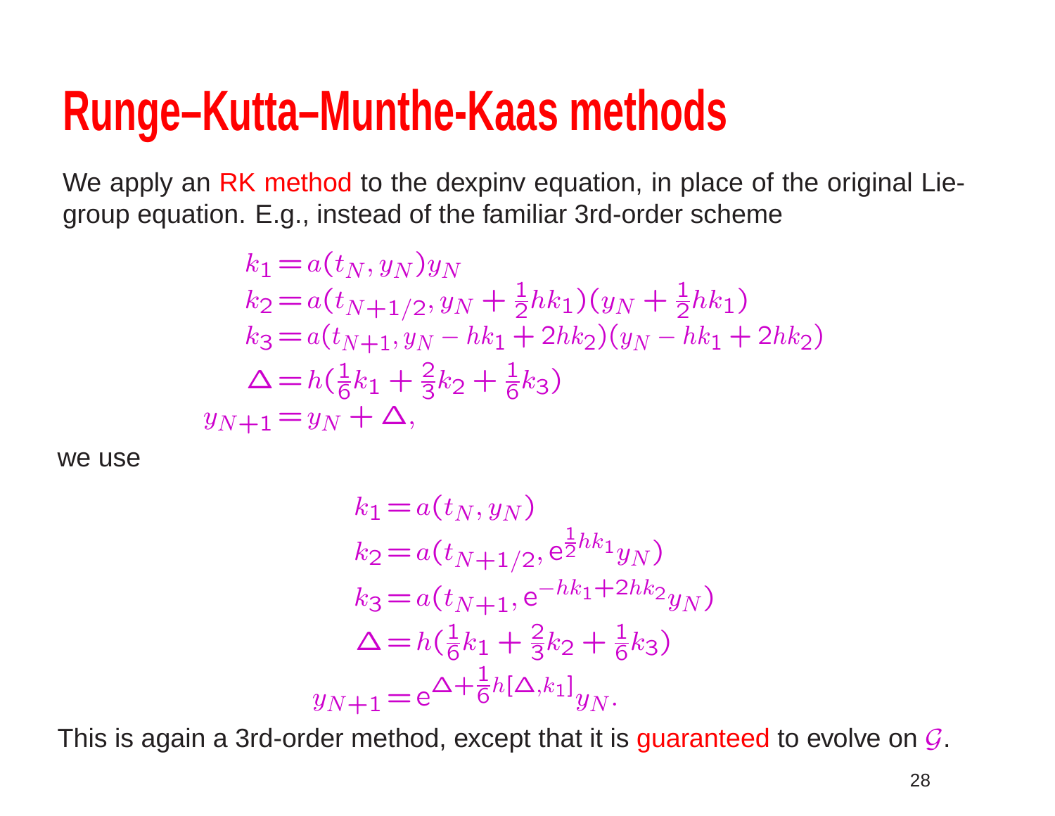# Runge–Kutta–Munthe-Kaas methods

We apply an RK method to the dexpinv equation, in place of the original Lie-group equation. E.g., instead of the familiar 3rd-order scheme

$$
\begin{aligned}
k_1 &= a(t_N, y_N)y_N \\
k_2 &= a(t_{N+1/2}, y_N + \tfrac{1}{2}hk_1)(y_N + \tfrac{1}{2}hk_1) \\
k_3 &= a(t_{N+1}, y_N - hk_1 + 2hk_2)(y_N - hk_1 + 2hk_2) \\
\Delta &= h(\tfrac{1}{6}k_1 + \tfrac{2}{3}k_2 + \tfrac{1}{6}k_3) \\
y_{N+1} &= y_N + \Delta,
\end{aligned}
$$

we use

$$
\begin{aligned}
k_1 &= a(t_N, y_N) \\
k_2 &= a(t_{N+1/2}, \mathrm{e}^{\frac{1}{2}hk_1}y_N) \\
k_3 &= a(t_{N+1}, \mathrm{e}^{-hk_1+2hk_2}y_N) \\
\Delta &= h(\tfrac{1}{6}k_1 + \tfrac{2}{3}k_2 + \tfrac{1}{6}k_3) \\
y_{N+1} &= \mathrm{e}^{\Delta+\frac{1}{6}h[\Delta,k_1]}y_N.
\end{aligned}
$$

This is again a 3rd-order method, except that it is guaranteed to evolve on $\mathcal{G}$.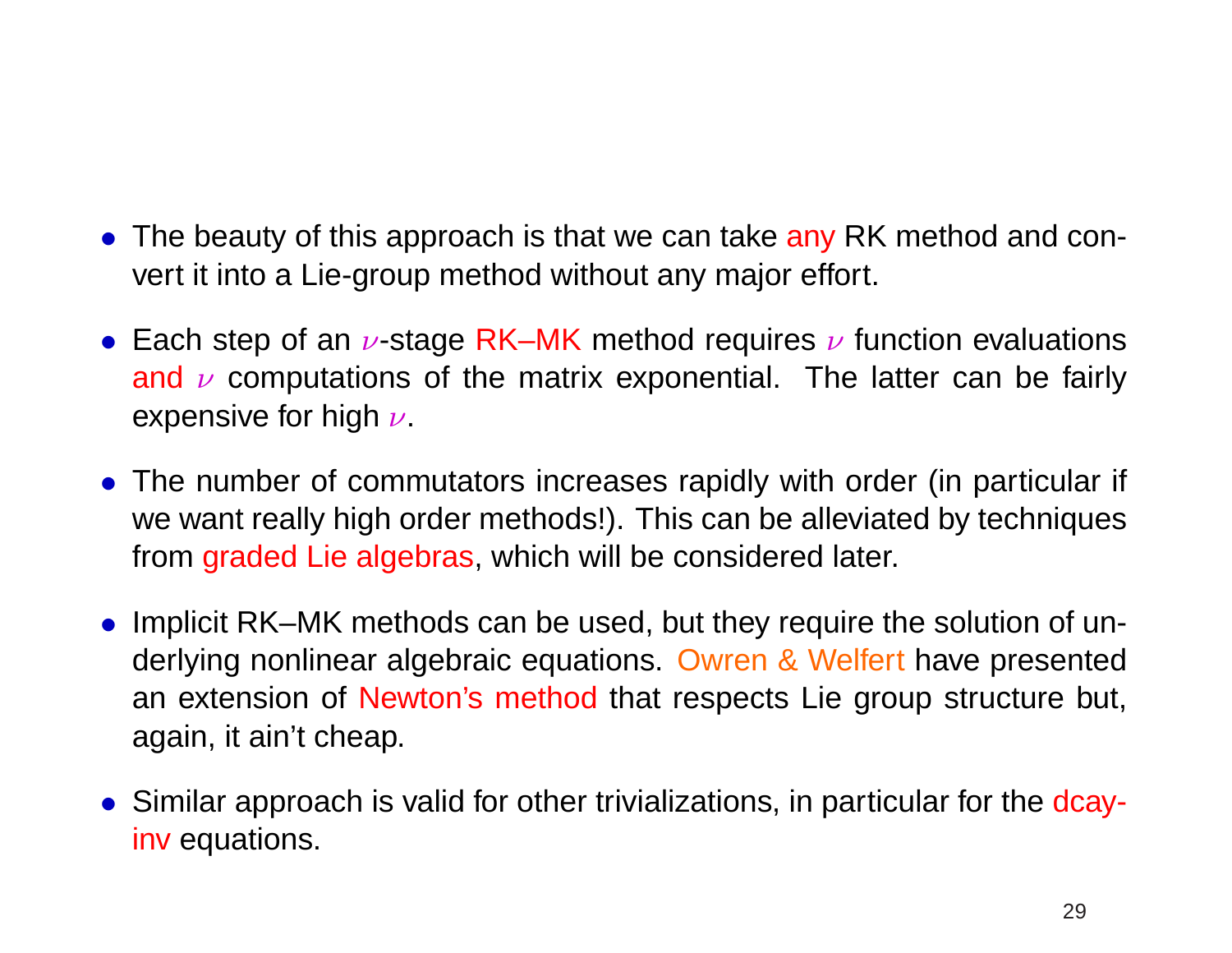- The beauty of this approach is that we can take any RK method and convert it into a Lie-group method without any major effort.

- Each step of an $\nu$-stage RK–MK method requires $\nu$ function evaluations and $\nu$ computations of the matrix exponential. The latter can be fairly expensive for high $\nu$.

- The number of commutators increases rapidly with order (in particular if we want really high order methods!). This can be alleviated by techniques from graded Lie algebras, which will be considered later.

- Implicit RK–MK methods can be used, but they require the solution of underlying nonlinear algebraic equations. Owren & Welfert have presented an extension of Newton's method that respects Lie group structure but, again, it ain't cheap.

- Similar approach is valid for other trivializations, in particular for the dcay-inv equations.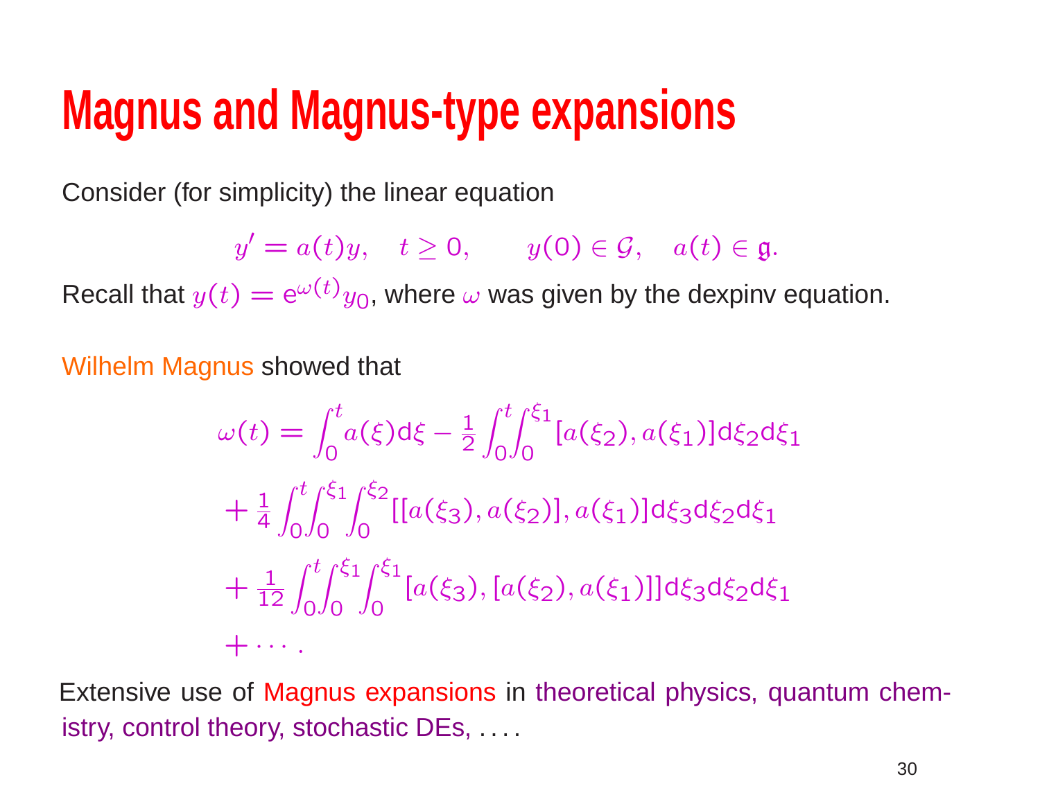# Magnus and Magnus-type expansions

Consider (for simplicity) the linear equation

$$y' = a(t)y, \quad t \geq 0, \qquad y(0) \in \mathcal{G}, \quad a(t) \in \mathfrak{g}.$$

Recall that $y(t) = \mathrm{e}^{\omega(t)} y_0$, where $\omega$ was given by the dexpinv equation.

Wilhelm Magnus showed that

$$\begin{aligned}
\omega(t) &= \int_0^t a(\xi)\mathrm{d}\xi - \frac{1}{2}\int_0^t\!\int_0^{\xi_1} [a(\xi_2), a(\xi_1)]\mathrm{d}\xi_2\mathrm{d}\xi_1 \\
&+ \frac{1}{4}\int_0^t\!\int_0^{\xi_1}\!\int_0^{\xi_2} [[a(\xi_3), a(\xi_2)], a(\xi_1)]\mathrm{d}\xi_3\mathrm{d}\xi_2\mathrm{d}\xi_1 \\
&+ \frac{1}{12}\int_0^t\!\int_0^{\xi_1}\!\int_0^{\xi_1} [a(\xi_3), [a(\xi_2), a(\xi_1)]]\mathrm{d}\xi_3\mathrm{d}\xi_2\mathrm{d}\xi_1 \\
&+ \cdots.
\end{aligned}$$

Extensive use of Magnus expansions in theoretical physics, quantum chemistry, control theory, stochastic DEs, . . . .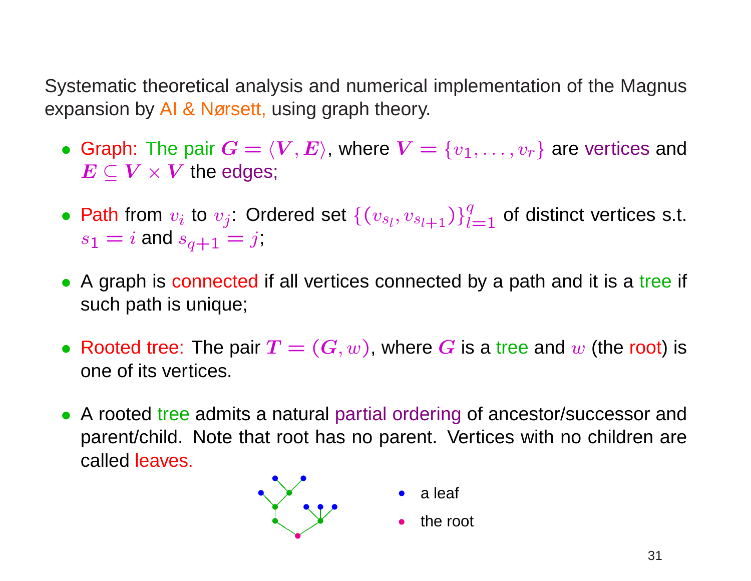Systematic theoretical analysis and numerical implementation of the Magnus expansion by AI & Nørsett, using graph theory.

- Graph: The pair $G = \langle V, E \rangle$, where $V = \{v_1, \ldots, v_r\}$ are vertices and $E \subseteq V \times V$ the edges;

- Path from $v_i$ to $v_j$: Ordered set $\{(v_{s_l}, v_{s_{l+1}})\}_{l=1}^{q}$ of distinct vertices s.t. $s_1 = i$ and $s_{q+1} = j$;

- A graph is connected if all vertices connected by a path and it is a tree if such path is unique;

- Rooted tree: The pair $T = (G, w)$, where $G$ is a tree and $w$ (the root) is one of its vertices.

- A rooted tree admits a natural partial ordering of ancestor/successor and parent/child. Note that root has no parent. Vertices with no children are called leaves.

• a leaf

• the root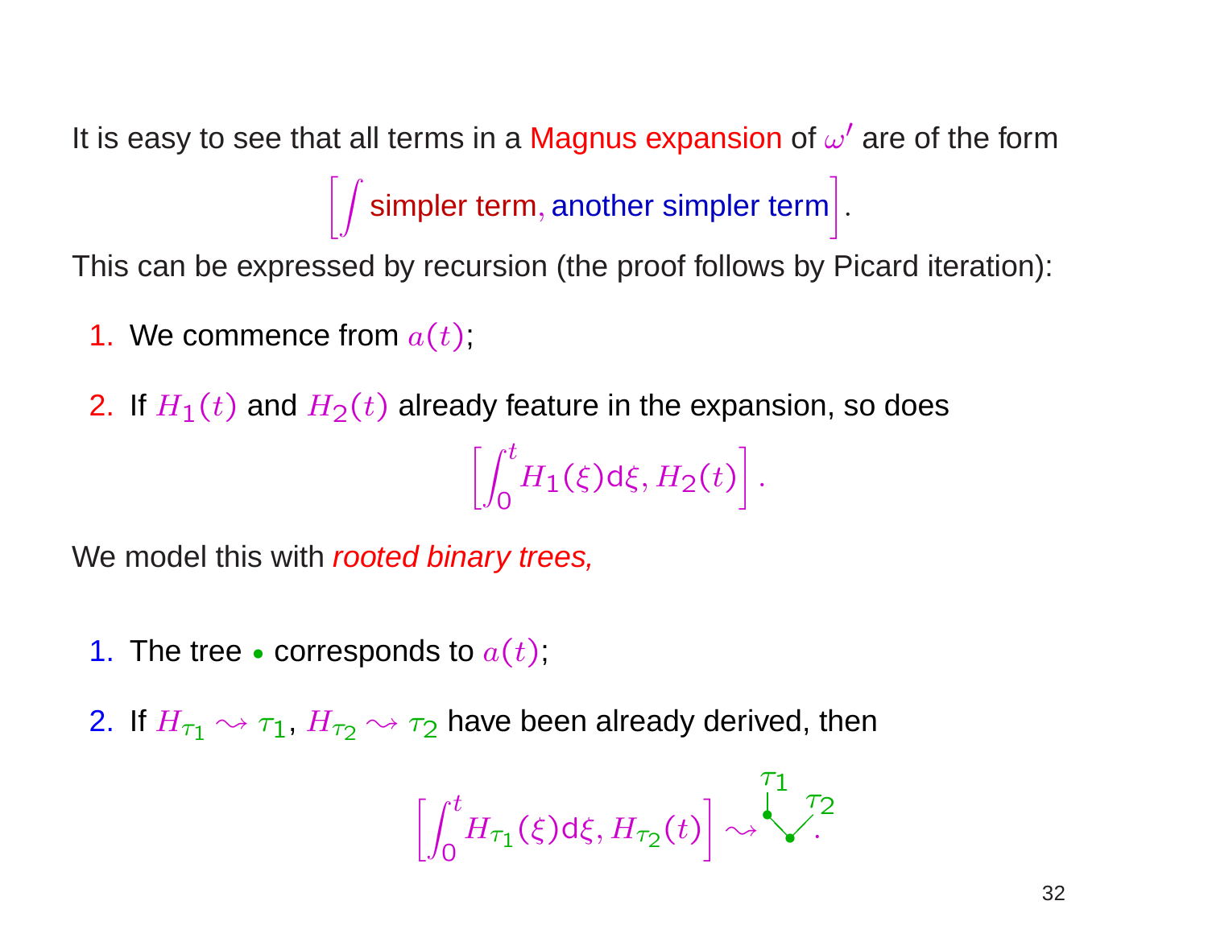It is easy to see that all terms in a Magnus expansion of $\omega'$ are of the form

$$\left[\int \text{simpler term}, \text{another simpler term}\right].$$

This can be expressed by recursion (the proof follows by Picard iteration):

1. We commence from $a(t)$;
2. If $H_1(t)$ and $H_2(t)$ already feature in the expansion, so does

$$\left[\int_0^t H_1(\xi)\mathrm{d}\xi, H_2(t)\right].$$

We model this with *rooted binary trees,*

1. The tree $\bullet$ corresponds to $a(t)$;
2. If $H_{\tau_1} \rightsquigarrow \tau_1$, $H_{\tau_2} \rightsquigarrow \tau_2$ have been already derived, then

$$\left[\int_0^t H_{\tau_1}(\xi)\mathrm{d}\xi, H_{\tau_2}(t)\right] \rightsquigarrow$$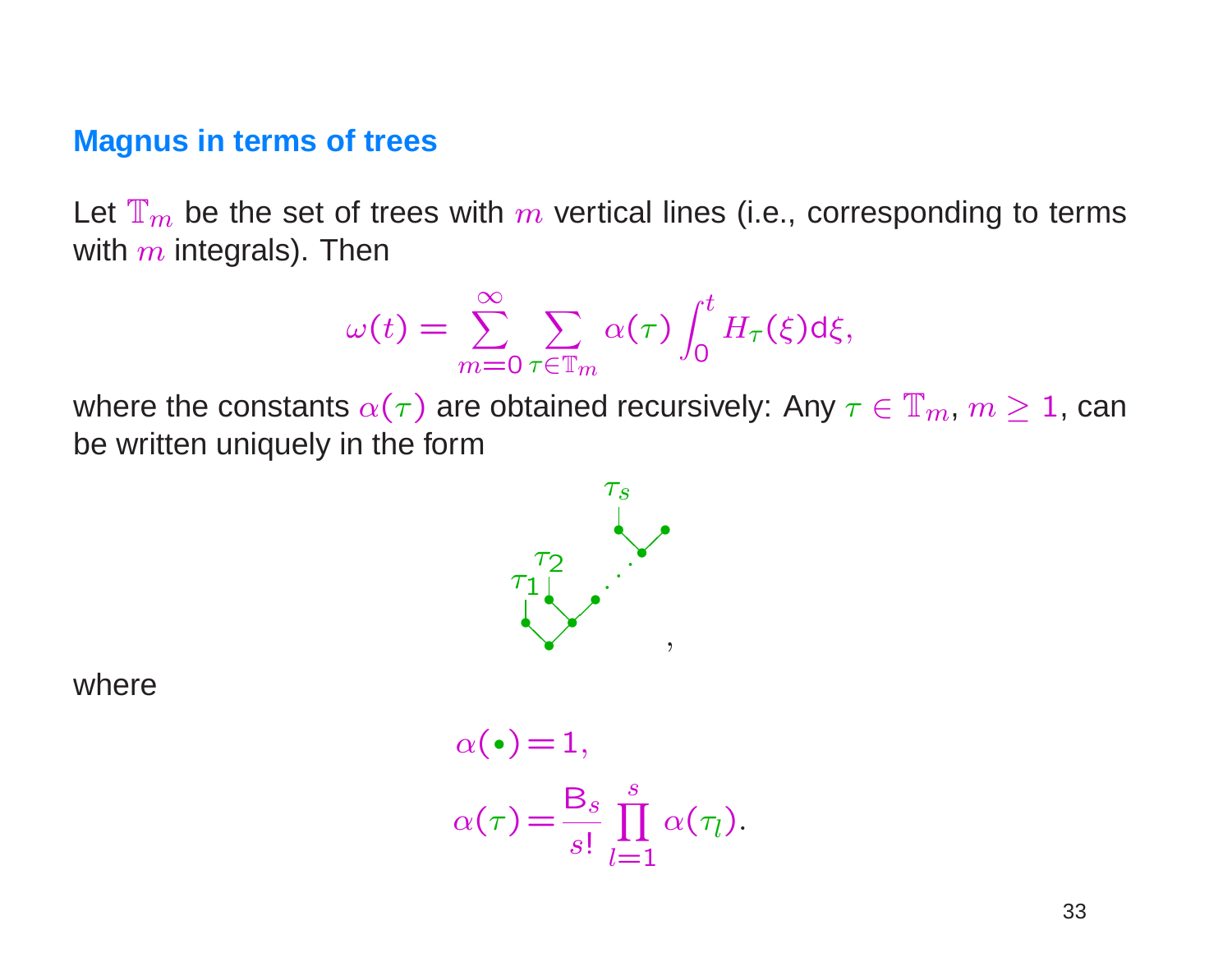## Magnus in terms of trees

Let $\mathbb{T}_m$ be the set of trees with $m$ vertical lines (i.e., corresponding to terms with $m$ integrals). Then

$$\omega(t) = \sum_{m=0}^{\infty} \sum_{\tau \in \mathbb{T}_m} \alpha(\tau) \int_0^t H_\tau(\xi) \mathrm{d}\xi,$$

where the constants $\alpha(\tau)$ are obtained recursively: Any $\tau \in \mathbb{T}_m$, $m \geq 1$, can be written uniquely in the form

,

where

$$\alpha(\bullet) = 1,$$

$$\alpha(\tau) = \frac{\mathrm{B}_s}{s!} \prod_{l=1}^{s} \alpha(\tau_l).$$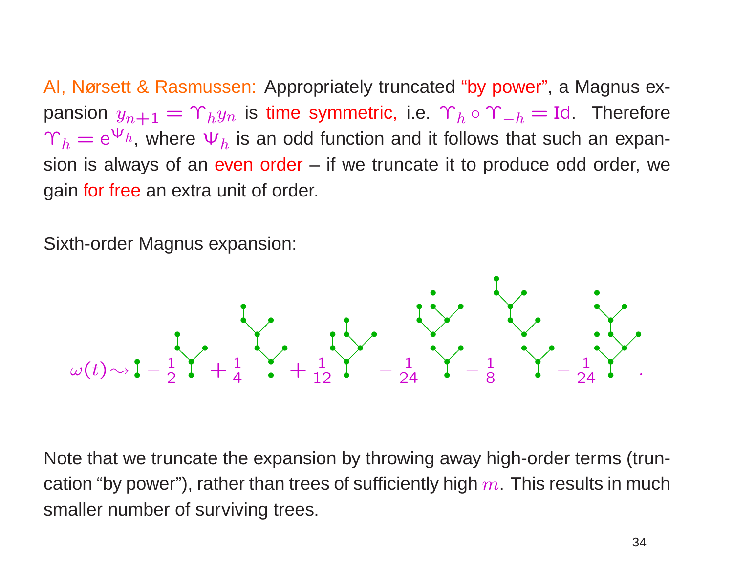AI, Nørsett & Rasmussen: Appropriately truncated "by power", a Magnus expansion $y_{n+1} = \Upsilon_h y_n$ is time symmetric, i.e. $\Upsilon_h \circ \Upsilon_{-h} = \mathrm{Id}$. Therefore $\Upsilon_h = \mathrm{e}^{\Psi_h}$, where $\Psi_h$ is an odd function and it follows that such an expansion is always of an even order – if we truncate it to produce odd order, we gain for free an extra unit of order.

Sixth-order Magnus expansion:

$$\omega(t) \rightsquigarrow [\text{tree}] - \tfrac{1}{2}[\text{tree}] + \tfrac{1}{4}[\text{tree}] + \tfrac{1}{12}[\text{tree}] - \tfrac{1}{24}[\text{tree}] - \tfrac{1}{8}[\text{tree}] - \tfrac{1}{24}[\text{tree}].$$

Note that we truncate the expansion by throwing away high-order terms (truncation "by power"), rather than trees of sufficiently high $m$. This results in much smaller number of surviving trees.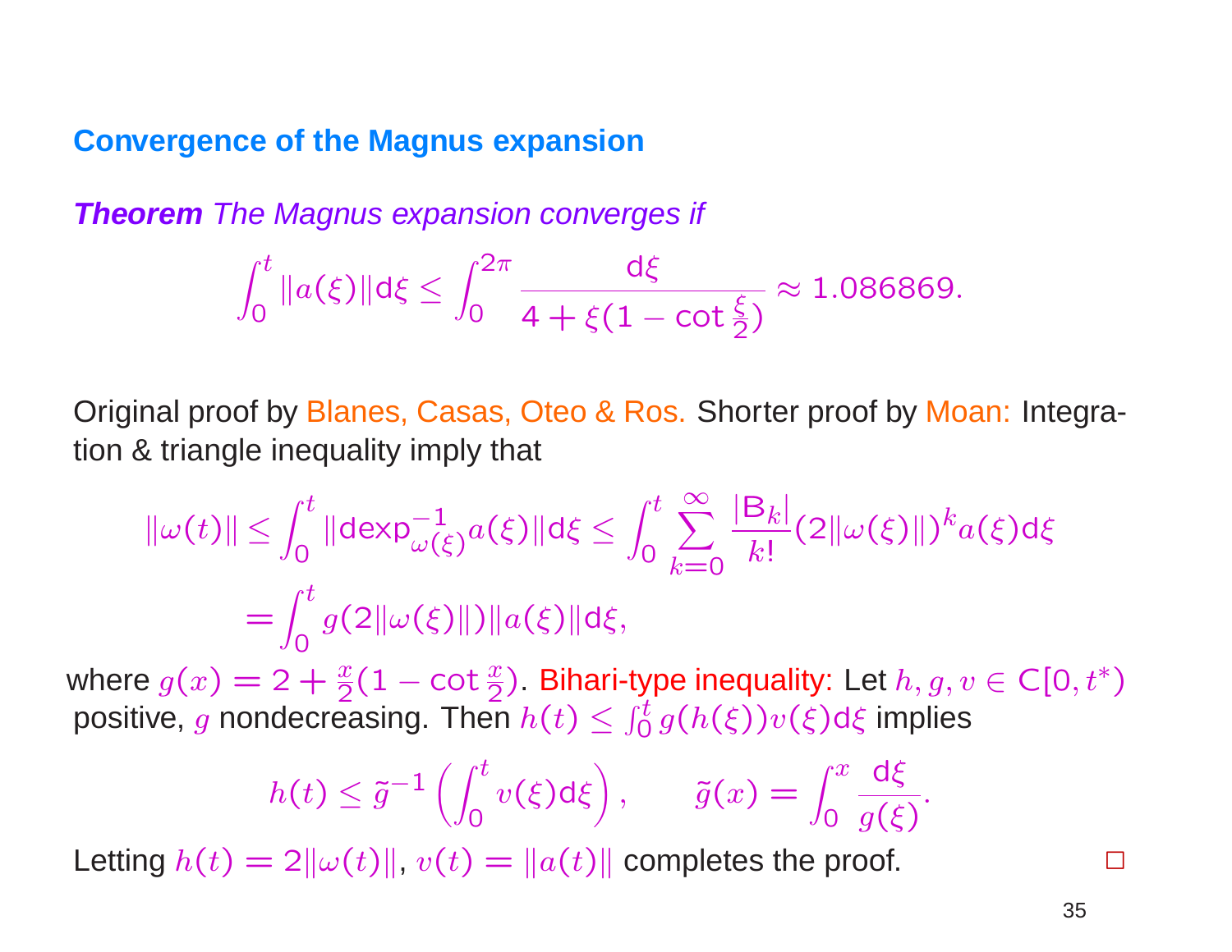## Convergence of the Magnus expansion

***Theorem*** *The Magnus expansion converges if*

$$\int_0^t \|a(\xi)\| \mathrm{d}\xi \le \int_0^{2\pi} \frac{\mathrm{d}\xi}{4 + \xi(1 - \cot\frac{\xi}{2})} \approx 1.086869.$$

Original proof by Blanes, Casas, Oteo & Ros. Shorter proof by Moan: Integration & triangle inequality imply that

$$\|\omega(t)\| \le \int_0^t \|\mathrm{dexp}^{-1}_{\omega(\xi)} a(\xi)\| \mathrm{d}\xi \le \int_0^t \sum_{k=0}^{\infty} \frac{|\mathrm{B}_k|}{k!} (2\|\omega(\xi)\|)^k a(\xi) \mathrm{d}\xi$$
$$= \int_0^t g(2\|\omega(\xi)\|) \|a(\xi)\| \mathrm{d}\xi,$$

where $g(x) = 2 + \frac{x}{2}(1 - \cot\frac{x}{2})$. Bihari-type inequality: Let $h, g, v \in \mathrm{C}[0, t^*)$ positive, $g$ nondecreasing. Then $h(t) \le \int_0^t g(h(\xi)) v(\xi) \mathrm{d}\xi$ implies

$$h(t) \le \tilde{g}^{-1}\left(\int_0^t v(\xi) \mathrm{d}\xi\right), \qquad \tilde{g}(x) = \int_0^x \frac{\mathrm{d}\xi}{g(\xi)}.$$

Letting $h(t) = 2\|\omega(t)\|$, $v(t) = \|a(t)\|$ completes the proof. □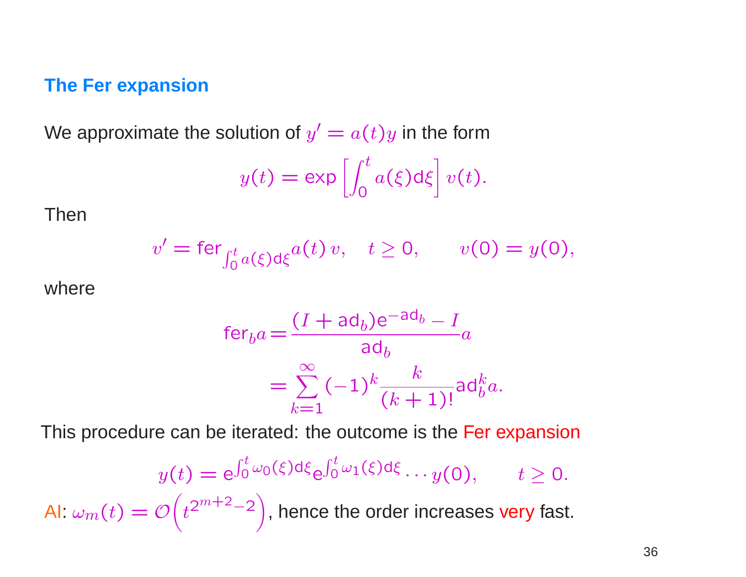## The Fer expansion

We approximate the solution of $y' = a(t)y$ in the form

$$y(t) = \exp\left[\int_0^t a(\xi)\mathrm{d}\xi\right] v(t).$$

Then

$$v' = \mathrm{fer}_{\int_0^t a(\xi)\mathrm{d}\xi} a(t)\, v, \quad t \geq 0, \qquad v(0) = y(0),$$

where

$$\begin{aligned} \mathrm{fer}_b a &= \frac{(I + \mathrm{ad}_b)\mathrm{e}^{-\mathrm{ad}_b} - I}{\mathrm{ad}_b} a \\ &= \sum_{k=1}^{\infty} (-1)^k \frac{k}{(k+1)!} \mathrm{ad}_b^k a. \end{aligned}$$

This procedure can be iterated: the outcome is the Fer expansion

$$y(t) = \mathrm{e}^{\int_0^t \omega_0(\xi)\mathrm{d}\xi} \mathrm{e}^{\int_0^t \omega_1(\xi)\mathrm{d}\xi} \cdots y(0), \qquad t \geq 0.$$

AI: $\omega_m(t) = \mathcal{O}\left(t^{2^{m+2}-2}\right)$, hence the order increases very fast.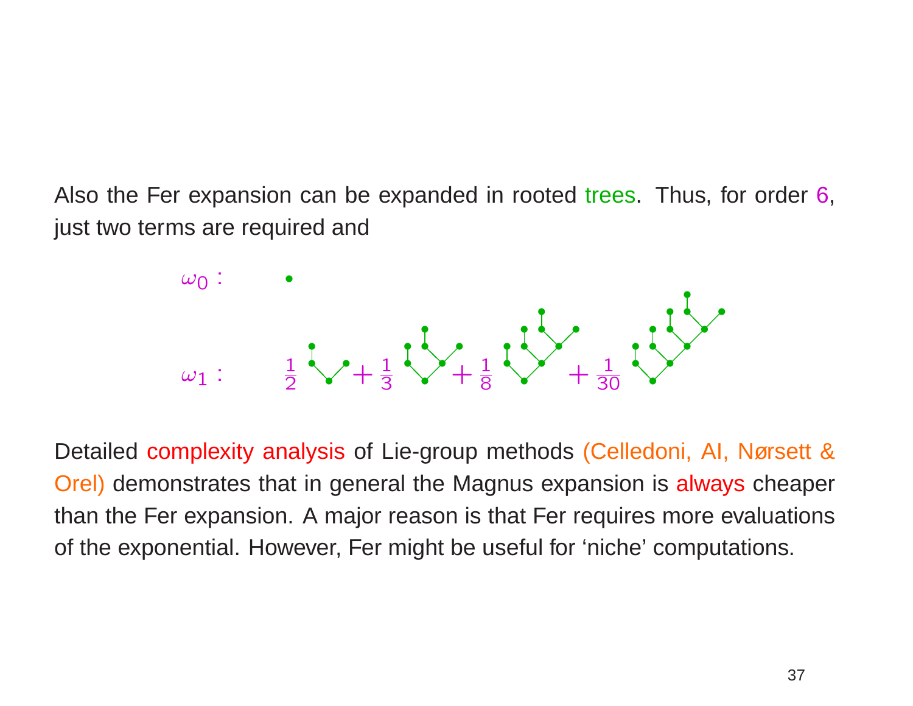Also the Fer expansion can be expanded in rooted trees. Thus, for order 6, just two terms are required and

$\omega_0$ :

$\omega_1$ : $\frac{1}{2}$ + $\frac{1}{3}$ + $\frac{1}{8}$ + $\frac{1}{30}$

Detailed complexity analysis of Lie-group methods (Celledoni, AI, Nørsett & Orel) demonstrates that in general the Magnus expansion is always cheaper than the Fer expansion. A major reason is that Fer requires more evaluations of the exponential. However, Fer might be useful for ‘niche’ computations.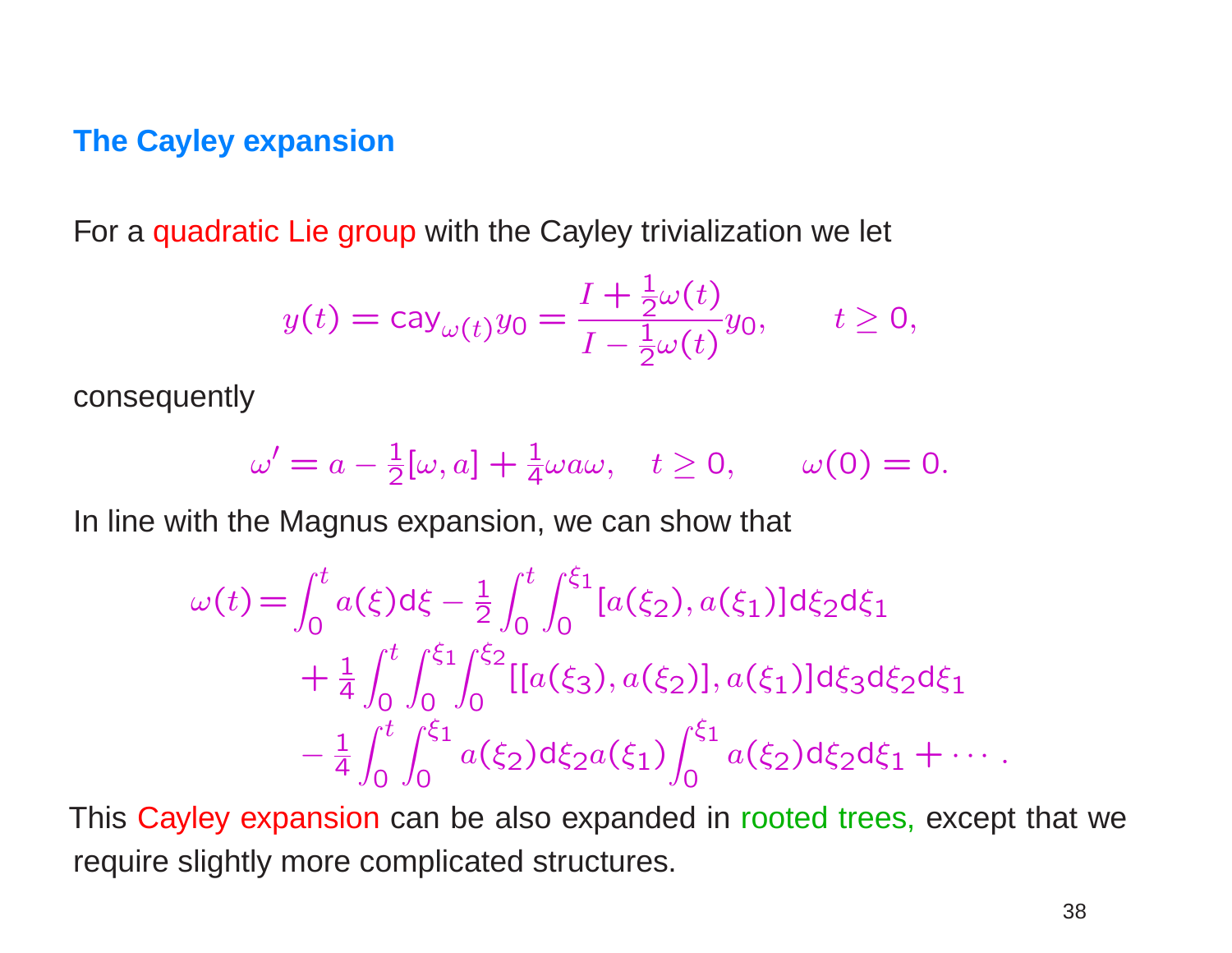## The Cayley expansion

For a quadratic Lie group with the Cayley trivialization we let

$$y(t) = \mathrm{cay}_{\omega(t)} y_0 = \frac{I + \frac{1}{2}\omega(t)}{I - \frac{1}{2}\omega(t)} y_0, \qquad t \geq 0,$$

consequently

$$\omega' = a - \tfrac{1}{2}[\omega, a] + \tfrac{1}{4}\omega a \omega, \quad t \geq 0, \qquad \omega(0) = 0.$$

In line with the Magnus expansion, we can show that

$$\begin{aligned}
\omega(t) = {} & \int_0^t a(\xi)\mathrm{d}\xi - \tfrac{1}{2}\int_0^t \int_0^{\xi_1} [a(\xi_2), a(\xi_1)]\mathrm{d}\xi_2 \mathrm{d}\xi_1 \\
& + \tfrac{1}{4}\int_0^t \int_0^{\xi_1} \int_0^{\xi_2} [[a(\xi_3), a(\xi_2)], a(\xi_1)]\mathrm{d}\xi_3 \mathrm{d}\xi_2 \mathrm{d}\xi_1 \\
& - \tfrac{1}{4}\int_0^t \int_0^{\xi_1} a(\xi_2)\mathrm{d}\xi_2 a(\xi_1) \int_0^{\xi_1} a(\xi_2)\mathrm{d}\xi_2 \mathrm{d}\xi_1 + \cdots .
\end{aligned}$$

This Cayley expansion can be also expanded in rooted trees, except that we require slightly more complicated structures.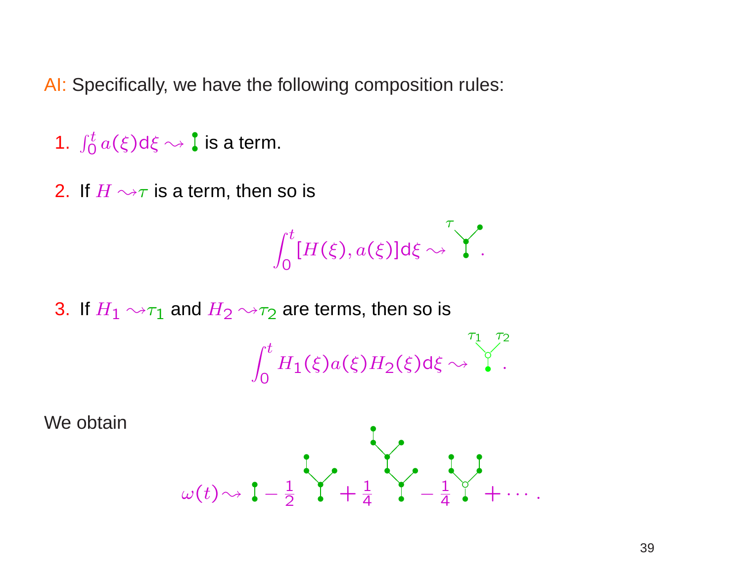AI: Specifically, we have the following composition rules:

1. $\int_0^t a(\xi)\mathrm{d}\xi \rightsquigarrow$ is a term.

2. If $H \rightsquigarrow \tau$ is a term, then so is

$$\int_0^t [H(\xi), a(\xi)]\mathrm{d}\xi \rightsquigarrow .$$

3. If $H_1 \rightsquigarrow \tau_1$ and $H_2 \rightsquigarrow \tau_2$ are terms, then so is

$$\int_0^t H_1(\xi) a(\xi) H_2(\xi)\mathrm{d}\xi \rightsquigarrow .$$

We obtain

$$\omega(t) \rightsquigarrow \; - \frac{1}{2} \; + \frac{1}{4} \; - \frac{1}{4} \; + \cdots .$$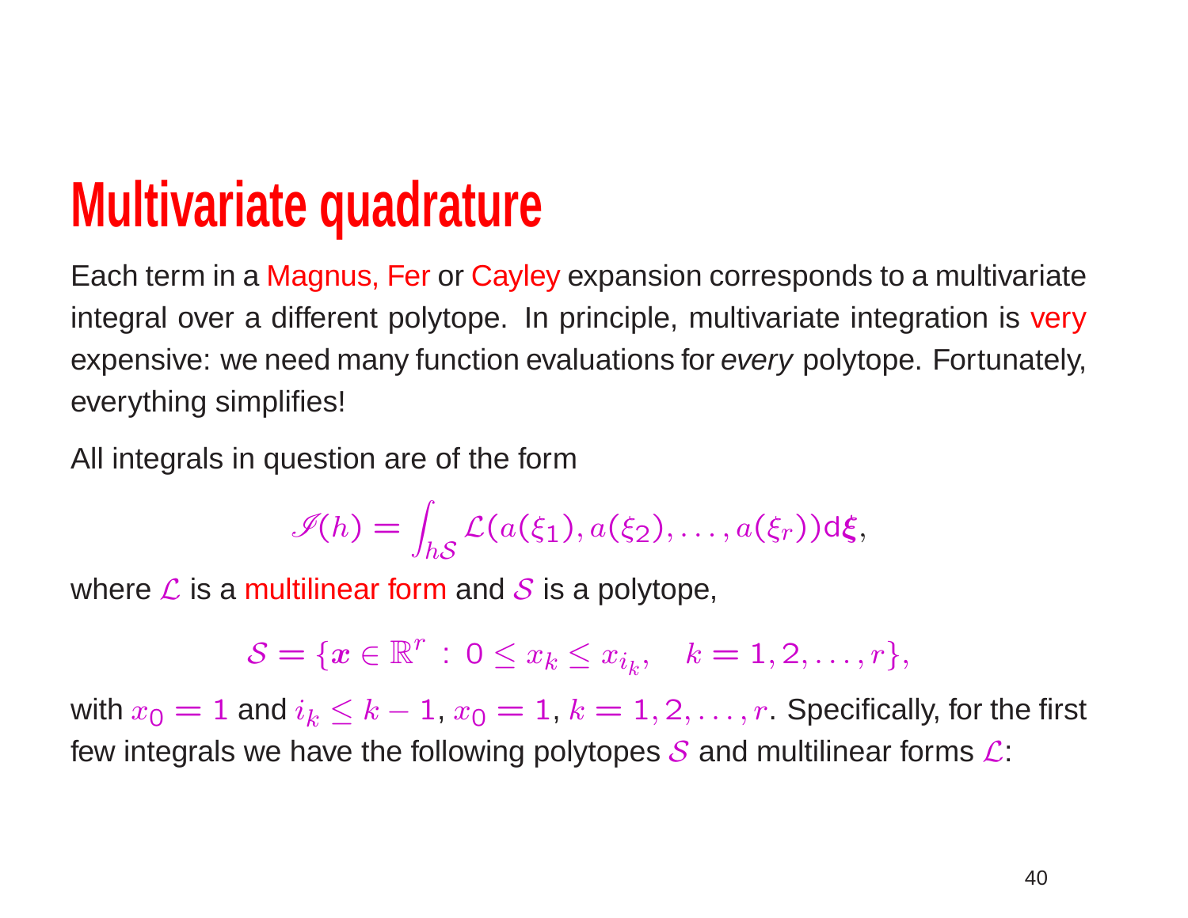# Multivariate quadrature

Each term in a Magnus, Fer or Cayley expansion corresponds to a multivariate integral over a different polytope. In principle, multivariate integration is very expensive: we need many function evaluations for *every* polytope. Fortunately, everything simplifies!

All integrals in question are of the form

$$\mathscr{I}(h) = \int_{h\mathcal{S}} \mathcal{L}(a(\xi_1), a(\xi_2), \ldots, a(\xi_r)) \mathrm{d}\boldsymbol{\xi},$$

where $\mathcal{L}$ is a multilinear form and $\mathcal{S}$ is a polytope,

$$\mathcal{S} = \{\boldsymbol{x} \in \mathbb{R}^r \,:\, 0 \le x_k \le x_{i_k}, \quad k = 1, 2, \ldots, r\},$$

with $x_0 = 1$ and $i_k \le k - 1$, $x_0 = 1$, $k = 1, 2, \ldots, r$. Specifically, for the first few integrals we have the following polytopes $\mathcal{S}$ and multilinear forms $\mathcal{L}$: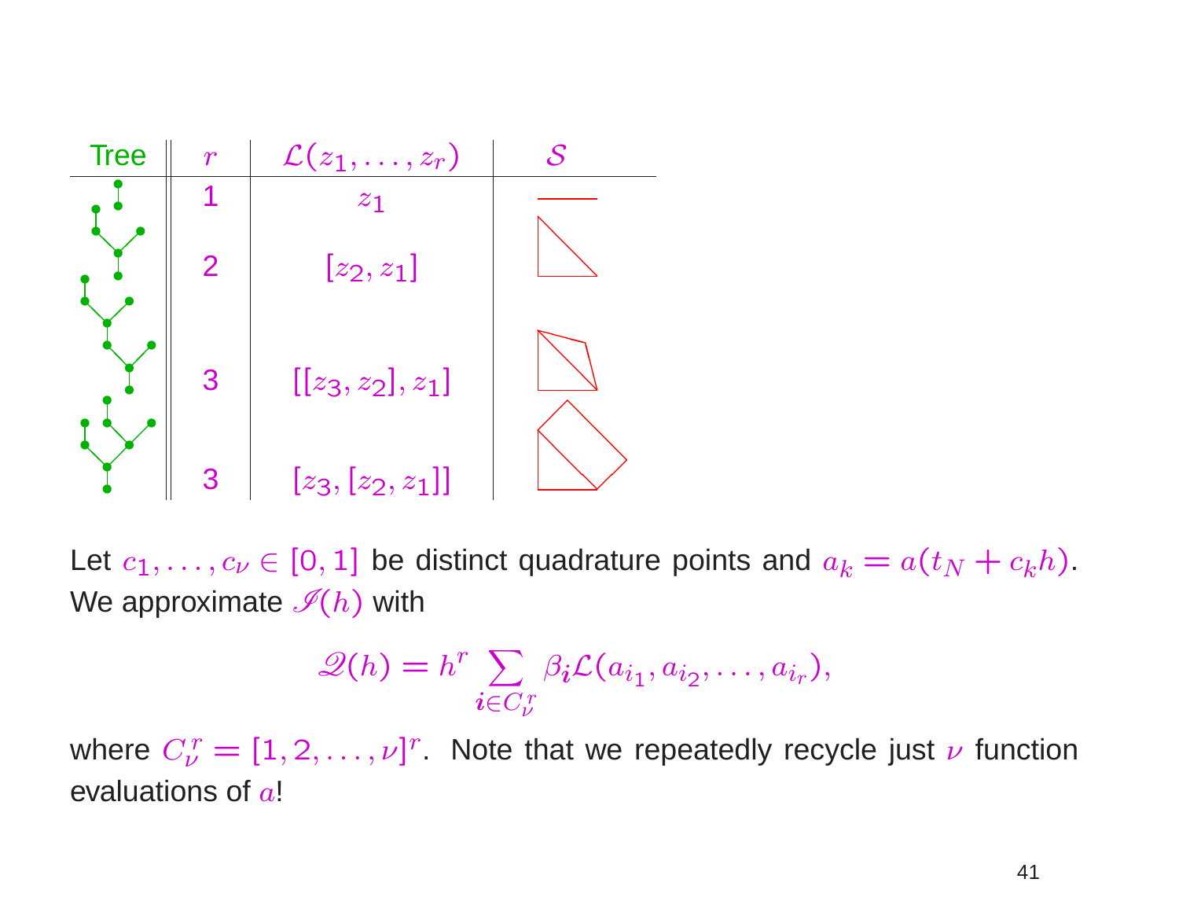| Tree | $r$ | $\mathcal{L}(z_1,\ldots,z_r)$ | $\mathcal{S}$ |
|---|---|---|---|
| | 1 | $z_1$ | |
| | 2 | $[z_2, z_1]$ | |
| | 3 | $[[z_3, z_2], z_1]$ | |
| | 3 | $[z_3, [z_2, z_1]]$ | |

Let $c_1, \ldots, c_\nu \in [0,1]$ be distinct quadrature points and $a_k = a(t_N + c_k h)$. We approximate $\mathscr{I}(h)$ with

$$\mathscr{Q}(h) = h^r \sum_{\boldsymbol{i} \in C_\nu^r} \beta_{\boldsymbol{i}} \mathcal{L}(a_{i_1}, a_{i_2}, \ldots, a_{i_r}),$$

where $C_\nu^r = [1, 2, \ldots, \nu]^r$. Note that we repeatedly recycle just $\nu$ function evaluations of $a$!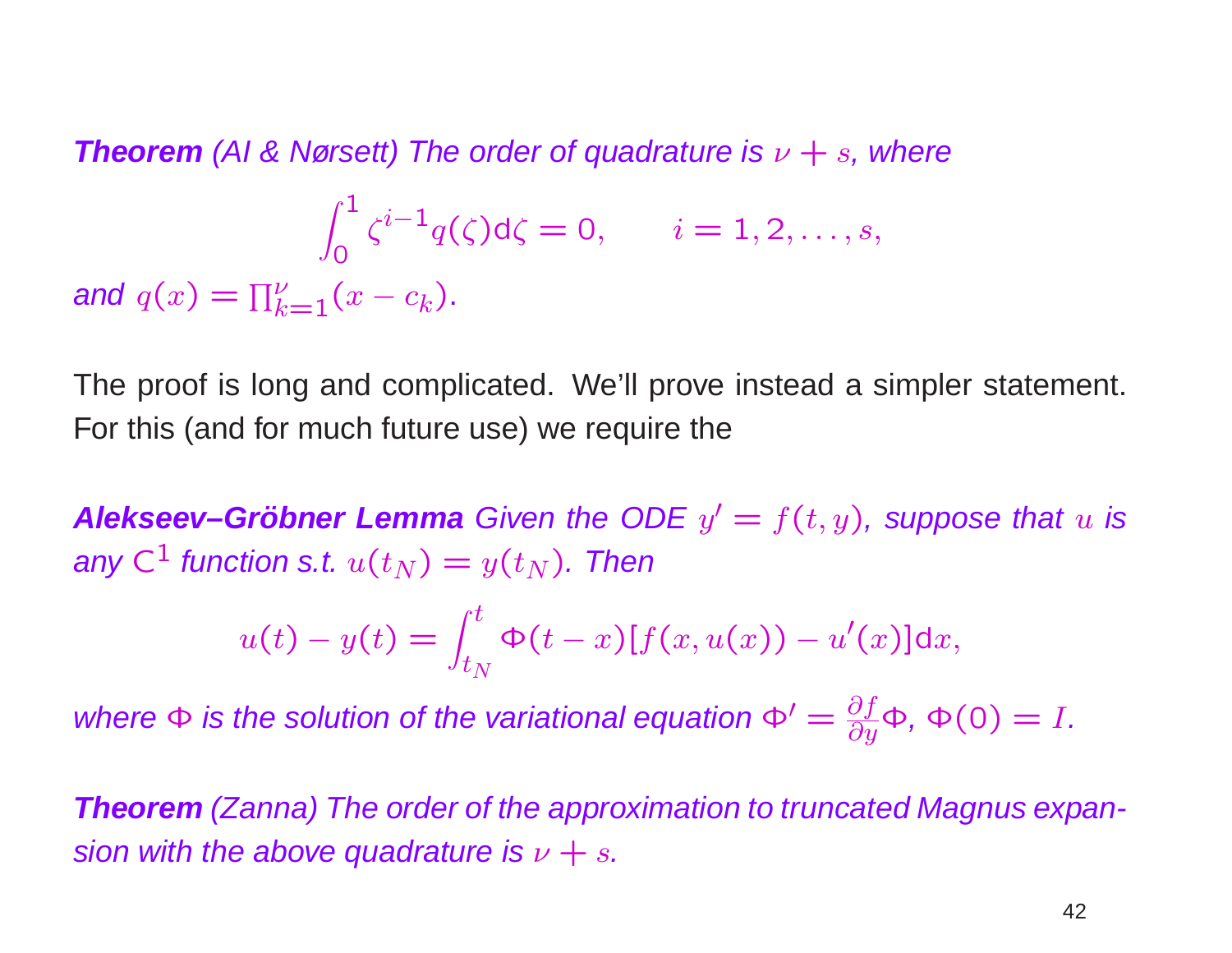***Theorem*** *(AI & Nørsett) The order of quadrature is $\nu + s$, where*

$$\int_0^1 \zeta^{i-1} q(\zeta) \mathrm{d}\zeta = 0, \qquad i = 1, 2, \ldots, s,$$

*and $q(x) = \prod_{k=1}^{\nu}(x - c_k)$.*

The proof is long and complicated. We'll prove instead a simpler statement. For this (and for much future use) we require the

***Alekseev–Gröbner Lemma*** *Given the ODE $y' = f(t, y)$, suppose that $u$ is any $\mathrm{C}^1$ function s.t. $u(t_N) = y(t_N)$. Then*

$$u(t) - y(t) = \int_{t_N}^{t} \Phi(t - x)[f(x, u(x)) - u'(x)] \mathrm{d}x,$$

*where $\Phi$ is the solution of the variational equation $\Phi' = \frac{\partial f}{\partial y}\Phi$, $\Phi(0) = I$.*

***Theorem*** *(Zanna) The order of the approximation to truncated Magnus expansion with the above quadrature is $\nu + s$.*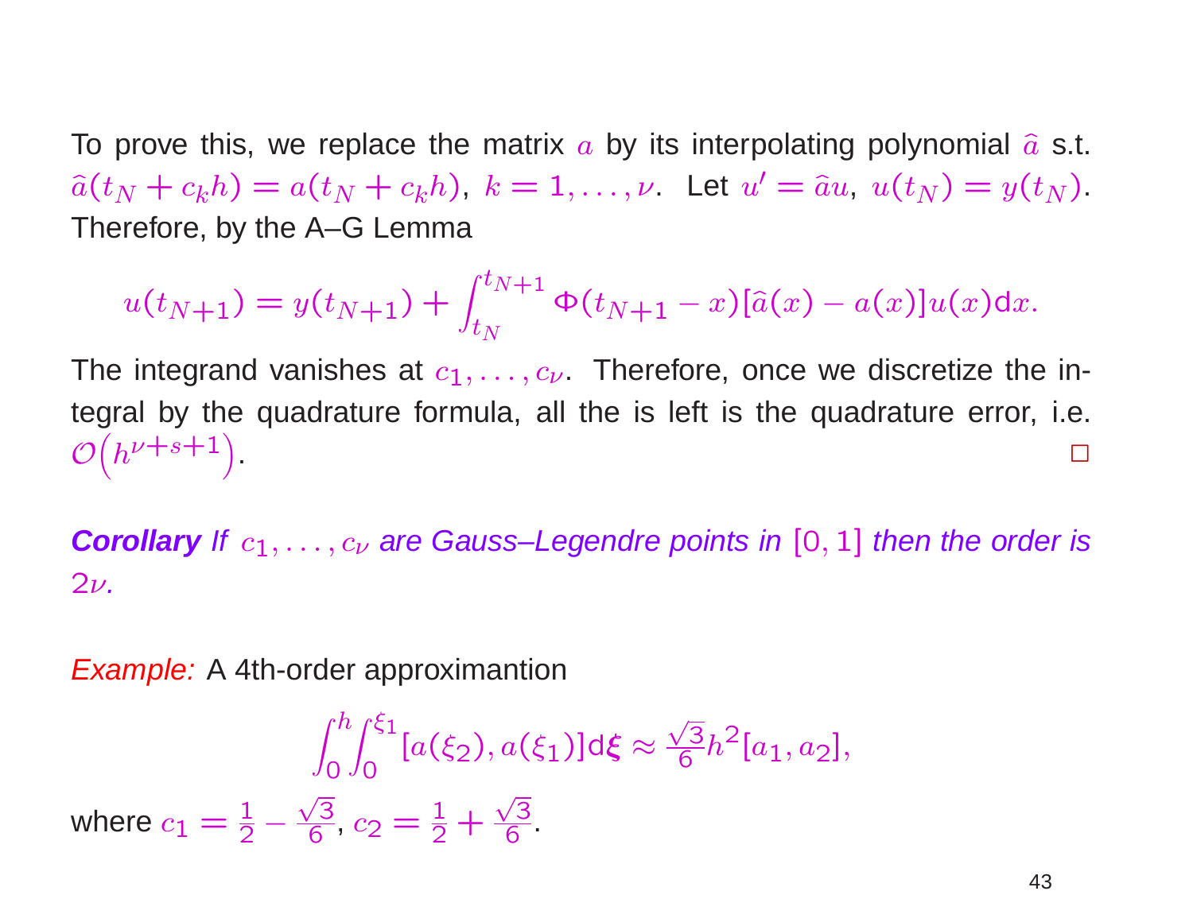To prove this, we replace the matrix $a$ by its interpolating polynomial $\widehat{a}$ s.t. $\widehat{a}(t_N + c_k h) = a(t_N + c_k h)$, $k = 1, \ldots, \nu$. Let $u' = \widehat{a}u$, $u(t_N) = y(t_N)$. Therefore, by the A–G Lemma

$$u(t_{N+1}) = y(t_{N+1}) + \int_{t_N}^{t_{N+1}} \Phi(t_{N+1} - x)[\widehat{a}(x) - a(x)]u(x)\mathrm{d}x.$$

The integrand vanishes at $c_1, \ldots, c_\nu$. Therefore, once we discretize the integral by the quadrature formula, all the is left is the quadrature error, i.e. $\mathcal{O}\left(h^{\nu+s+1}\right)$. □

***Corollary*** *If $c_1, \ldots, c_\nu$ are Gauss–Legendre points in $[0, 1]$ then the order is $2\nu$.*

*Example:* A 4th-order approximantion

$$\int_0^h \int_0^{\xi_1} [a(\xi_2), a(\xi_1)]\mathrm{d}\boldsymbol{\xi} \approx \frac{\sqrt{3}}{6} h^2 [a_1, a_2],$$

where $c_1 = \frac{1}{2} - \frac{\sqrt{3}}{6}$, $c_2 = \frac{1}{2} + \frac{\sqrt{3}}{6}$.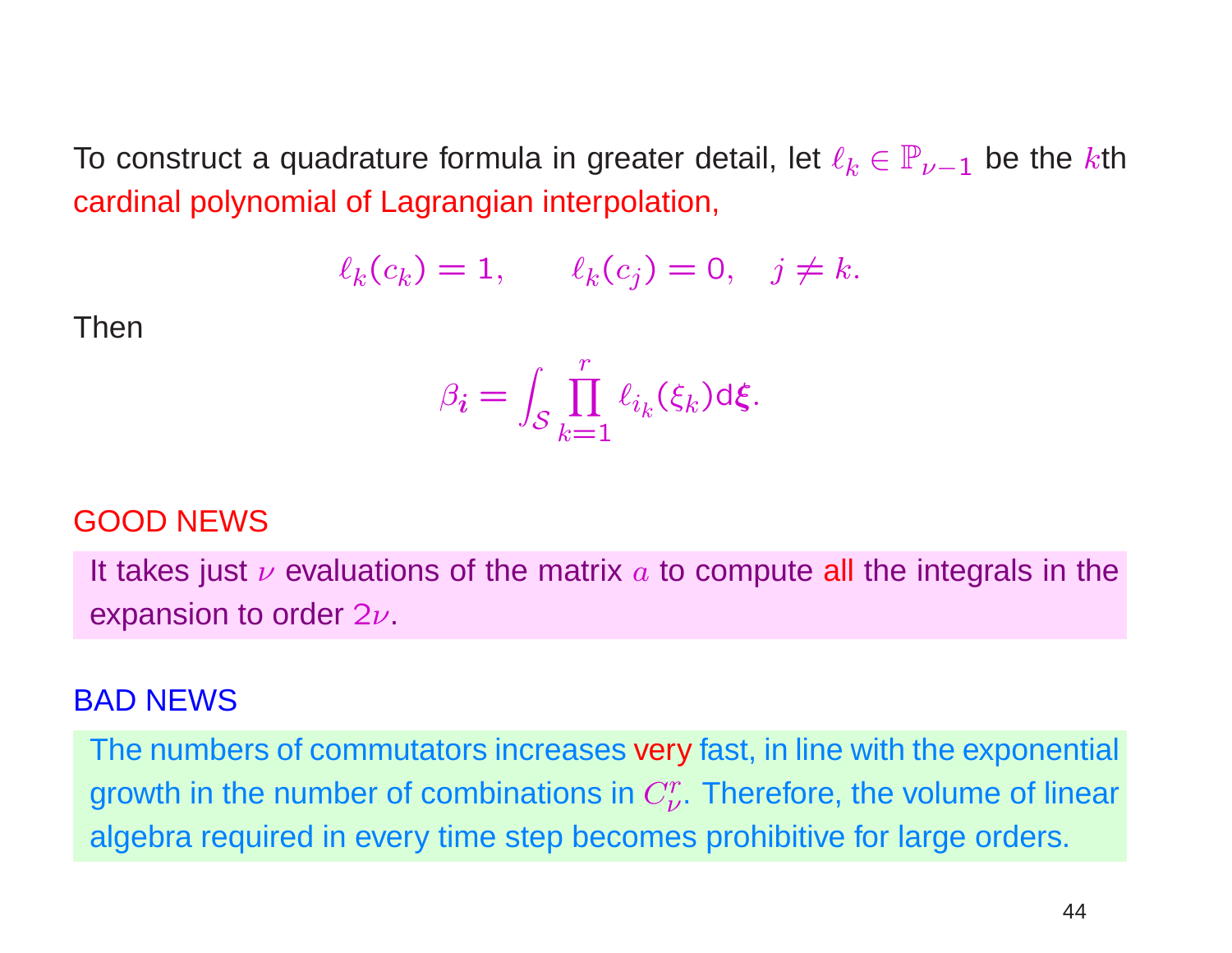To construct a quadrature formula in greater detail, let $\ell_k \in \mathbb{P}_{\nu-1}$ be the $k$th cardinal polynomial of Lagrangian interpolation,

$$\ell_k(c_k) = 1, \qquad \ell_k(c_j) = 0, \quad j \neq k.$$

Then

$$\beta_{\boldsymbol{i}} = \int_{\mathcal{S}} \prod_{k=1}^{r} \ell_{i_k}(\xi_k) \mathrm{d}\boldsymbol{\xi}.$$

GOOD NEWS

It takes just $\nu$ evaluations of the matrix $a$ to compute all the integrals in the expansion to order $2\nu$.

BAD NEWS

The numbers of commutators increases very fast, in line with the exponential growth in the number of combinations in $C_\nu^r$. Therefore, the volume of linear algebra required in every time step becomes prohibitive for large orders.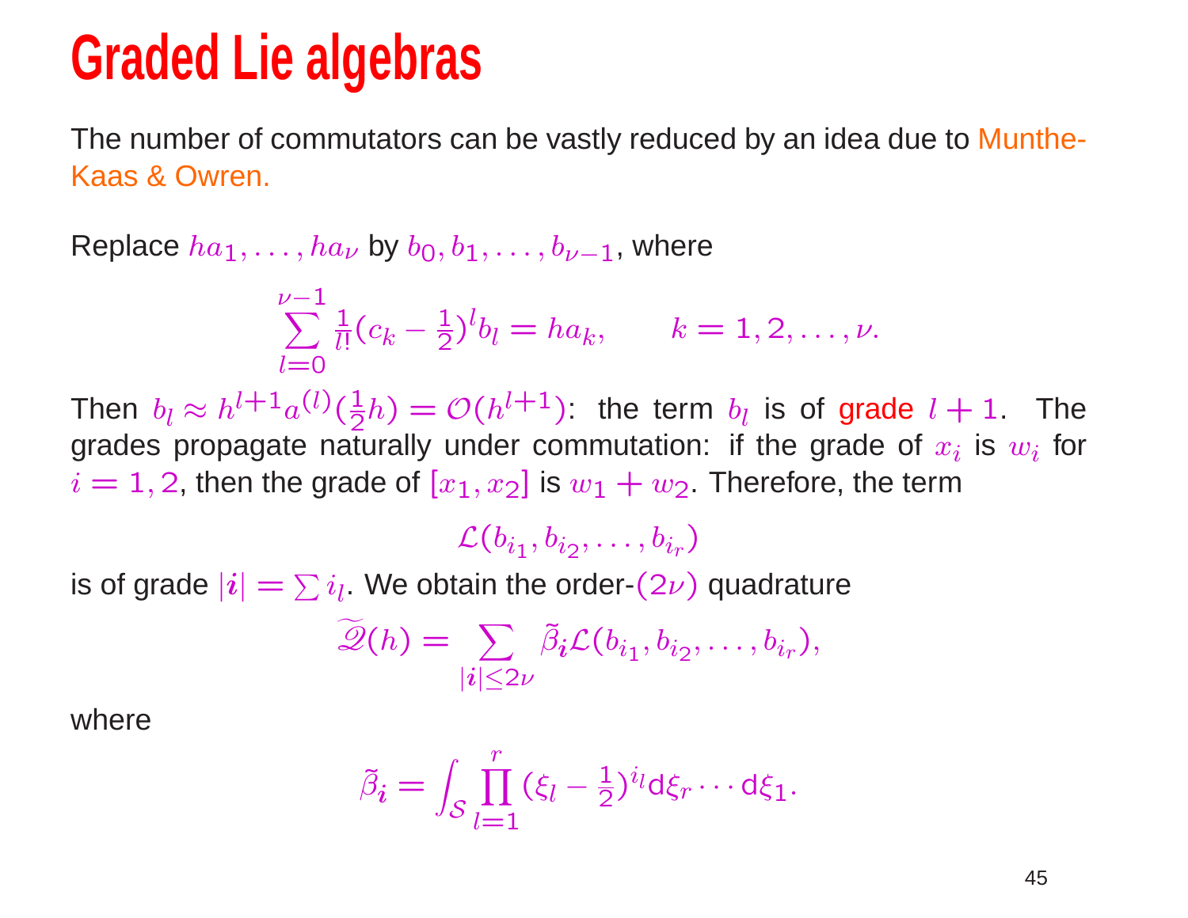# Graded Lie algebras

The number of commutators can be vastly reduced by an idea due to Munthe-Kaas & Owren.

Replace $ha_1, \ldots, ha_\nu$ by $b_0, b_1, \ldots, b_{\nu-1}$, where

$$\sum_{l=0}^{\nu-1} \frac{1}{l!}(c_k - \tfrac{1}{2})^l b_l = ha_k, \qquad k = 1, 2, \ldots, \nu.$$

Then $b_l \approx h^{l+1} a^{(l)}(\frac{1}{2}h) = \mathcal{O}(h^{l+1})$: the term $b_l$ is of grade $l+1$. The grades propagate naturally under commutation: if the grade of $x_i$ is $w_i$ for $i = 1, 2$, then the grade of $[x_1, x_2]$ is $w_1 + w_2$. Therefore, the term

$$\mathcal{L}(b_{i_1}, b_{i_2}, \ldots, b_{i_r})$$

is of grade $|\boldsymbol{i}| = \sum i_l$. We obtain the order-$(2\nu)$ quadrature

$$\widetilde{\mathscr{Q}}(h) = \sum_{|\boldsymbol{i}| \le 2\nu} \tilde{\beta}_{\boldsymbol{i}} \mathcal{L}(b_{i_1}, b_{i_2}, \ldots, b_{i_r}),$$

where

$$\tilde{\beta}_{\boldsymbol{i}} = \int_{\mathcal{S}} \prod_{l=1}^{r} (\xi_l - \tfrac{1}{2})^{i_l} \mathrm{d}\xi_r \cdots \mathrm{d}\xi_1.$$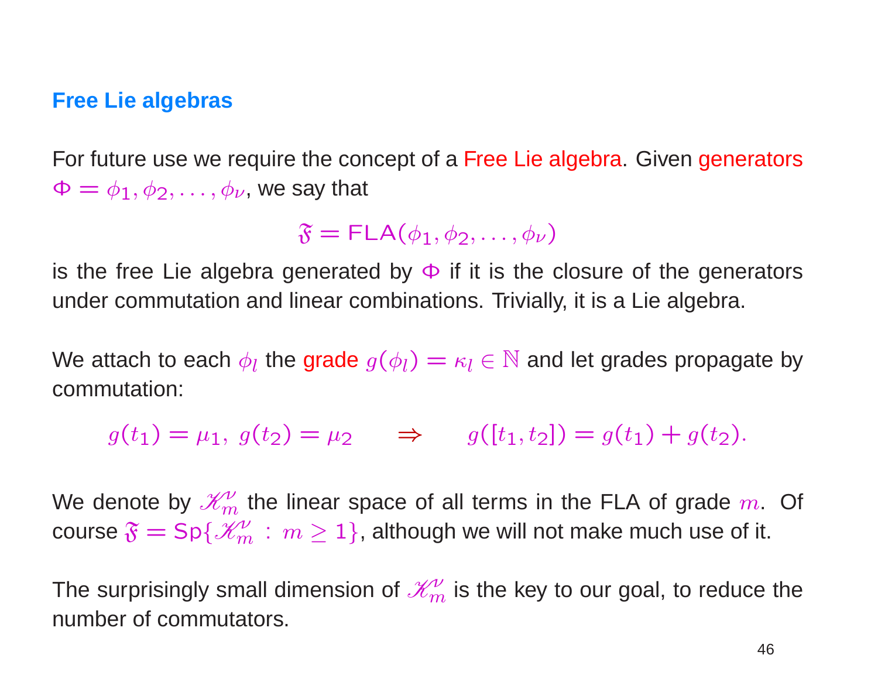## Free Lie algebras

For future use we require the concept of a Free Lie algebra. Given generators $\Phi = \phi_1, \phi_2, \ldots, \phi_\nu$, we say that

$$\mathfrak{F} = \mathsf{FLA}(\phi_1, \phi_2, \ldots, \phi_\nu)$$

is the free Lie algebra generated by $\Phi$ if it is the closure of the generators under commutation and linear combinations. Trivially, it is a Lie algebra.

We attach to each $\phi_l$ the grade $g(\phi_l) = \kappa_l \in \mathbb{N}$ and let grades propagate by commutation:

$$g(t_1) = \mu_1,\ g(t_2) = \mu_2 \qquad \Rightarrow \qquad g([t_1, t_2]) = g(t_1) + g(t_2).$$

We denote by $\mathscr{K}_m^\nu$ the linear space of all terms in the FLA of grade $m$. Of course $\mathfrak{F} = \mathsf{Sp}\{\mathscr{K}_m^\nu\ :\ m \geq 1\}$, although we will not make much use of it.

The surprisingly small dimension of $\mathscr{K}_m^\nu$ is the key to our goal, to reduce the number of commutators.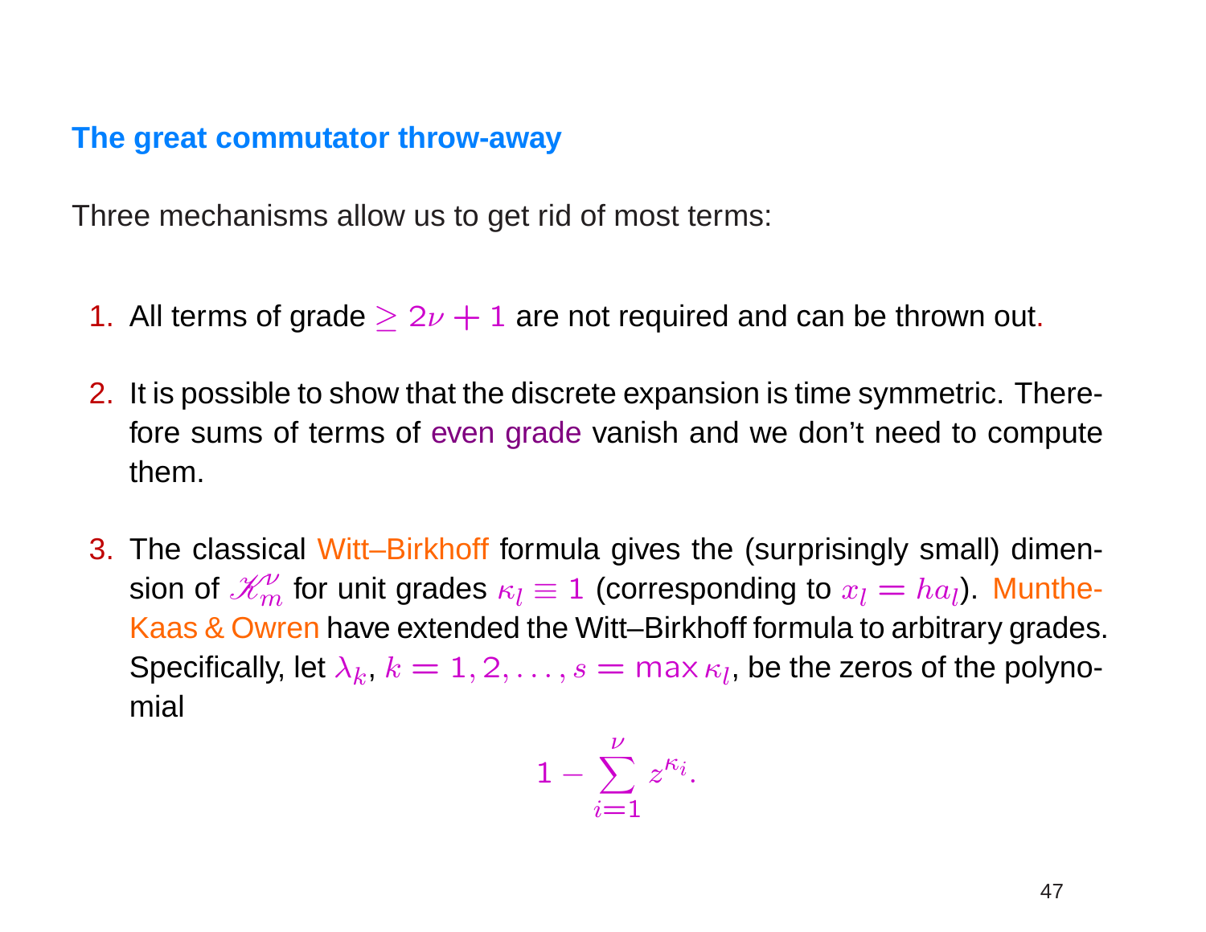## The great commutator throw-away

Three mechanisms allow us to get rid of most terms:

1. All terms of grade $\geq 2\nu + 1$ are not required and can be thrown out.

2. It is possible to show that the discrete expansion is time symmetric. Therefore sums of terms of even grade vanish and we don't need to compute them.

3. The classical Witt–Birkhoff formula gives the (surprisingly small) dimension of $\mathscr{K}_m^\nu$ for unit grades $\kappa_l \equiv 1$ (corresponding to $x_l = ha_l$). Munthe-Kaas & Owren have extended the Witt–Birkhoff formula to arbitrary grades. Specifically, let $\lambda_k$, $k = 1, 2, \ldots, s = \max \kappa_l$, be the zeros of the polynomial

$$1 - \sum_{i=1}^{\nu} z^{\kappa_i}.$$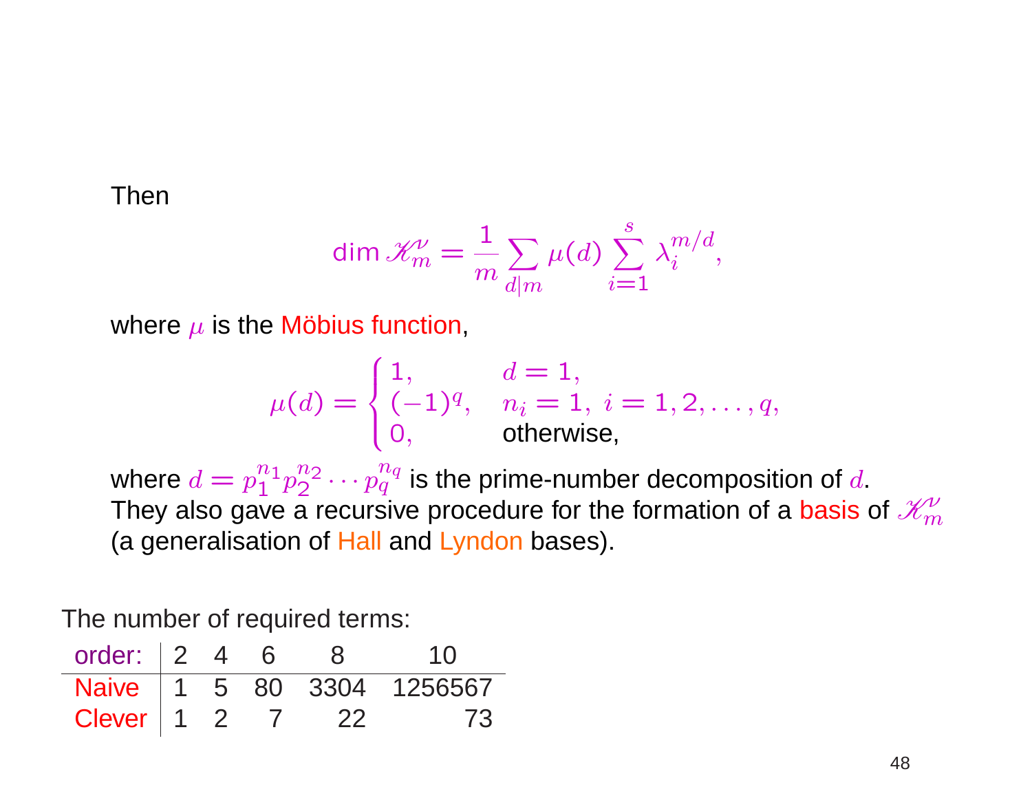Then

$$\dim \mathscr{K}_m^\nu = \frac{1}{m} \sum_{d|m} \mu(d) \sum_{i=1}^{s} \lambda_i^{m/d},$$

where $\mu$ is the Möbius function,

$$\mu(d) = \begin{cases} 1, & d = 1, \\ (-1)^q, & n_i = 1,\ i = 1, 2, \ldots, q, \\ 0, & \text{otherwise}, \end{cases}$$

where $d = p_1^{n_1} p_2^{n_2} \cdots p_q^{n_q}$ is the prime-number decomposition of $d$. They also gave a recursive procedure for the formation of a basis of $\mathscr{K}_m^\nu$ (a generalisation of Hall and Lyndon bases).

The number of required terms:

| order: | 2 | 4 | 6 | 8 | 10 |
|---|---|---|---|---|---|
| Naive | 1 | 5 | 80 | 3304 | 1256567 |
| Clever | 1 | 2 | 7 | 22 | 73 |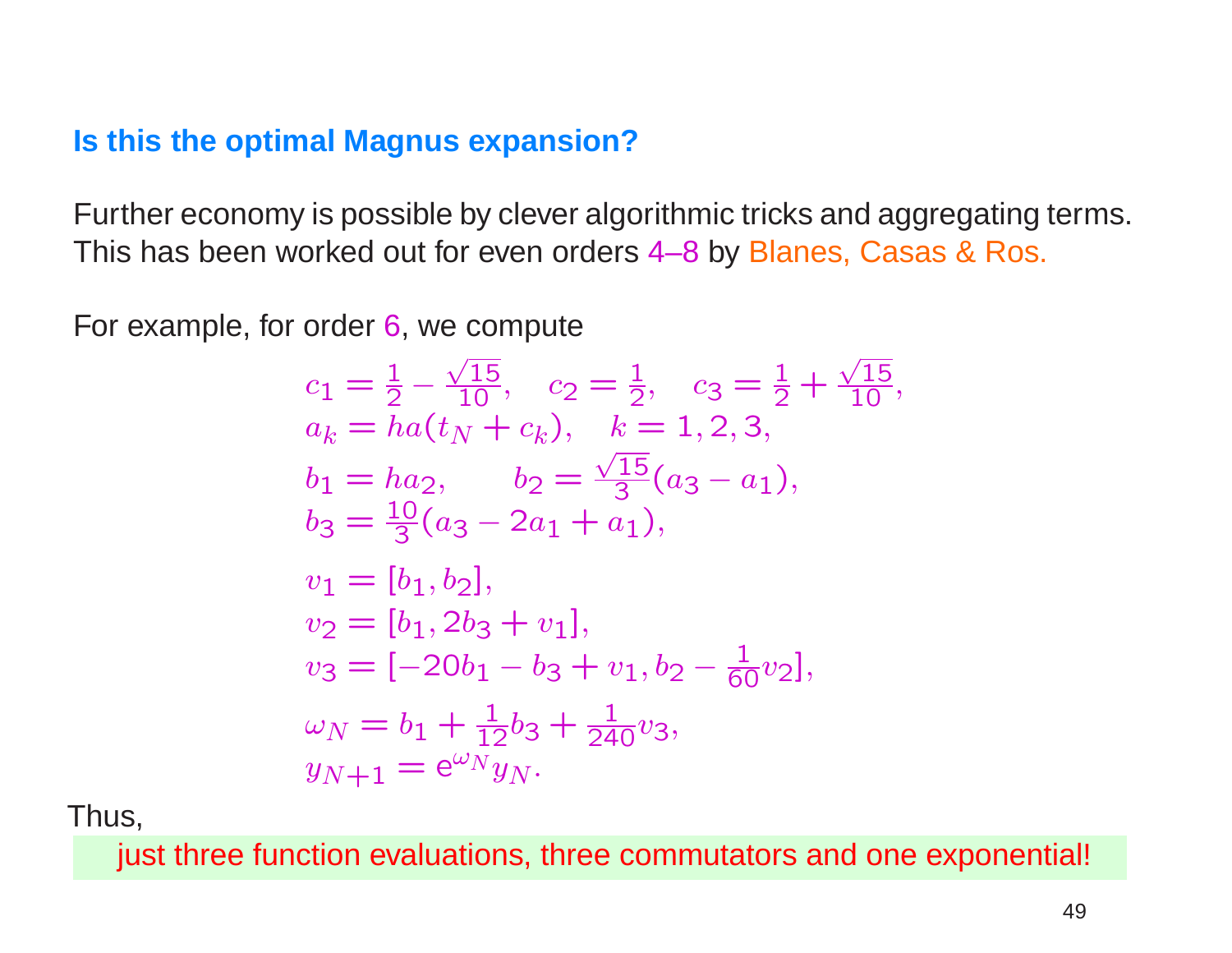## Is this the optimal Magnus expansion?

Further economy is possible by clever algorithmic tricks and aggregating terms. This has been worked out for even orders 4–8 by Blanes, Casas & Ros.

For example, for order 6, we compute

$$
\begin{aligned}
& c_1 = \tfrac{1}{2} - \tfrac{\sqrt{15}}{10}, \quad c_2 = \tfrac{1}{2}, \quad c_3 = \tfrac{1}{2} + \tfrac{\sqrt{15}}{10}, \\
& a_k = ha(t_N + c_k), \quad k = 1, 2, 3, \\
& b_1 = ha_2, \qquad b_2 = \tfrac{\sqrt{15}}{3}(a_3 - a_1), \\
& b_3 = \tfrac{10}{3}(a_3 - 2a_1 + a_1), \\
& v_1 = [b_1, b_2], \\
& v_2 = [b_1, 2b_3 + v_1], \\
& v_3 = [-20b_1 - b_3 + v_1, b_2 - \tfrac{1}{60}v_2], \\
& \omega_N = b_1 + \tfrac{1}{12}b_3 + \tfrac{1}{240}v_3, \\
& y_{N+1} = \mathrm{e}^{\omega_N} y_N.
\end{aligned}
$$

Thus,

just three function evaluations, three commutators and one exponential!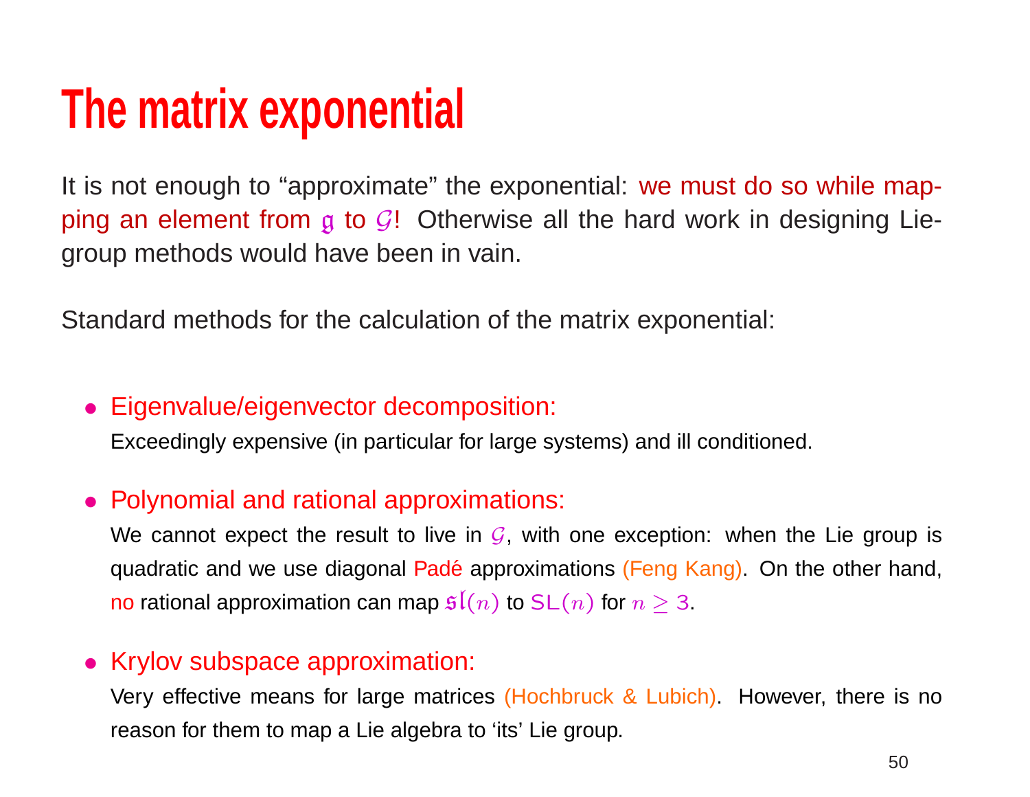# The matrix exponential

It is not enough to "approximate" the exponential: we must do so while mapping an element from $\mathfrak{g}$ to $\mathcal{G}$! Otherwise all the hard work in designing Lie-group methods would have been in vain.

Standard methods for the calculation of the matrix exponential:

- Eigenvalue/eigenvector decomposition:
  Exceedingly expensive (in particular for large systems) and ill conditioned.

- Polynomial and rational approximations:
  We cannot expect the result to live in $\mathcal{G}$, with one exception: when the Lie group is quadratic and we use diagonal Padé approximations (Feng Kang). On the other hand, no rational approximation can map $\mathfrak{sl}(n)$ to $\mathrm{SL}(n)$ for $n \geq 3$.

- Krylov subspace approximation:
  Very effective means for large matrices (Hochbruck & Lubich). However, there is no reason for them to map a Lie algebra to 'its' Lie group.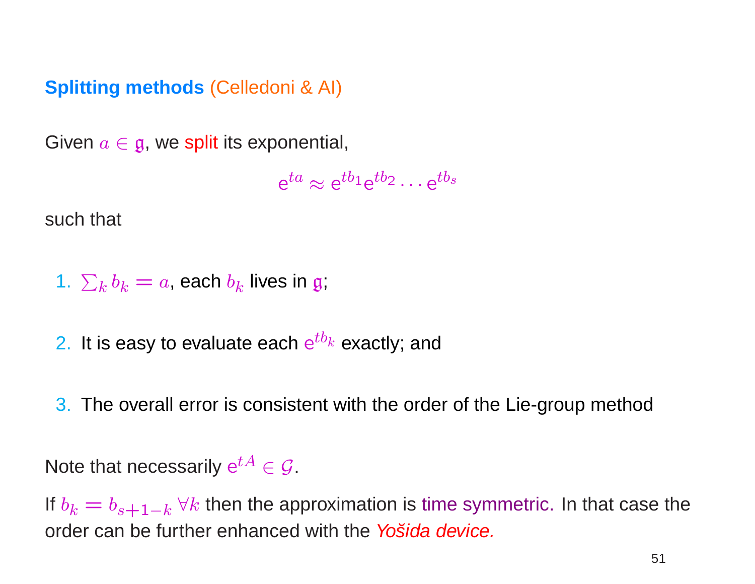**Splitting methods** (Celledoni & AI)

Given $a \in \mathfrak{g}$, we split its exponential,

$$\mathrm{e}^{ta} \approx \mathrm{e}^{tb_1}\mathrm{e}^{tb_2}\cdots\mathrm{e}^{tb_s}$$

such that

1. $\sum_k b_k = a$, each $b_k$ lives in $\mathfrak{g}$;
2. It is easy to evaluate each $\mathrm{e}^{tb_k}$ exactly; and
3. The overall error is consistent with the order of the Lie-group method

Note that necessarily $\mathrm{e}^{tA} \in \mathcal{G}$.

If $b_k = b_{s+1-k}\ \forall k$ then the approximation is time symmetric. In that case the order can be further enhanced with the *Yošida device.*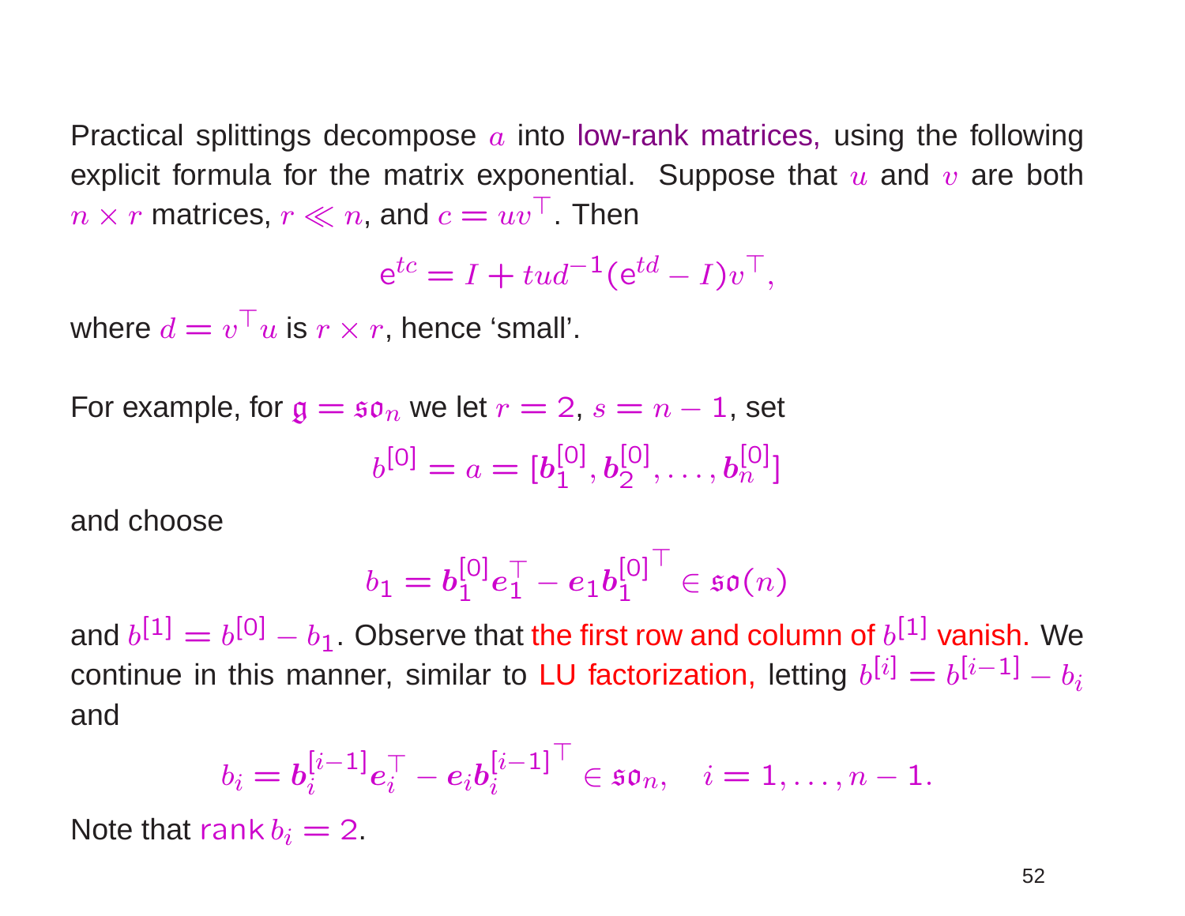Practical splittings decompose $a$ into low-rank matrices, using the following explicit formula for the matrix exponential. Suppose that $u$ and $v$ are both $n \times r$ matrices, $r \ll n$, and $c = uv^\top$. Then

$$\mathrm{e}^{tc} = I + tud^{-1}(\mathrm{e}^{td} - I)v^\top,$$

where $d = v^\top u$ is $r \times r$, hence 'small'.

For example, for $\mathfrak{g} = \mathfrak{so}_n$ we let $r = 2$, $s = n - 1$, set

$$b^{[0]} = a = [\boldsymbol{b}_1^{[0]}, \boldsymbol{b}_2^{[0]}, \ldots, \boldsymbol{b}_n^{[0]}]$$

and choose

$$b_1 = \boldsymbol{b}_1^{[0]} \boldsymbol{e}_1^\top - \boldsymbol{e}_1 \boldsymbol{b}_1^{[0]^\top} \in \mathfrak{so}(n)$$

and $b^{[1]} = b^{[0]} - b_1$. Observe that the first row and column of $b^{[1]}$ vanish. We continue in this manner, similar to LU factorization, letting $b^{[i]} = b^{[i-1]} - b_i$ and

$$b_i = \boldsymbol{b}_i^{[i-1]} \boldsymbol{e}_i^\top - \boldsymbol{e}_i \boldsymbol{b}_i^{[i-1]^\top} \in \mathfrak{so}_n, \quad i = 1, \ldots, n-1.$$

Note that $\operatorname{rank} b_i = 2$.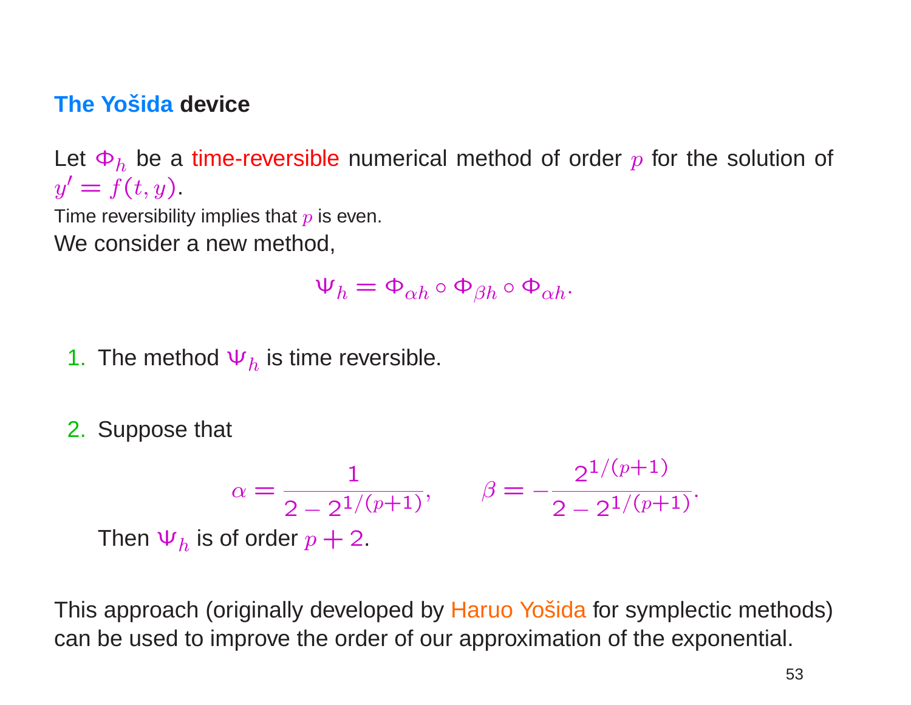## The Yošida device

Let $\Phi_h$ be a time-reversible numerical method of order $p$ for the solution of $y' = f(t, y)$.

Time reversibility implies that $p$ is even.

We consider a new method,

$$\Psi_h = \Phi_{\alpha h} \circ \Phi_{\beta h} \circ \Phi_{\alpha h}.$$

1. The method $\Psi_h$ is time reversible.

2. Suppose that

$$\alpha = \frac{1}{2 - 2^{1/(p+1)}}, \qquad \beta = -\frac{2^{1/(p+1)}}{2 - 2^{1/(p+1)}}.$$

   Then $\Psi_h$ is of order $p + 2$.

This approach (originally developed by Haruo Yošida for symplectic methods) can be used to improve the order of our approximation of the exponential.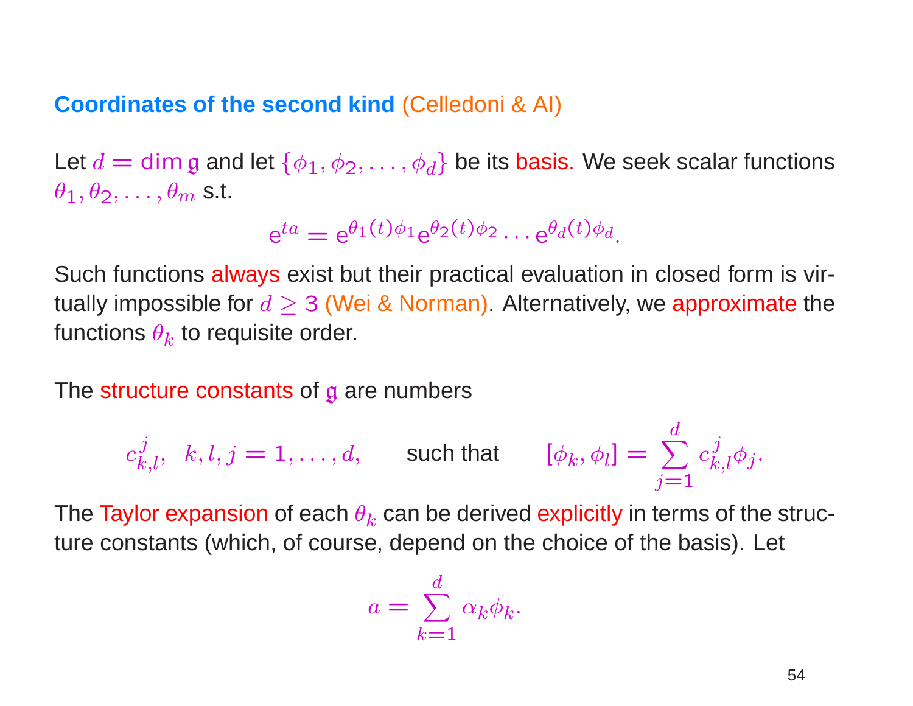**Coordinates of the second kind** (Celledoni & AI)

Let $d = \dim \mathfrak{g}$ and let $\{\phi_1, \phi_2, \ldots, \phi_d\}$ be its basis. We seek scalar functions $\theta_1, \theta_2, \ldots, \theta_m$ s.t.

$$\mathrm{e}^{ta} = \mathrm{e}^{\theta_1(t)\phi_1} \mathrm{e}^{\theta_2(t)\phi_2} \cdots \mathrm{e}^{\theta_d(t)\phi_d}.$$

Such functions always exist but their practical evaluation in closed form is virtually impossible for $d \geq 3$ (Wei & Norman). Alternatively, we approximate the functions $\theta_k$ to requisite order.

The structure constants of $\mathfrak{g}$ are numbers

$$c_{k,l}^{j}, \quad k, l, j = 1, \ldots, d, \qquad \text{such that} \qquad [\phi_k, \phi_l] = \sum_{j=1}^{d} c_{k,l}^{j} \phi_j.$$

The Taylor expansion of each $\theta_k$ can be derived explicitly in terms of the structure constants (which, of course, depend on the choice of the basis). Let

$$a = \sum_{k=1}^{d} \alpha_k \phi_k.$$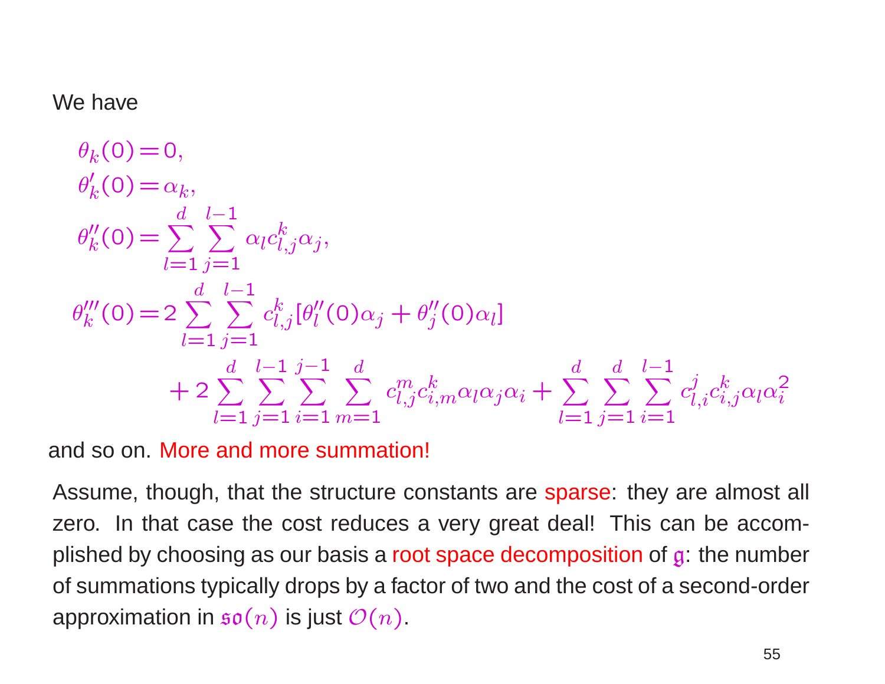We have

$$
\begin{aligned}
\theta_k(0) &= 0, \\
\theta_k'(0) &= \alpha_k, \\
\theta_k''(0) &= \sum_{l=1}^{d} \sum_{j=1}^{l-1} \alpha_l c_{l,j}^k \alpha_j, \\
\theta_k'''(0) &= 2 \sum_{l=1}^{d} \sum_{j=1}^{l-1} c_{l,j}^k [\theta_l''(0)\alpha_j + \theta_j''(0)\alpha_l] \\
&\quad + 2 \sum_{l=1}^{d} \sum_{j=1}^{l-1} \sum_{i=1}^{j-1} \sum_{m=1}^{d} c_{l,j}^m c_{i,m}^k \alpha_l \alpha_j \alpha_i + \sum_{l=1}^{d} \sum_{j=1}^{d} \sum_{i=1}^{l-1} c_{l,i}^j c_{i,j}^k \alpha_l \alpha_i^2
\end{aligned}
$$

and so on. More and more summation!

Assume, though, that the structure constants are sparse: they are almost all zero. In that case the cost reduces a very great deal! This can be accomplished by choosing as our basis a root space decomposition of $\mathfrak{g}$: the number of summations typically drops by a factor of two and the cost of a second-order approximation in $\mathfrak{so}(n)$ is just $\mathcal{O}(n)$.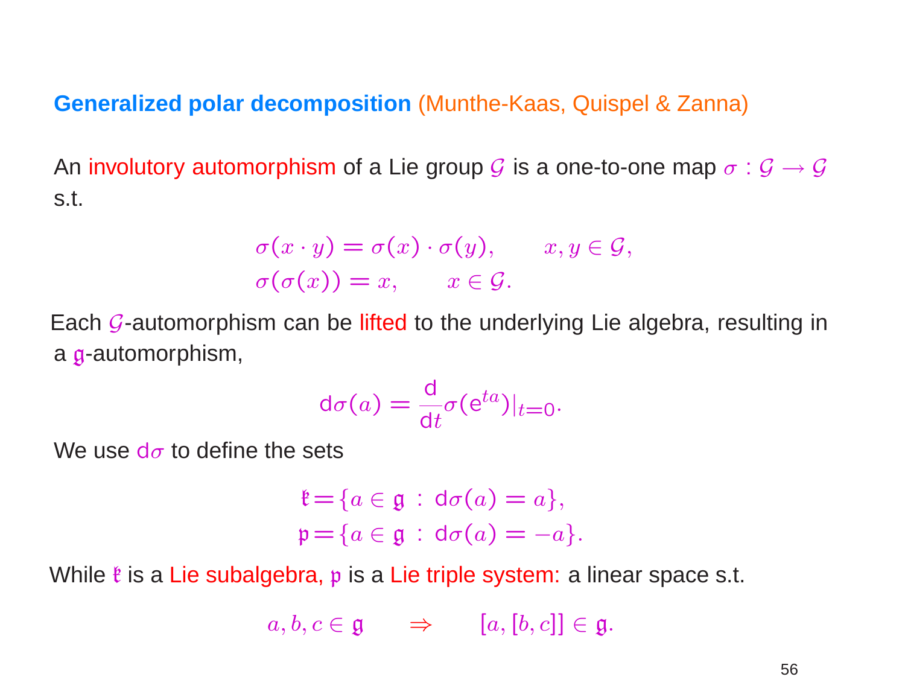**Generalized polar decomposition** (Munthe-Kaas, Quispel & Zanna)

An involutory automorphism of a Lie group $\mathcal{G}$ is a one-to-one map $\sigma : \mathcal{G} \to \mathcal{G}$ s.t.

$$\sigma(x \cdot y) = \sigma(x) \cdot \sigma(y), \qquad x, y \in \mathcal{G},$$
$$\sigma(\sigma(x)) = x, \qquad x \in \mathcal{G}.$$

Each $\mathcal{G}$-automorphism can be lifted to the underlying Lie algebra, resulting in a $\mathfrak{g}$-automorphism,

$$\mathrm{d}\sigma(a) = \frac{\mathrm{d}}{\mathrm{d}t}\sigma(\mathrm{e}^{ta})|_{t=0}.$$

We use $\mathrm{d}\sigma$ to define the sets

$$\mathfrak{k} = \{a \in \mathfrak{g} \,:\, \mathrm{d}\sigma(a) = a\},$$
$$\mathfrak{p} = \{a \in \mathfrak{g} \,:\, \mathrm{d}\sigma(a) = -a\}.$$

While $\mathfrak{k}$ is a Lie subalgebra, $\mathfrak{p}$ is a Lie triple system: a linear space s.t.

$$a, b, c \in \mathfrak{g} \qquad \Rightarrow \qquad [a, [b, c]] \in \mathfrak{g}.$$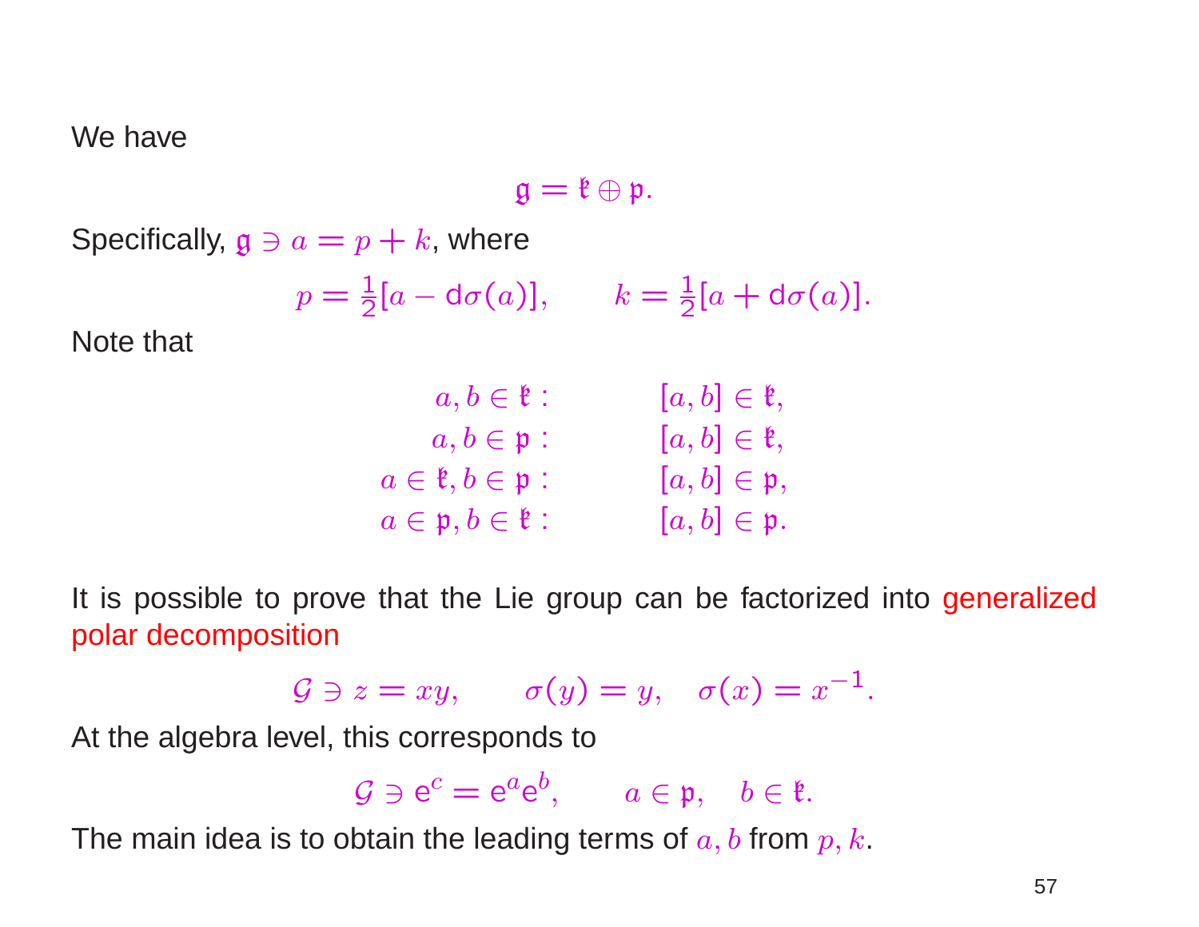We have

$$\mathfrak{g} = \mathfrak{k} \oplus \mathfrak{p}.$$

Specifically, $\mathfrak{g} \ni a = p + k$, where

$$p = \frac{1}{2}[a - \mathrm{d}\sigma(a)], \qquad k = \frac{1}{2}[a + \mathrm{d}\sigma(a)].$$

Note that

$$\begin{aligned}
a, b \in \mathfrak{k} : & \qquad [a, b] \in \mathfrak{k}, \\
a, b \in \mathfrak{p} : & \qquad [a, b] \in \mathfrak{k}, \\
a \in \mathfrak{k}, b \in \mathfrak{p} : & \qquad [a, b] \in \mathfrak{p}, \\
a \in \mathfrak{p}, b \in \mathfrak{k} : & \qquad [a, b] \in \mathfrak{p}.
\end{aligned}$$

It is possible to prove that the Lie group can be factorized into generalized polar decomposition

$$\mathcal{G} \ni z = xy, \qquad \sigma(y) = y, \quad \sigma(x) = x^{-1}.$$

At the algebra level, this corresponds to

$$\mathcal{G} \ni \mathrm{e}^c = \mathrm{e}^a \mathrm{e}^b, \qquad a \in \mathfrak{p}, \quad b \in \mathfrak{k}.$$

The main idea is to obtain the leading terms of $a, b$ from $p, k$.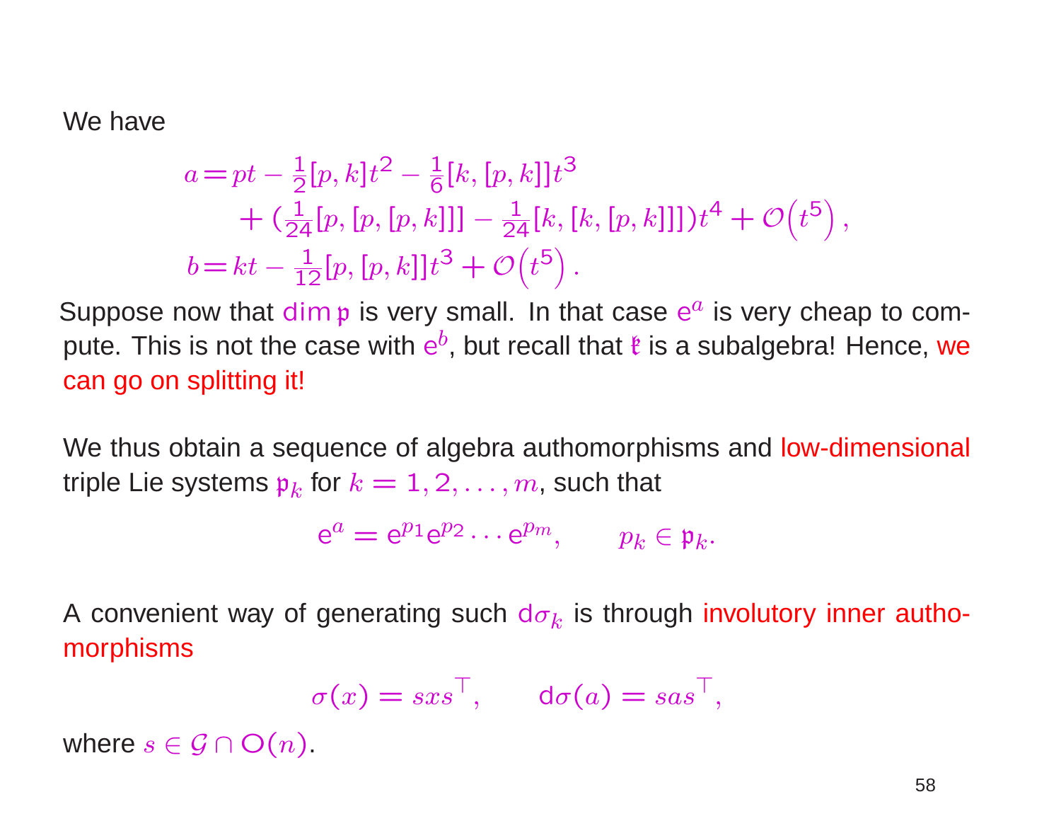We have

$$
\begin{aligned}
a = & \, pt - \tfrac{1}{2}[p,k]t^2 - \tfrac{1}{6}[k,[p,k]]t^3 \\
& + (\tfrac{1}{24}[p,[p,[p,k]]] - \tfrac{1}{24}[k,[k,[p,k]]])t^4 + \mathcal{O}\left(t^5\right), \\
b = & \, kt - \tfrac{1}{12}[p,[p,k]]t^3 + \mathcal{O}\left(t^5\right).
\end{aligned}
$$

Suppose now that $\dim \mathfrak{p}$ is very small. In that case $e^a$ is very cheap to compute. This is not the case with $e^b$, but recall that $\mathfrak{k}$ is a subalgebra! Hence, we can go on splitting it!

We thus obtain a sequence of algebra authomorphisms and low-dimensional triple Lie systems $\mathfrak{p}_k$ for $k = 1, 2, \ldots, m$, such that

$$
e^a = e^{p_1} e^{p_2} \cdots e^{p_m}, \qquad p_k \in \mathfrak{p}_k.
$$

A convenient way of generating such $d\sigma_k$ is through involutory inner authomorphisms

$$
\sigma(x) = sxs^\top, \qquad d\sigma(a) = sas^\top,
$$

where $s \in \mathcal{G} \cap \mathrm{O}(n)$.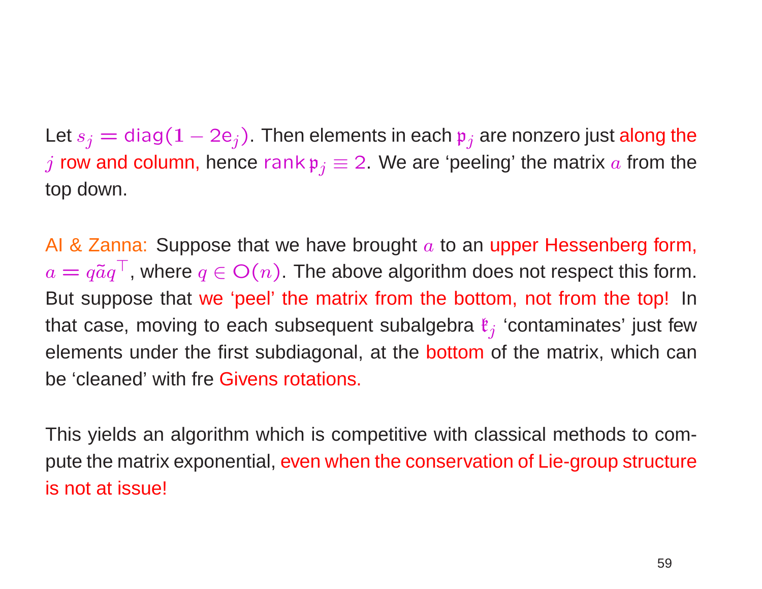Let $s_j = \mathrm{diag}(\mathbf{1} - 2\mathrm{e}_j)$. Then elements in each $\mathfrak{p}_j$ are nonzero just along the $j$ row and column, hence $\mathrm{rank}\,\mathfrak{p}_j \equiv 2$. We are 'peeling' the matrix $a$ from the top down.

Al & Zanna: Suppose that we have brought $a$ to an upper Hessenberg form, $a = q\tilde{a}q^\top$, where $q \in \mathrm{O}(n)$. The above algorithm does not respect this form. But suppose that we 'peel' the matrix from the bottom, not from the top! In that case, moving to each subsequent subalgebra $\mathfrak{k}_j$ 'contaminates' just few elements under the first subdiagonal, at the bottom of the matrix, which can be 'cleaned' with fre Givens rotations.

This yields an algorithm which is competitive with classical methods to compute the matrix exponential, even when the conservation of Lie-group structure is not at issue!